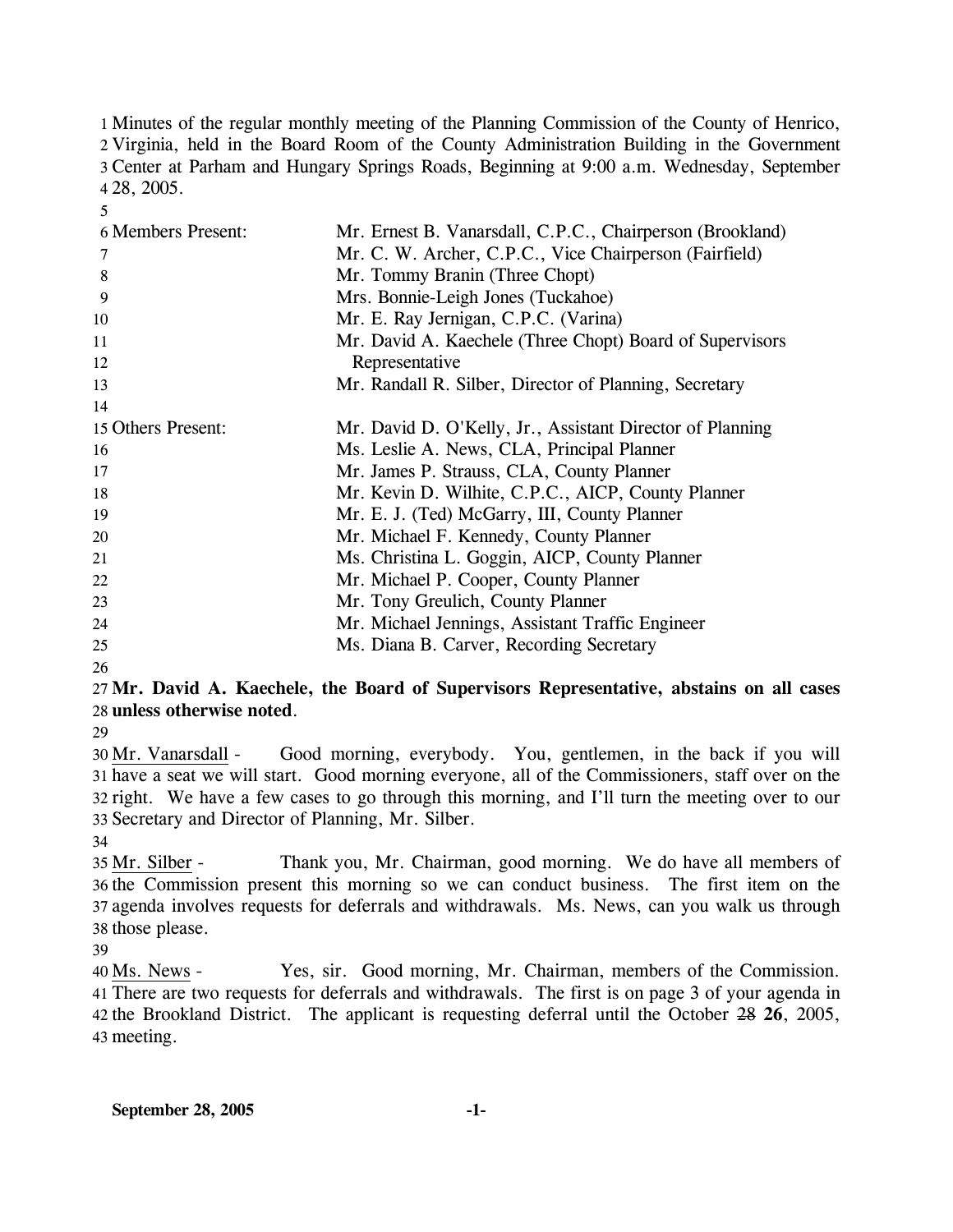Minutes of the regular monthly meeting of the Planning Commission of the County of Henrico, Virginia, held in the Board Room of the County Administration Building in the Government Center at Parham and Hungary Springs Roads, Beginning at 9:00 a.m. Wednesday, September 28, 2005.

Members Present:

- Mr. Ernest B. Vanarsdall, C.P.C., Chairperson (Brookland)
- Mr. C. W. Archer, C.P.C., Vice Chairperson (Fairfield)
- Mr. Tommy Branin (Three Chopt)
- Mrs. Bonnie-Leigh Jones (Tuckahoe)
- Mr. E. Ray Jernigan, C.P.C. (Varina)
- Mr. David A. Kaechele (Three Chopt) Board of Supervisors Representative
- Mr. Randall R. Silber, Director of Planning, Secretary

Others Present:

- Mr. David D. O'Kelly, Jr., Assistant Director of Planning
- Ms. Leslie A. News, CLA, Principal Planner
- Mr. James P. Strauss, CLA, County Planner
- Mr. Kevin D. Wilhite, C.P.C., AICP, County Planner
- Mr. E. J. (Ted) McGarry, III, County Planner
- Mr. Michael F. Kennedy, County Planner
- Ms. Christina L. Goggin, AICP, County Planner
- Mr. Michael P. Cooper, County Planner
- Mr. Tony Greulich, County Planner
- Mr. Michael Jennings, Assistant Traffic Engineer
- Ms. Diana B. Carver, Recording Secretary

**Mr. David A. Kaechele, the Board of Supervisors Representative, abstains on all cases unless otherwise noted**.

Mr. Vanarsdall - Good morning, everybody. You, gentlemen, in the back if you will have a seat we will start. Good morning everyone, all of the Commissioners, staff over on the right. We have a few cases to go through this morning, and I'll turn the meeting over to our Secretary and Director of Planning, Mr. Silber.

Mr. Silber - Thank you, Mr. Chairman, good morning. We do have all members of the Commission present this morning so we can conduct business. The first item on the agenda involves requests for deferrals and withdrawals. Ms. News, can you walk us through those please.

Ms. News - Yes, sir. Good morning, Mr. Chairman, members of the Commission. There are two requests for deferrals and withdrawals. The first is on page 3 of your agenda in the Brookland District. The applicant is requesting deferral until the October ~~28~~ **26**, 2005, meeting.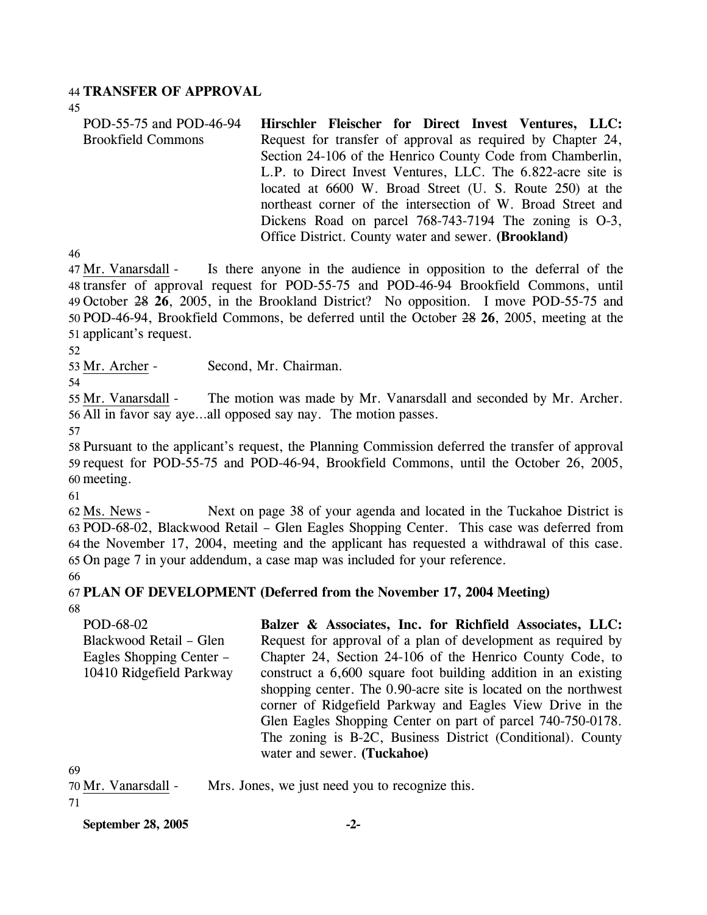**TRANSFER OF APPROVAL**

| | |
|---|---|
| POD-55-75 and POD-46-94 Brookfield Commons | **Hirschler Fleischer for Direct Invest Ventures, LLC:** Request for transfer of approval as required by Chapter 24, Section 24-106 of the Henrico County Code from Chamberlin, L.P. to Direct Invest Ventures, LLC. The 6.822-acre site is located at 6600 W. Broad Street (U. S. Route 250) at the northeast corner of the intersection of W. Broad Street and Dickens Road on parcel 768-743-7194 The zoning is O-3, Office District. County water and sewer. **(Brookland)** |

Mr. Vanarsdall - Is there anyone in the audience in opposition to the deferral of the transfer of approval request for POD-55-75 and POD-46-94 Brookfield Commons, until October ~~28~~ **26**, 2005, in the Brookland District? No opposition. I move POD-55-75 and POD-46-94, Brookfield Commons, be deferred until the October ~~28~~ **26**, 2005, meeting at the applicant's request.

Mr. Archer - Second, Mr. Chairman.

Mr. Vanarsdall - The motion was made by Mr. Vanarsdall and seconded by Mr. Archer. All in favor say aye…all opposed say nay. The motion passes.

Pursuant to the applicant's request, the Planning Commission deferred the transfer of approval request for POD-55-75 and POD-46-94, Brookfield Commons, until the October 26, 2005, meeting.

Ms. News - Next on page 38 of your agenda and located in the Tuckahoe District is POD-68-02, Blackwood Retail – Glen Eagles Shopping Center. This case was deferred from the November 17, 2004, meeting and the applicant has requested a withdrawal of this case. On page 7 in your addendum, a case map was included for your reference.

**PLAN OF DEVELOPMENT (Deferred from the November 17, 2004 Meeting)**

| | |
|---|---|
| POD-68-02 Blackwood Retail – Glen Eagles Shopping Center – 10410 Ridgefield Parkway | **Balzer & Associates, Inc. for Richfield Associates, LLC:** Request for approval of a plan of development as required by Chapter 24, Section 24-106 of the Henrico County Code, to construct a 6,600 square foot building addition in an existing shopping center. The 0.90-acre site is located on the northwest corner of Ridgefield Parkway and Eagles View Drive in the Glen Eagles Shopping Center on part of parcel 740-750-0178. The zoning is B-2C, Business District (Conditional). County water and sewer. **(Tuckahoe)** |

Mr. Vanarsdall - Mrs. Jones, we just need you to recognize this.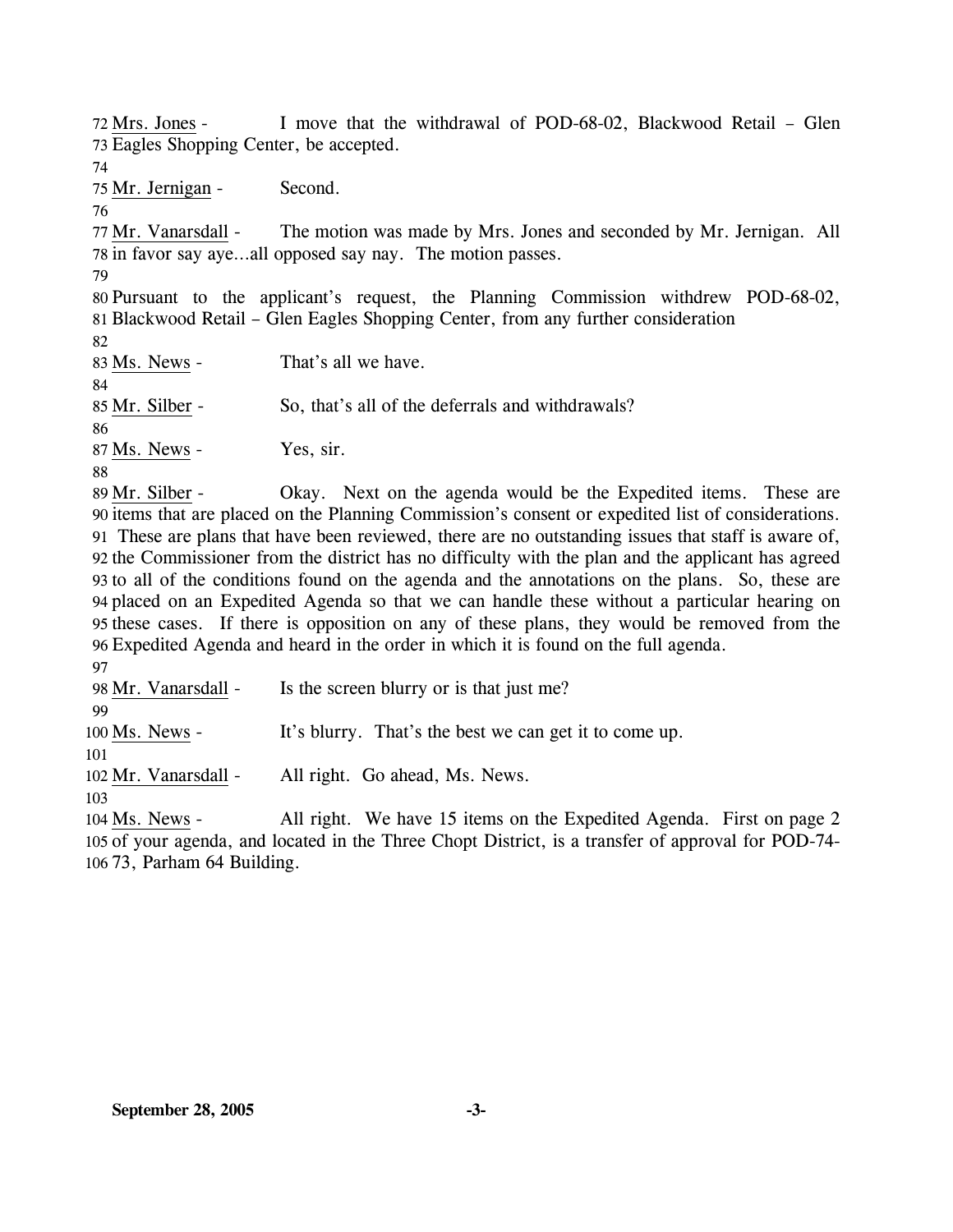Mrs. Jones - I move that the withdrawal of POD-68-02, Blackwood Retail – Glen Eagles Shopping Center, be accepted.

Mr. Jernigan - Second.

Mr. Vanarsdall - The motion was made by Mrs. Jones and seconded by Mr. Jernigan. All in favor say aye…all opposed say nay. The motion passes.

Pursuant to the applicant's request, the Planning Commission withdrew POD-68-02, Blackwood Retail – Glen Eagles Shopping Center, from any further consideration

Ms. News - That's all we have.

Mr. Silber - So, that's all of the deferrals and withdrawals?

Ms. News - Yes, sir.

Mr. Silber - Okay. Next on the agenda would be the Expedited items. These are items that are placed on the Planning Commission's consent or expedited list of considerations. These are plans that have been reviewed, there are no outstanding issues that staff is aware of, the Commissioner from the district has no difficulty with the plan and the applicant has agreed to all of the conditions found on the agenda and the annotations on the plans. So, these are placed on an Expedited Agenda so that we can handle these without a particular hearing on these cases. If there is opposition on any of these plans, they would be removed from the Expedited Agenda and heard in the order in which it is found on the full agenda.

Mr. Vanarsdall - Is the screen blurry or is that just me?

Ms. News - It's blurry. That's the best we can get it to come up.

Mr. Vanarsdall - All right. Go ahead, Ms. News.

Ms. News - All right. We have 15 items on the Expedited Agenda. First on page 2 of your agenda, and located in the Three Chopt District, is a transfer of approval for POD-74-73, Parham 64 Building.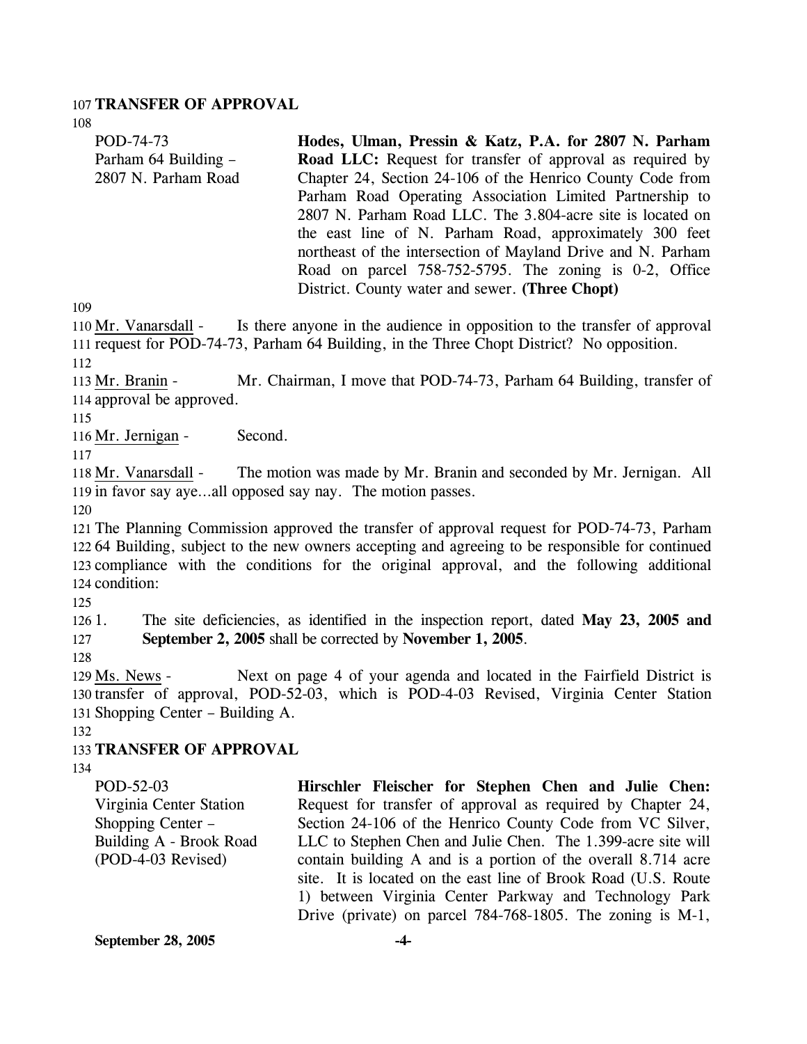**TRANSFER OF APPROVAL**

| | |
|---|---|
| POD-74-73<br>Parham 64 Building –<br>2807 N. Parham Road | **Hodes, Ulman, Pressin & Katz, P.A. for 2807 N. Parham Road LLC:** Request for transfer of approval as required by Chapter 24, Section 24-106 of the Henrico County Code from Parham Road Operating Association Limited Partnership to 2807 N. Parham Road LLC. The 3.804-acre site is located on the east line of N. Parham Road, approximately 300 feet northeast of the intersection of Mayland Drive and N. Parham Road on parcel 758-752-5795. The zoning is 0-2, Office District. County water and sewer. **(Three Chopt)** |

Mr. Vanarsdall - Is there anyone in the audience in opposition to the transfer of approval request for POD-74-73, Parham 64 Building, in the Three Chopt District? No opposition.

Mr. Branin - Mr. Chairman, I move that POD-74-73, Parham 64 Building, transfer of approval be approved.

Mr. Jernigan - Second.

Mr. Vanarsdall - The motion was made by Mr. Branin and seconded by Mr. Jernigan. All in favor say aye…all opposed say nay. The motion passes.

The Planning Commission approved the transfer of approval request for POD-74-73, Parham 64 Building, subject to the new owners accepting and agreeing to be responsible for continued compliance with the conditions for the original approval, and the following additional condition:

1. The site deficiencies, as identified in the inspection report, dated **May 23, 2005 and September 2, 2005** shall be corrected by **November 1, 2005**.

Ms. News - Next on page 4 of your agenda and located in the Fairfield District is transfer of approval, POD-52-03, which is POD-4-03 Revised, Virginia Center Station Shopping Center – Building A.

**TRANSFER OF APPROVAL**

| | |
|---|---|
| POD-52-03<br>Virginia Center Station Shopping Center –<br>Building A - Brook Road<br>(POD-4-03 Revised) | **Hirschler Fleischer for Stephen Chen and Julie Chen:** Request for transfer of approval as required by Chapter 24, Section 24-106 of the Henrico County Code from VC Silver, LLC to Stephen Chen and Julie Chen. The 1.399-acre site will contain building A and is a portion of the overall 8.714 acre site. It is located on the east line of Brook Road (U.S. Route 1) between Virginia Center Parkway and Technology Park Drive (private) on parcel 784-768-1805. The zoning is M-1, |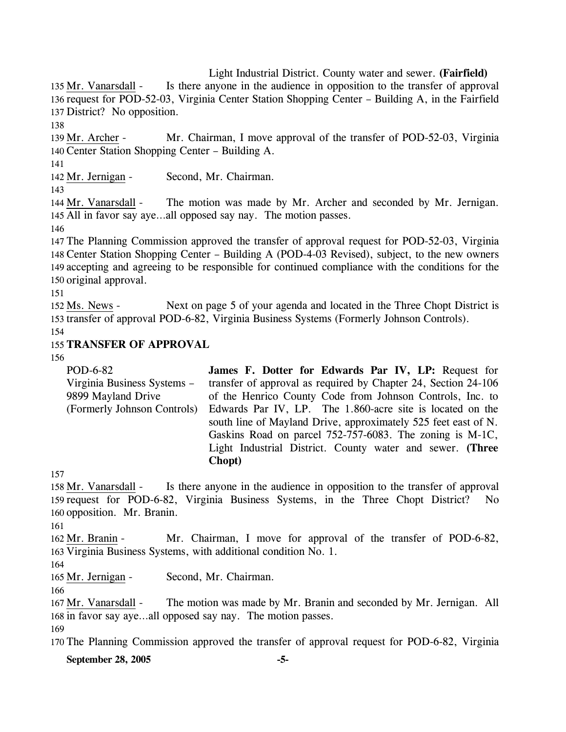Light Industrial District. County water and sewer. **(Fairfield)**

135 Mr. Vanarsdall - Is there anyone in the audience in opposition to the transfer of approval
136 request for POD-52-03, Virginia Center Station Shopping Center – Building A, in the Fairfield
137 District? No opposition.

138

139 Mr. Archer - Mr. Chairman, I move approval of the transfer of POD-52-03, Virginia
140 Center Station Shopping Center – Building A.

141

142 Mr. Jernigan - Second, Mr. Chairman.

143

144 Mr. Vanarsdall - The motion was made by Mr. Archer and seconded by Mr. Jernigan.
145 All in favor say aye…all opposed say nay. The motion passes.

146

147 The Planning Commission approved the transfer of approval request for POD-52-03, Virginia
148 Center Station Shopping Center – Building A (POD-4-03 Revised), subject, to the new owners
149 accepting and agreeing to be responsible for continued compliance with the conditions for the
150 original approval.

151

152 Ms. News - Next on page 5 of your agenda and located in the Three Chopt District is
153 transfer of approval POD-6-82, Virginia Business Systems (Formerly Johnson Controls).

154

155 **TRANSFER OF APPROVAL**

156

| | |
|---|---|
| POD-6-82<br>Virginia Business Systems – 9899 Mayland Drive<br>(Formerly Johnson Controls) | **James F. Dotter for Edwards Par IV, LP:** Request for transfer of approval as required by Chapter 24, Section 24-106 of the Henrico County Code from Johnson Controls, Inc. to Edwards Par IV, LP. The 1.860-acre site is located on the south line of Mayland Drive, approximately 525 feet east of N. Gaskins Road on parcel 752-757-6083. The zoning is M-1C, Light Industrial District. County water and sewer. **(Three Chopt)** |

157

158 Mr. Vanarsdall - Is there anyone in the audience in opposition to the transfer of approval
159 request for POD-6-82, Virginia Business Systems, in the Three Chopt District? No
160 opposition. Mr. Branin.

161

162 Mr. Branin - Mr. Chairman, I move for approval of the transfer of POD-6-82,
163 Virginia Business Systems, with additional condition No. 1.

164

165 Mr. Jernigan - Second, Mr. Chairman.

166

167 Mr. Vanarsdall - The motion was made by Mr. Branin and seconded by Mr. Jernigan. All
168 in favor say aye…all opposed say nay. The motion passes.

169

170 The Planning Commission approved the transfer of approval request for POD-6-82, Virginia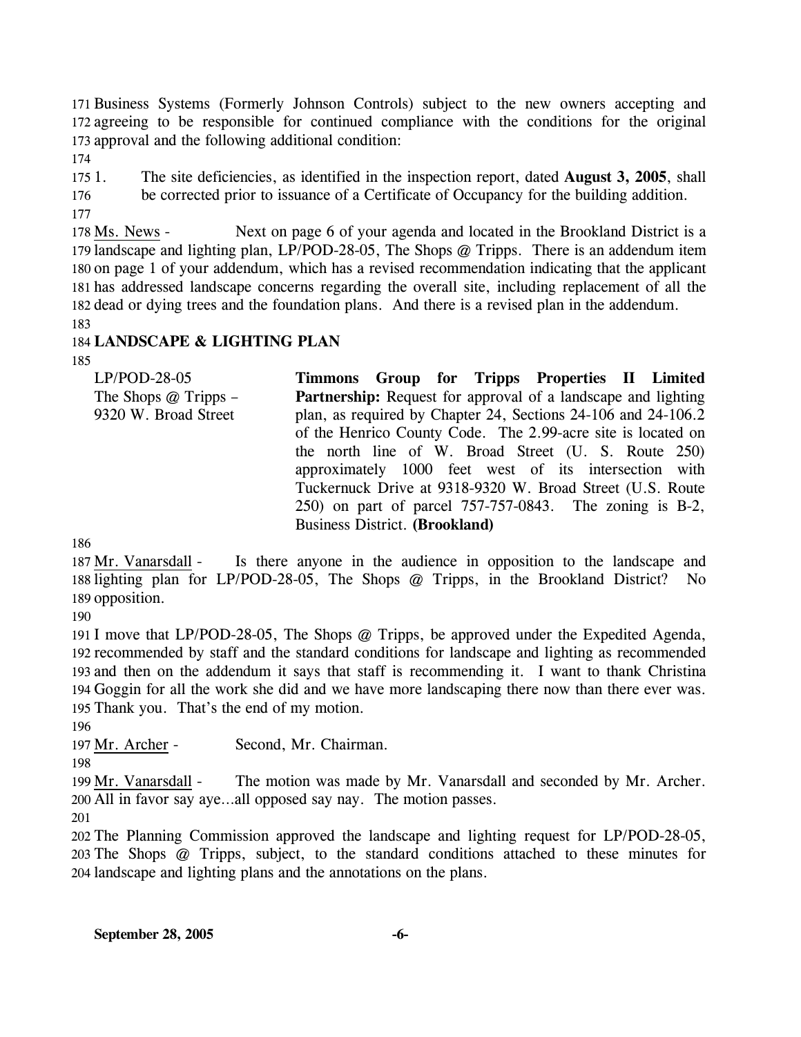Business Systems (Formerly Johnson Controls) subject to the new owners accepting and agreeing to be responsible for continued compliance with the conditions for the original approval and the following additional condition:

1. The site deficiencies, as identified in the inspection report, dated **August 3, 2005**, shall be corrected prior to issuance of a Certificate of Occupancy for the building addition.

Ms. News - Next on page 6 of your agenda and located in the Brookland District is a landscape and lighting plan, LP/POD-28-05, The Shops @ Tripps. There is an addendum item on page 1 of your addendum, which has a revised recommendation indicating that the applicant has addressed landscape concerns regarding the overall site, including replacement of all the dead or dying trees and the foundation plans. And there is a revised plan in the addendum.

## LANDSCAPE & LIGHTING PLAN

| | |
|---|---|
| LP/POD-28-05<br>The Shops @ Tripps – 9320 W. Broad Street | **Timmons Group for Tripps Properties II Limited Partnership:** Request for approval of a landscape and lighting plan, as required by Chapter 24, Sections 24-106 and 24-106.2 of the Henrico County Code. The 2.99-acre site is located on the north line of W. Broad Street (U. S. Route 250) approximately 1000 feet west of its intersection with Tuckernuck Drive at 9318-9320 W. Broad Street (U.S. Route 250) on part of parcel 757-757-0843. The zoning is B-2, Business District. **(Brookland)** |

Mr. Vanarsdall - Is there anyone in the audience in opposition to the landscape and lighting plan for LP/POD-28-05, The Shops @ Tripps, in the Brookland District? No opposition.

I move that LP/POD-28-05, The Shops @ Tripps, be approved under the Expedited Agenda, recommended by staff and the standard conditions for landscape and lighting as recommended and then on the addendum it says that staff is recommending it. I want to thank Christina Goggin for all the work she did and we have more landscaping there now than there ever was. Thank you. That's the end of my motion.

Mr. Archer - Second, Mr. Chairman.

Mr. Vanarsdall - The motion was made by Mr. Vanarsdall and seconded by Mr. Archer. All in favor say aye…all opposed say nay. The motion passes.

The Planning Commission approved the landscape and lighting request for LP/POD-28-05, The Shops @ Tripps, subject, to the standard conditions attached to these minutes for landscape and lighting plans and the annotations on the plans.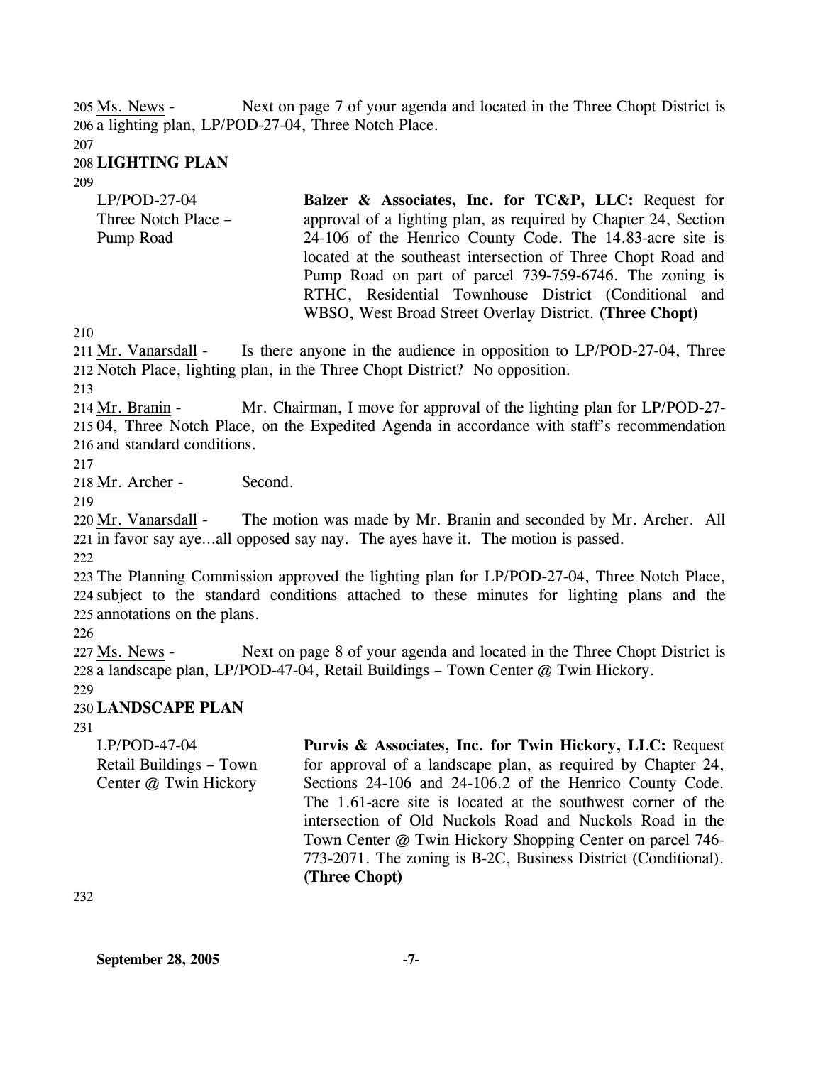Ms. News - Next on page 7 of your agenda and located in the Three Chopt District is a lighting plan, LP/POD-27-04, Three Notch Place.

## LIGHTING PLAN

LP/POD-27-04
Three Notch Place – Pump Road

**Balzer & Associates, Inc. for TC&P, LLC:** Request for approval of a lighting plan, as required by Chapter 24, Section 24-106 of the Henrico County Code. The 14.83-acre site is located at the southeast intersection of Three Chopt Road and Pump Road on part of parcel 739-759-6746. The zoning is RTHC, Residential Townhouse District (Conditional and WBSO, West Broad Street Overlay District. **(Three Chopt)**

Mr. Vanarsdall - Is there anyone in the audience in opposition to LP/POD-27-04, Three Notch Place, lighting plan, in the Three Chopt District? No opposition.

Mr. Branin - Mr. Chairman, I move for approval of the lighting plan for LP/POD-27-04, Three Notch Place, on the Expedited Agenda in accordance with staff's recommendation and standard conditions.

Mr. Archer - Second.

Mr. Vanarsdall - The motion was made by Mr. Branin and seconded by Mr. Archer. All in favor say aye…all opposed say nay. The ayes have it. The motion is passed.

The Planning Commission approved the lighting plan for LP/POD-27-04, Three Notch Place, subject to the standard conditions attached to these minutes for lighting plans and the annotations on the plans.

Ms. News - Next on page 8 of your agenda and located in the Three Chopt District is a landscape plan, LP/POD-47-04, Retail Buildings – Town Center @ Twin Hickory.

## LANDSCAPE PLAN

LP/POD-47-04
Retail Buildings – Town Center @ Twin Hickory

**Purvis & Associates, Inc. for Twin Hickory, LLC:** Request for approval of a landscape plan, as required by Chapter 24, Sections 24-106 and 24-106.2 of the Henrico County Code. The 1.61-acre site is located at the southwest corner of the intersection of Old Nuckols Road and Nuckols Road in the Town Center @ Twin Hickory Shopping Center on parcel 746-773-2071. The zoning is B-2C, Business District (Conditional). **(Three Chopt)**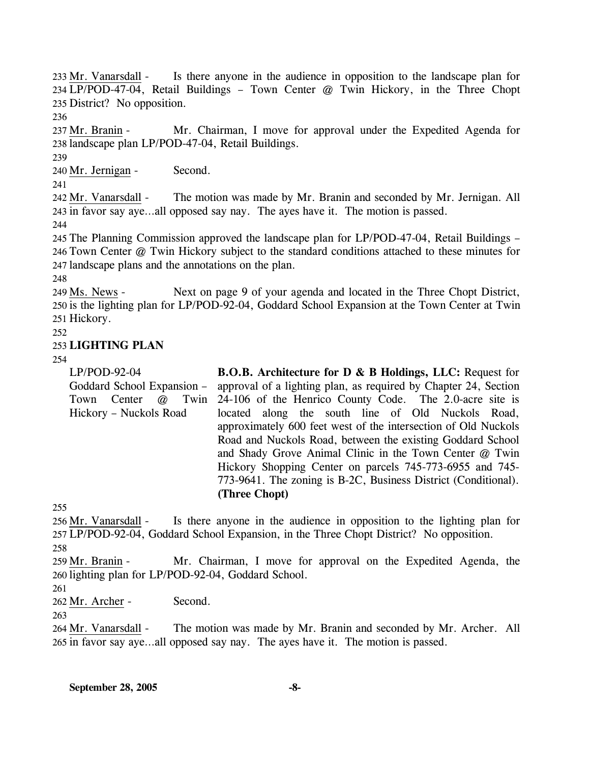Mr. Vanarsdall - Is there anyone in the audience in opposition to the landscape plan for LP/POD-47-04, Retail Buildings – Town Center @ Twin Hickory, in the Three Chopt District? No opposition.

Mr. Branin - Mr. Chairman, I move for approval under the Expedited Agenda for landscape plan LP/POD-47-04, Retail Buildings.

Mr. Jernigan - Second.

Mr. Vanarsdall - The motion was made by Mr. Branin and seconded by Mr. Jernigan. All in favor say aye…all opposed say nay. The ayes have it. The motion is passed.

The Planning Commission approved the landscape plan for LP/POD-47-04, Retail Buildings – Town Center @ Twin Hickory subject to the standard conditions attached to these minutes for landscape plans and the annotations on the plan.

Ms. News - Next on page 9 of your agenda and located in the Three Chopt District, is the lighting plan for LP/POD-92-04, Goddard School Expansion at the Town Center at Twin Hickory.

**LIGHTING PLAN**

| | |
|---|---|
| LP/POD-92-04 Goddard School Expansion – Town Center @ Twin Hickory – Nuckols Road | **B.O.B. Architecture for D & B Holdings, LLC:** Request for approval of a lighting plan, as required by Chapter 24, Section 24-106 of the Henrico County Code. The 2.0-acre site is located along the south line of Old Nuckols Road, approximately 600 feet west of the intersection of Old Nuckols Road and Nuckols Road, between the existing Goddard School and Shady Grove Animal Clinic in the Town Center @ Twin Hickory Shopping Center on parcels 745-773-6955 and 745-773-9641. The zoning is B-2C, Business District (Conditional). **(Three Chopt)** |

Mr. Vanarsdall - Is there anyone in the audience in opposition to the lighting plan for LP/POD-92-04, Goddard School Expansion, in the Three Chopt District? No opposition.

Mr. Branin - Mr. Chairman, I move for approval on the Expedited Agenda, the lighting plan for LP/POD-92-04, Goddard School.

Mr. Archer - Second.

Mr. Vanarsdall - The motion was made by Mr. Branin and seconded by Mr. Archer. All in favor say aye…all opposed say nay. The ayes have it. The motion is passed.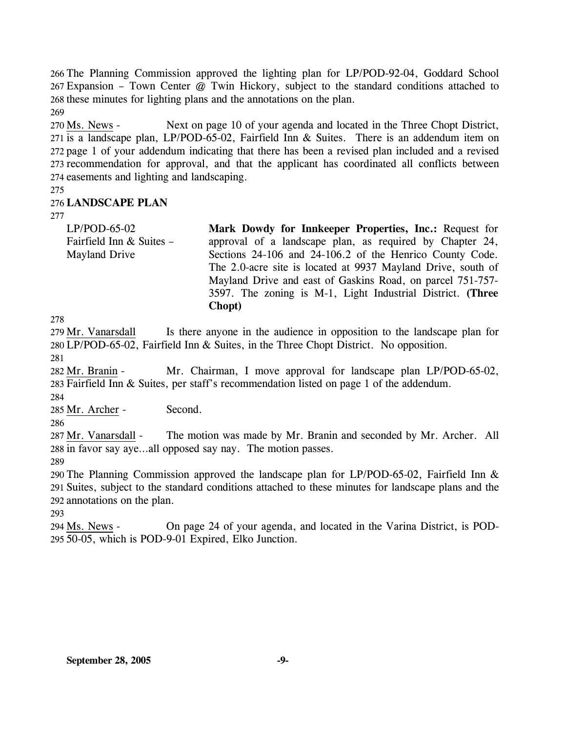The Planning Commission approved the lighting plan for LP/POD-92-04, Goddard School Expansion – Town Center @ Twin Hickory, subject to the standard conditions attached to these minutes for lighting plans and the annotations on the plan.

Ms. News - Next on page 10 of your agenda and located in the Three Chopt District, is a landscape plan, LP/POD-65-02, Fairfield Inn & Suites. There is an addendum item on page 1 of your addendum indicating that there has been a revised plan included and a revised recommendation for approval, and that the applicant has coordinated all conflicts between easements and lighting and landscaping.

**LANDSCAPE PLAN**

| | |
|---|---|
| LP/POD-65-02<br>Fairfield Inn & Suites – Mayland Drive | **Mark Dowdy for Innkeeper Properties, Inc.:** Request for approval of a landscape plan, as required by Chapter 24, Sections 24-106 and 24-106.2 of the Henrico County Code. The 2.0-acre site is located at 9937 Mayland Drive, south of Mayland Drive and east of Gaskins Road, on parcel 751-757-3597. The zoning is M-1, Light Industrial District. **(Three Chopt)** |

Mr. Vanarsdall Is there anyone in the audience in opposition to the landscape plan for LP/POD-65-02, Fairfield Inn & Suites, in the Three Chopt District. No opposition.

Mr. Branin - Mr. Chairman, I move approval for landscape plan LP/POD-65-02, Fairfield Inn & Suites, per staff's recommendation listed on page 1 of the addendum.

Mr. Archer - Second.

Mr. Vanarsdall - The motion was made by Mr. Branin and seconded by Mr. Archer. All in favor say aye…all opposed say nay. The motion passes.

The Planning Commission approved the landscape plan for LP/POD-65-02, Fairfield Inn & Suites, subject to the standard conditions attached to these minutes for landscape plans and the annotations on the plan.

Ms. News - On page 24 of your agenda, and located in the Varina District, is POD-50-05, which is POD-9-01 Expired, Elko Junction.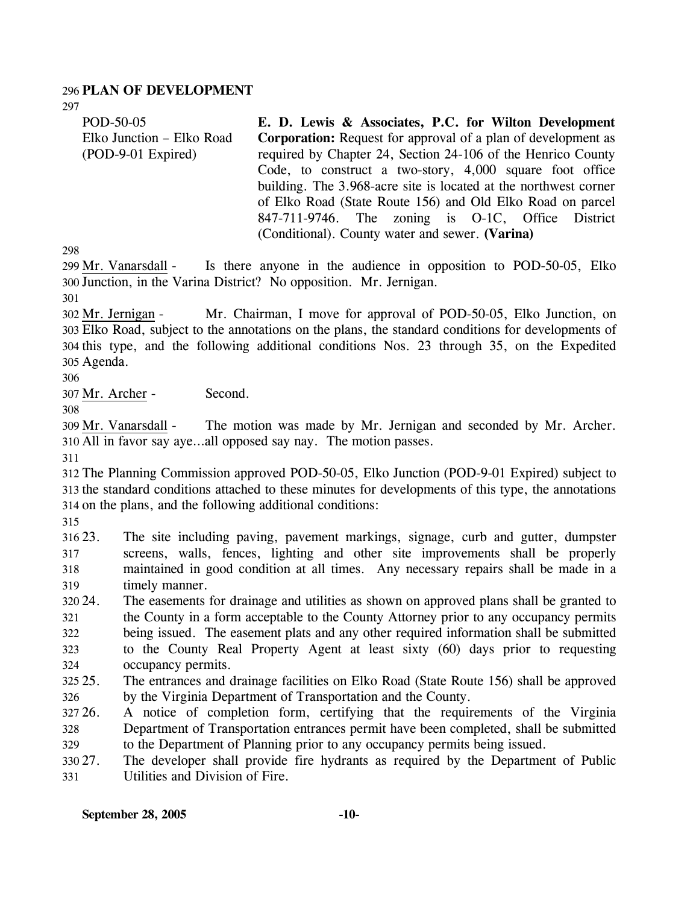## PLAN OF DEVELOPMENT

POD-50-05
Elko Junction – Elko Road
(POD-9-01 Expired)

**E. D. Lewis & Associates, P.C. for Wilton Development Corporation:** Request for approval of a plan of development as required by Chapter 24, Section 24-106 of the Henrico County Code, to construct a two-story, 4,000 square foot office building. The 3.968-acre site is located at the northwest corner of Elko Road (State Route 156) and Old Elko Road on parcel 847-711-9746. The zoning is O-1C, Office District (Conditional). County water and sewer. **(Varina)**

Mr. Vanarsdall - Is there anyone in the audience in opposition to POD-50-05, Elko Junction, in the Varina District? No opposition. Mr. Jernigan.

Mr. Jernigan - Mr. Chairman, I move for approval of POD-50-05, Elko Junction, on Elko Road, subject to the annotations on the plans, the standard conditions for developments of this type, and the following additional conditions Nos. 23 through 35, on the Expedited Agenda.

Mr. Archer - Second.

Mr. Vanarsdall - The motion was made by Mr. Jernigan and seconded by Mr. Archer. All in favor say aye…all opposed say nay. The motion passes.

The Planning Commission approved POD-50-05, Elko Junction (POD-9-01 Expired) subject to the standard conditions attached to these minutes for developments of this type, the annotations on the plans, and the following additional conditions:

23. The site including paving, pavement markings, signage, curb and gutter, dumpster screens, walls, fences, lighting and other site improvements shall be properly maintained in good condition at all times. Any necessary repairs shall be made in a timely manner.
24. The easements for drainage and utilities as shown on approved plans shall be granted to the County in a form acceptable to the County Attorney prior to any occupancy permits being issued. The easement plats and any other required information shall be submitted to the County Real Property Agent at least sixty (60) days prior to requesting occupancy permits.
25. The entrances and drainage facilities on Elko Road (State Route 156) shall be approved by the Virginia Department of Transportation and the County.
26. A notice of completion form, certifying that the requirements of the Virginia Department of Transportation entrances permit have been completed, shall be submitted to the Department of Planning prior to any occupancy permits being issued.
27. The developer shall provide fire hydrants as required by the Department of Public Utilities and Division of Fire.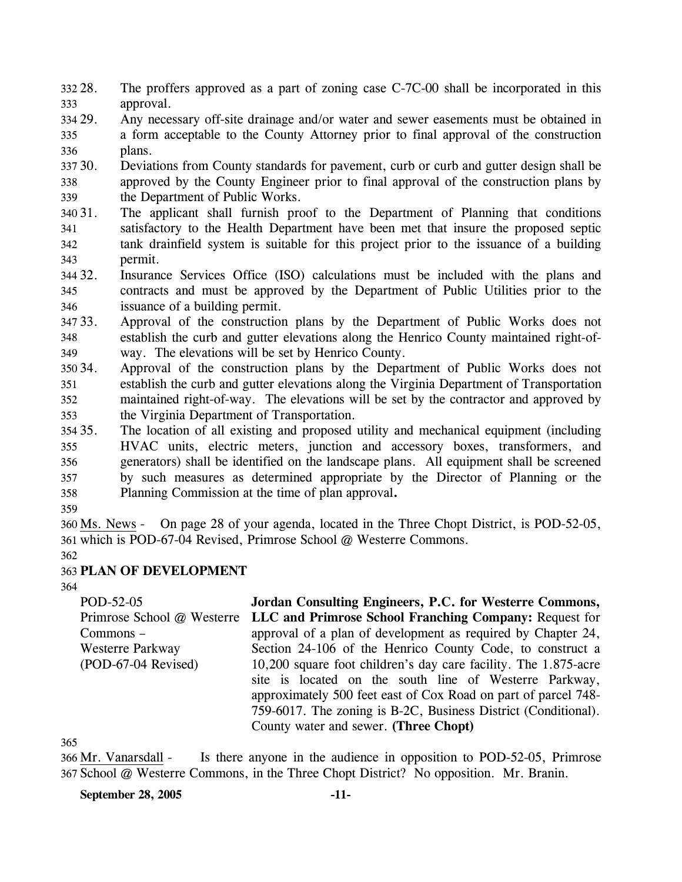28. The proffers approved as a part of zoning case C-7C-00 shall be incorporated in this approval.
29. Any necessary off-site drainage and/or water and sewer easements must be obtained in a form acceptable to the County Attorney prior to final approval of the construction plans.
30. Deviations from County standards for pavement, curb or curb and gutter design shall be approved by the County Engineer prior to final approval of the construction plans by the Department of Public Works.
31. The applicant shall furnish proof to the Department of Planning that conditions satisfactory to the Health Department have been met that insure the proposed septic tank drainfield system is suitable for this project prior to the issuance of a building permit.
32. Insurance Services Office (ISO) calculations must be included with the plans and contracts and must be approved by the Department of Public Utilities prior to the issuance of a building permit.
33. Approval of the construction plans by the Department of Public Works does not establish the curb and gutter elevations along the Henrico County maintained right-of-way. The elevations will be set by Henrico County.
34. Approval of the construction plans by the Department of Public Works does not establish the curb and gutter elevations along the Virginia Department of Transportation maintained right-of-way. The elevations will be set by the contractor and approved by the Virginia Department of Transportation.
35. The location of all existing and proposed utility and mechanical equipment (including HVAC units, electric meters, junction and accessory boxes, transformers, and generators) shall be identified on the landscape plans. All equipment shall be screened by such measures as determined appropriate by the Director of Planning or the Planning Commission at the time of plan approval**.**

Ms. News - On page 28 of your agenda, located in the Three Chopt District, is POD-52-05, which is POD-67-04 Revised, Primrose School @ Westerre Commons.

**PLAN OF DEVELOPMENT**

POD-52-05
Primrose School @ Westerre Commons –
Westerre Parkway
(POD-67-04 Revised)

**Jordan Consulting Engineers, P.C. for Westerre Commons, LLC and Primrose School Franching Company:** Request for approval of a plan of development as required by Chapter 24, Section 24-106 of the Henrico County Code, to construct a 10,200 square foot children's day care facility. The 1.875-acre site is located on the south line of Westerre Parkway, approximately 500 feet east of Cox Road on part of parcel 748-759-6017. The zoning is B-2C, Business District (Conditional). County water and sewer. **(Three Chopt)**

Mr. Vanarsdall - Is there anyone in the audience in opposition to POD-52-05, Primrose School @ Westerre Commons, in the Three Chopt District? No opposition. Mr. Branin.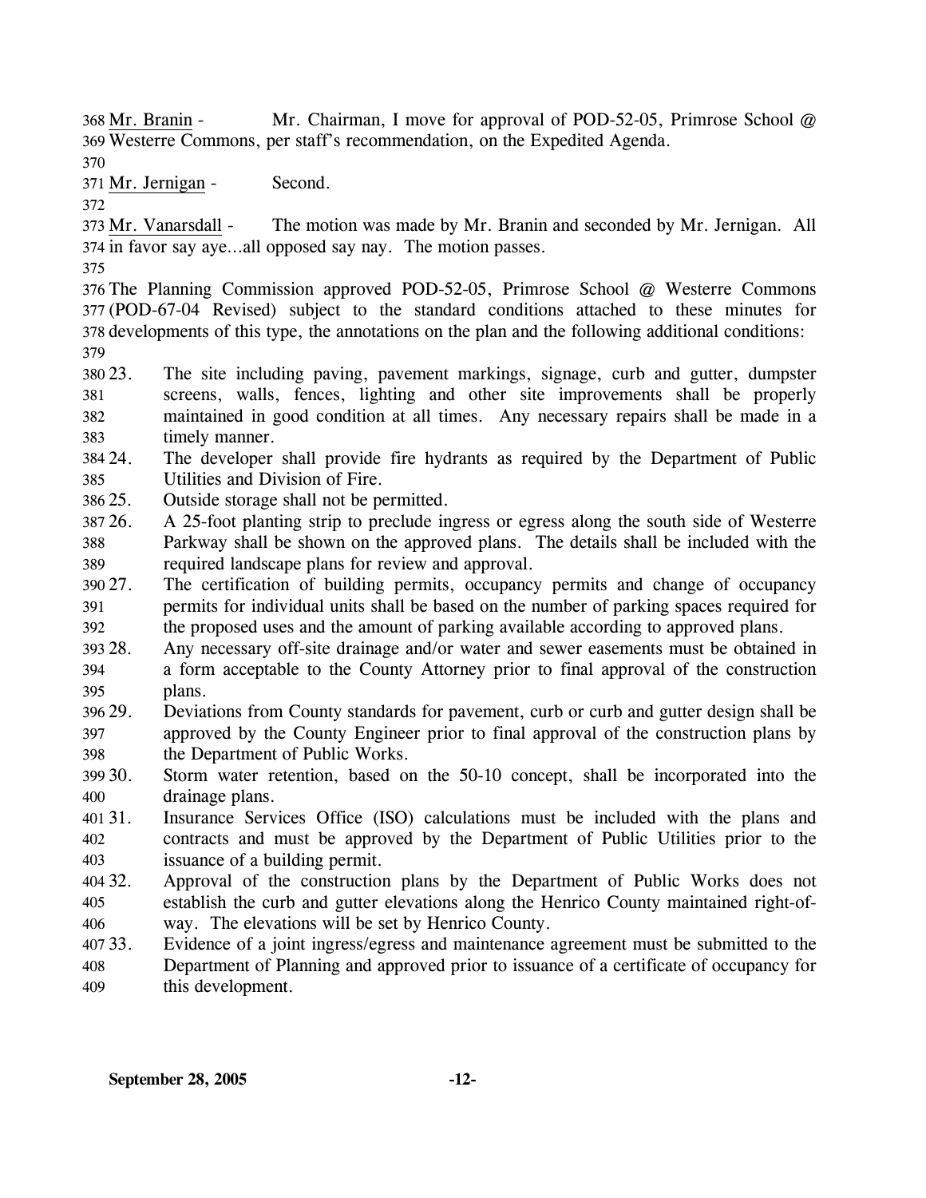Mr. Branin - Mr. Chairman, I move for approval of POD-52-05, Primrose School @ Westerre Commons, per staff's recommendation, on the Expedited Agenda.

Mr. Jernigan - Second.

Mr. Vanarsdall - The motion was made by Mr. Branin and seconded by Mr. Jernigan. All in favor say aye…all opposed say nay. The motion passes.

The Planning Commission approved POD-52-05, Primrose School @ Westerre Commons (POD-67-04 Revised) subject to the standard conditions attached to these minutes for developments of this type, the annotations on the plan and the following additional conditions:

23. The site including paving, pavement markings, signage, curb and gutter, dumpster screens, walls, fences, lighting and other site improvements shall be properly maintained in good condition at all times. Any necessary repairs shall be made in a timely manner.
24. The developer shall provide fire hydrants as required by the Department of Public Utilities and Division of Fire.
25. Outside storage shall not be permitted.
26. A 25-foot planting strip to preclude ingress or egress along the south side of Westerre Parkway shall be shown on the approved plans. The details shall be included with the required landscape plans for review and approval.
27. The certification of building permits, occupancy permits and change of occupancy permits for individual units shall be based on the number of parking spaces required for the proposed uses and the amount of parking available according to approved plans.
28. Any necessary off-site drainage and/or water and sewer easements must be obtained in a form acceptable to the County Attorney prior to final approval of the construction plans.
29. Deviations from County standards for pavement, curb or curb and gutter design shall be approved by the County Engineer prior to final approval of the construction plans by the Department of Public Works.
30. Storm water retention, based on the 50-10 concept, shall be incorporated into the drainage plans.
31. Insurance Services Office (ISO) calculations must be included with the plans and contracts and must be approved by the Department of Public Utilities prior to the issuance of a building permit.
32. Approval of the construction plans by the Department of Public Works does not establish the curb and gutter elevations along the Henrico County maintained right-of-way. The elevations will be set by Henrico County.
33. Evidence of a joint ingress/egress and maintenance agreement must be submitted to the Department of Planning and approved prior to issuance of a certificate of occupancy for this development.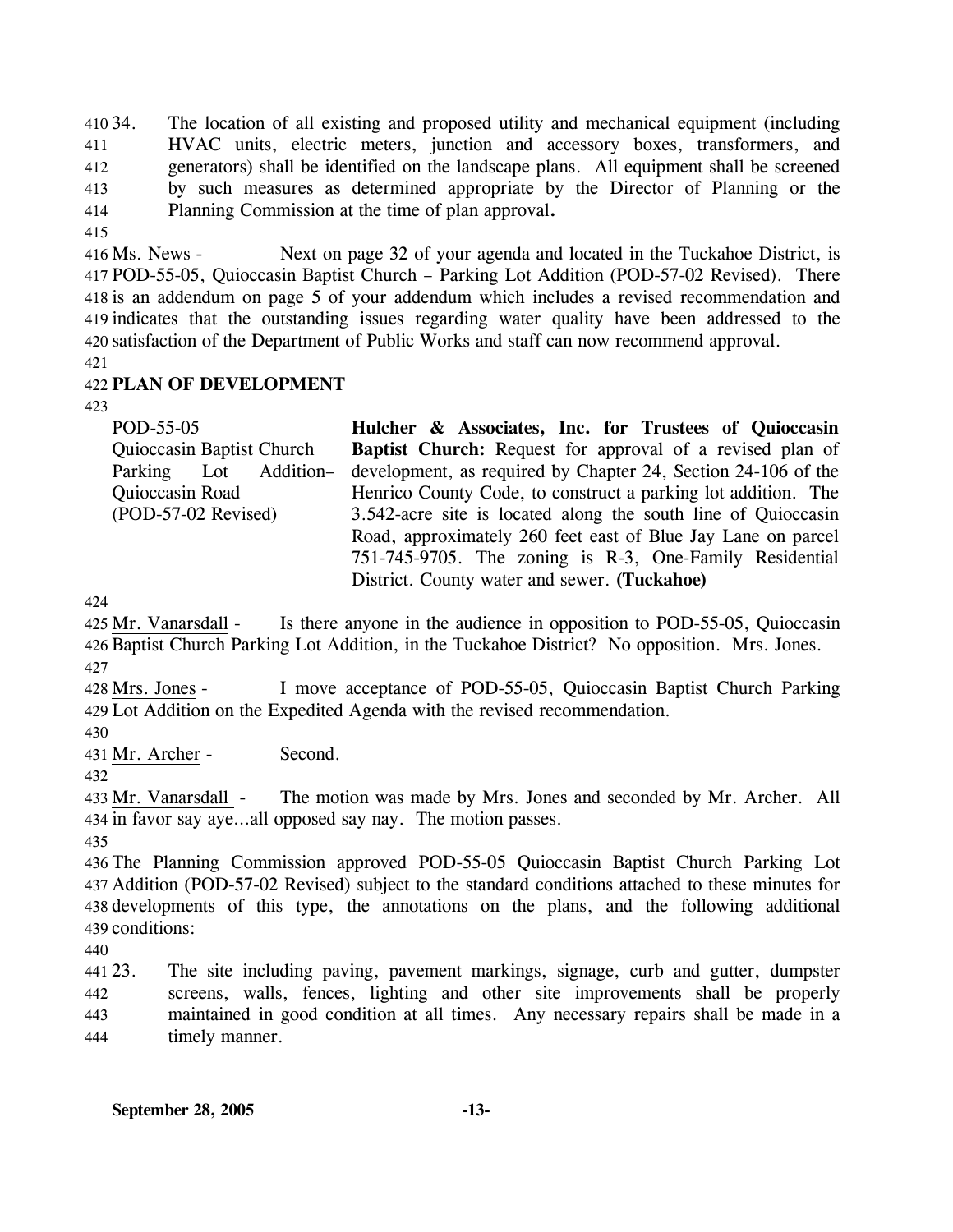34. The location of all existing and proposed utility and mechanical equipment (including HVAC units, electric meters, junction and accessory boxes, transformers, and generators) shall be identified on the landscape plans. All equipment shall be screened by such measures as determined appropriate by the Director of Planning or the Planning Commission at the time of plan approval**.**

Ms. News - Next on page 32 of your agenda and located in the Tuckahoe District, is POD-55-05, Quioccasin Baptist Church – Parking Lot Addition (POD-57-02 Revised). There is an addendum on page 5 of your addendum which includes a revised recommendation and indicates that the outstanding issues regarding water quality have been addressed to the satisfaction of the Department of Public Works and staff can now recommend approval.

## PLAN OF DEVELOPMENT

| POD-55-05<br>Quioccasin Baptist Church Parking Lot Addition– Quioccasin Road<br>(POD-57-02 Revised) | **Hulcher & Associates, Inc. for Trustees of Quioccasin Baptist Church:** Request for approval of a revised plan of development, as required by Chapter 24, Section 24-106 of the Henrico County Code, to construct a parking lot addition. The 3.542-acre site is located along the south line of Quioccasin Road, approximately 260 feet east of Blue Jay Lane on parcel 751-745-9705. The zoning is R-3, One-Family Residential District. County water and sewer. **(Tuckahoe)** |
|---|---|

Mr. Vanarsdall - Is there anyone in the audience in opposition to POD-55-05, Quioccasin Baptist Church Parking Lot Addition, in the Tuckahoe District? No opposition. Mrs. Jones.

Mrs. Jones - I move acceptance of POD-55-05, Quioccasin Baptist Church Parking Lot Addition on the Expedited Agenda with the revised recommendation.

Mr. Archer - Second.

Mr. Vanarsdall - The motion was made by Mrs. Jones and seconded by Mr. Archer. All in favor say aye…all opposed say nay. The motion passes.

The Planning Commission approved POD-55-05 Quioccasin Baptist Church Parking Lot Addition (POD-57-02 Revised) subject to the standard conditions attached to these minutes for developments of this type, the annotations on the plans, and the following additional conditions:

23. The site including paving, pavement markings, signage, curb and gutter, dumpster screens, walls, fences, lighting and other site improvements shall be properly maintained in good condition at all times. Any necessary repairs shall be made in a timely manner.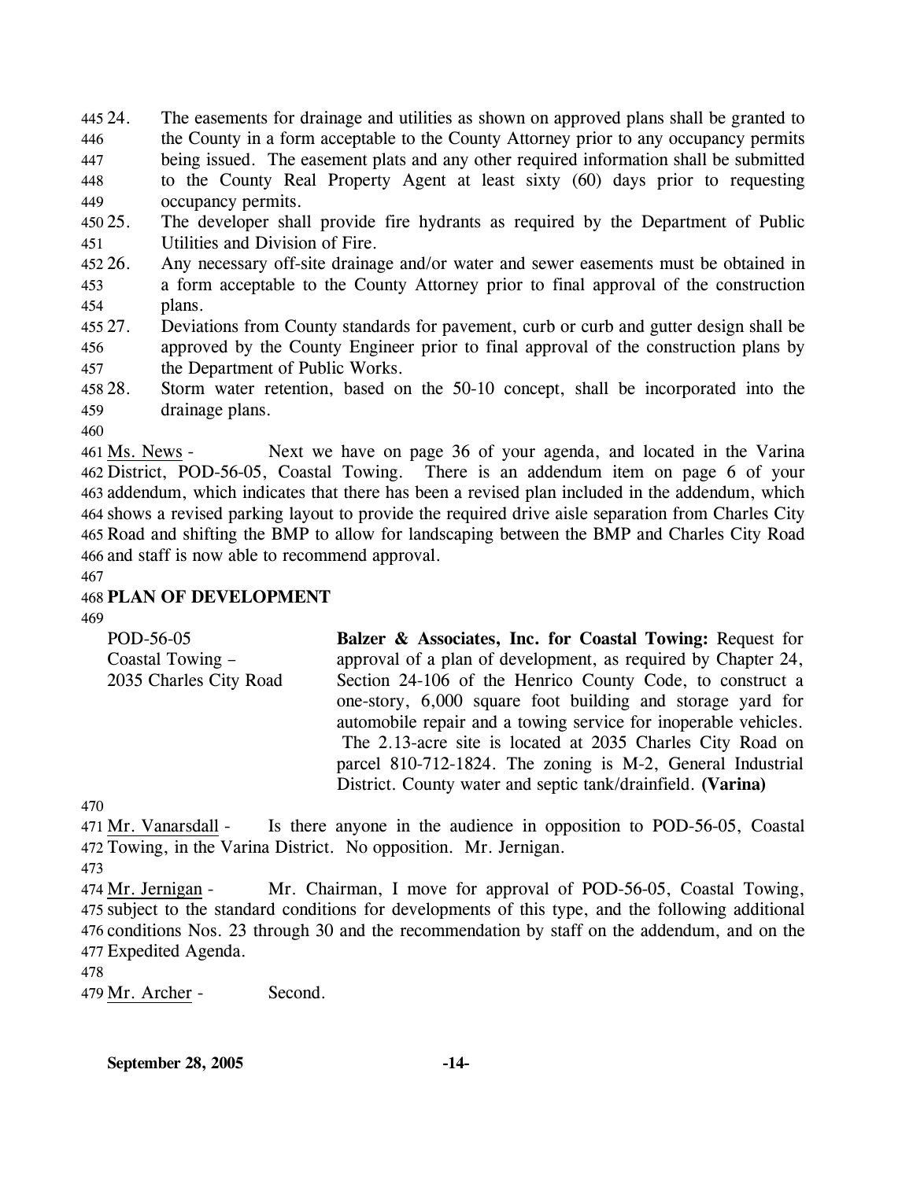24. The easements for drainage and utilities as shown on approved plans shall be granted to the County in a form acceptable to the County Attorney prior to any occupancy permits being issued. The easement plats and any other required information shall be submitted to the County Real Property Agent at least sixty (60) days prior to requesting occupancy permits.
25. The developer shall provide fire hydrants as required by the Department of Public Utilities and Division of Fire.
26. Any necessary off-site drainage and/or water and sewer easements must be obtained in a form acceptable to the County Attorney prior to final approval of the construction plans.
27. Deviations from County standards for pavement, curb or curb and gutter design shall be approved by the County Engineer prior to final approval of the construction plans by the Department of Public Works.
28. Storm water retention, based on the 50-10 concept, shall be incorporated into the drainage plans.

Ms. News - Next we have on page 36 of your agenda, and located in the Varina District, POD-56-05, Coastal Towing. There is an addendum item on page 6 of your addendum, which indicates that there has been a revised plan included in the addendum, which shows a revised parking layout to provide the required drive aisle separation from Charles City Road and shifting the BMP to allow for landscaping between the BMP and Charles City Road and staff is now able to recommend approval.

**PLAN OF DEVELOPMENT**

| | |
|---|---|
| POD-56-05<br>Coastal Towing –<br>2035 Charles City Road | **Balzer & Associates, Inc. for Coastal Towing:** Request for approval of a plan of development, as required by Chapter 24, Section 24-106 of the Henrico County Code, to construct a one-story, 6,000 square foot building and storage yard for automobile repair and a towing service for inoperable vehicles. The 2.13-acre site is located at 2035 Charles City Road on parcel 810-712-1824. The zoning is M-2, General Industrial District. County water and septic tank/drainfield. **(Varina)** |

Mr. Vanarsdall - Is there anyone in the audience in opposition to POD-56-05, Coastal Towing, in the Varina District. No opposition. Mr. Jernigan.

Mr. Jernigan - Mr. Chairman, I move for approval of POD-56-05, Coastal Towing, subject to the standard conditions for developments of this type, and the following additional conditions Nos. 23 through 30 and the recommendation by staff on the addendum, and on the Expedited Agenda.

Mr. Archer - Second.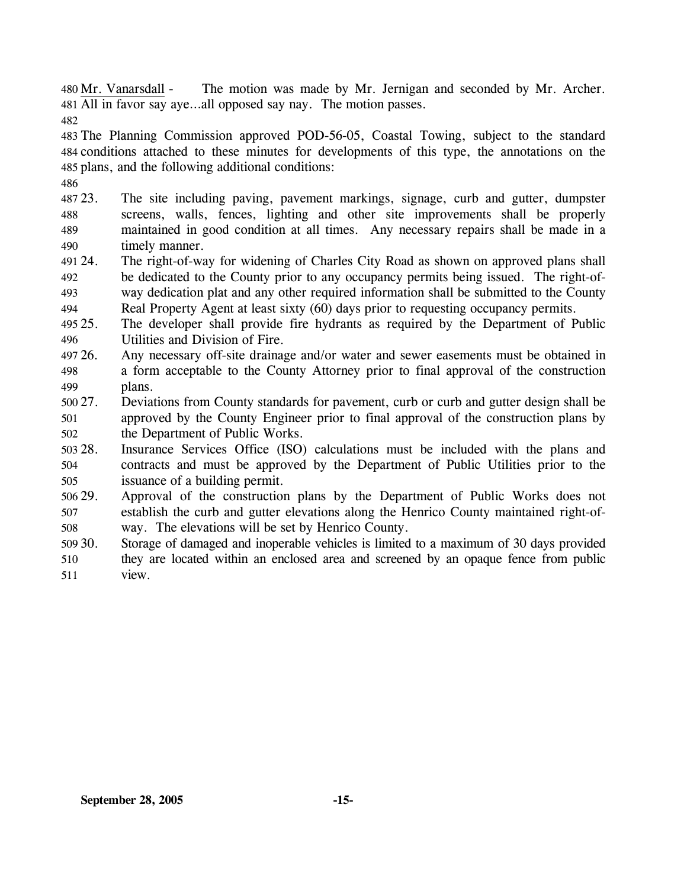Mr. Vanarsdall - The motion was made by Mr. Jernigan and seconded by Mr. Archer. All in favor say aye…all opposed say nay. The motion passes.

The Planning Commission approved POD-56-05, Coastal Towing, subject to the standard conditions attached to these minutes for developments of this type, the annotations on the plans, and the following additional conditions:

23. The site including paving, pavement markings, signage, curb and gutter, dumpster screens, walls, fences, lighting and other site improvements shall be properly maintained in good condition at all times. Any necessary repairs shall be made in a timely manner.
24. The right-of-way for widening of Charles City Road as shown on approved plans shall be dedicated to the County prior to any occupancy permits being issued. The right-of-way dedication plat and any other required information shall be submitted to the County Real Property Agent at least sixty (60) days prior to requesting occupancy permits.
25. The developer shall provide fire hydrants as required by the Department of Public Utilities and Division of Fire.
26. Any necessary off-site drainage and/or water and sewer easements must be obtained in a form acceptable to the County Attorney prior to final approval of the construction plans.
27. Deviations from County standards for pavement, curb or curb and gutter design shall be approved by the County Engineer prior to final approval of the construction plans by the Department of Public Works.
28. Insurance Services Office (ISO) calculations must be included with the plans and contracts and must be approved by the Department of Public Utilities prior to the issuance of a building permit.
29. Approval of the construction plans by the Department of Public Works does not establish the curb and gutter elevations along the Henrico County maintained right-of-way. The elevations will be set by Henrico County.
30. Storage of damaged and inoperable vehicles is limited to a maximum of 30 days provided they are located within an enclosed area and screened by an opaque fence from public view.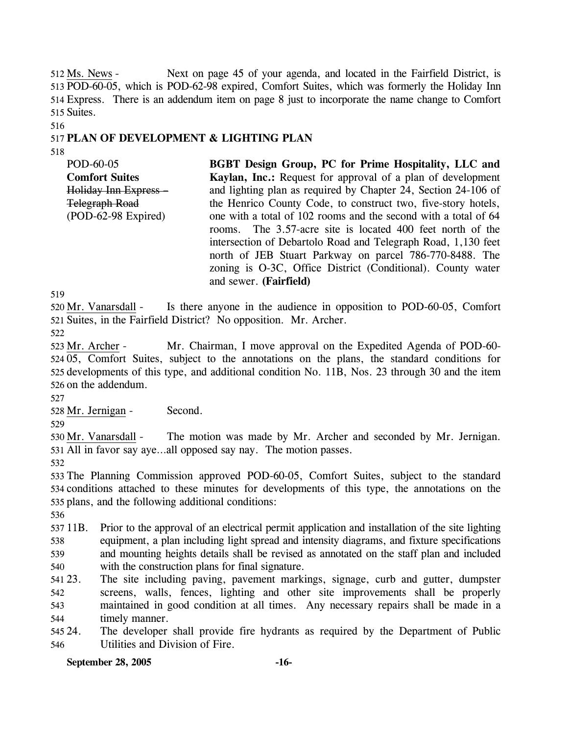Ms. News - Next on page 45 of your agenda, and located in the Fairfield District, is POD-60-05, which is POD-62-98 expired, Comfort Suites, which was formerly the Holiday Inn Express. There is an addendum item on page 8 just to incorporate the name change to Comfort Suites.

**PLAN OF DEVELOPMENT & LIGHTING PLAN**

| | |
|---|---|
| POD-60-05<br>**Comfort Suites**<br>~~Holiday Inn Express – Telegraph Road~~<br>(POD-62-98 Expired) | **BGBT Design Group, PC for Prime Hospitality, LLC and Kaylan, Inc.:** Request for approval of a plan of development and lighting plan as required by Chapter 24, Section 24-106 of the Henrico County Code, to construct two, five-story hotels, one with a total of 102 rooms and the second with a total of 64 rooms. The 3.57-acre site is located 400 feet north of the intersection of Debartolo Road and Telegraph Road, 1,130 feet north of JEB Stuart Parkway on parcel 786-770-8488. The zoning is O-3C, Office District (Conditional). County water and sewer. **(Fairfield)** |

Mr. Vanarsdall - Is there anyone in the audience in opposition to POD-60-05, Comfort Suites, in the Fairfield District? No opposition. Mr. Archer.

Mr. Archer - Mr. Chairman, I move approval on the Expedited Agenda of POD-60-05, Comfort Suites, subject to the annotations on the plans, the standard conditions for developments of this type, and additional condition No. 11B, Nos. 23 through 30 and the item on the addendum.

Mr. Jernigan - Second.

Mr. Vanarsdall - The motion was made by Mr. Archer and seconded by Mr. Jernigan. All in favor say aye…all opposed say nay. The motion passes.

The Planning Commission approved POD-60-05, Comfort Suites, subject to the standard conditions attached to these minutes for developments of this type, the annotations on the plans, and the following additional conditions:

11B. Prior to the approval of an electrical permit application and installation of the site lighting equipment, a plan including light spread and intensity diagrams, and fixture specifications and mounting heights details shall be revised as annotated on the staff plan and included with the construction plans for final signature.

23. The site including paving, pavement markings, signage, curb and gutter, dumpster screens, walls, fences, lighting and other site improvements shall be properly maintained in good condition at all times. Any necessary repairs shall be made in a timely manner.

24. The developer shall provide fire hydrants as required by the Department of Public Utilities and Division of Fire.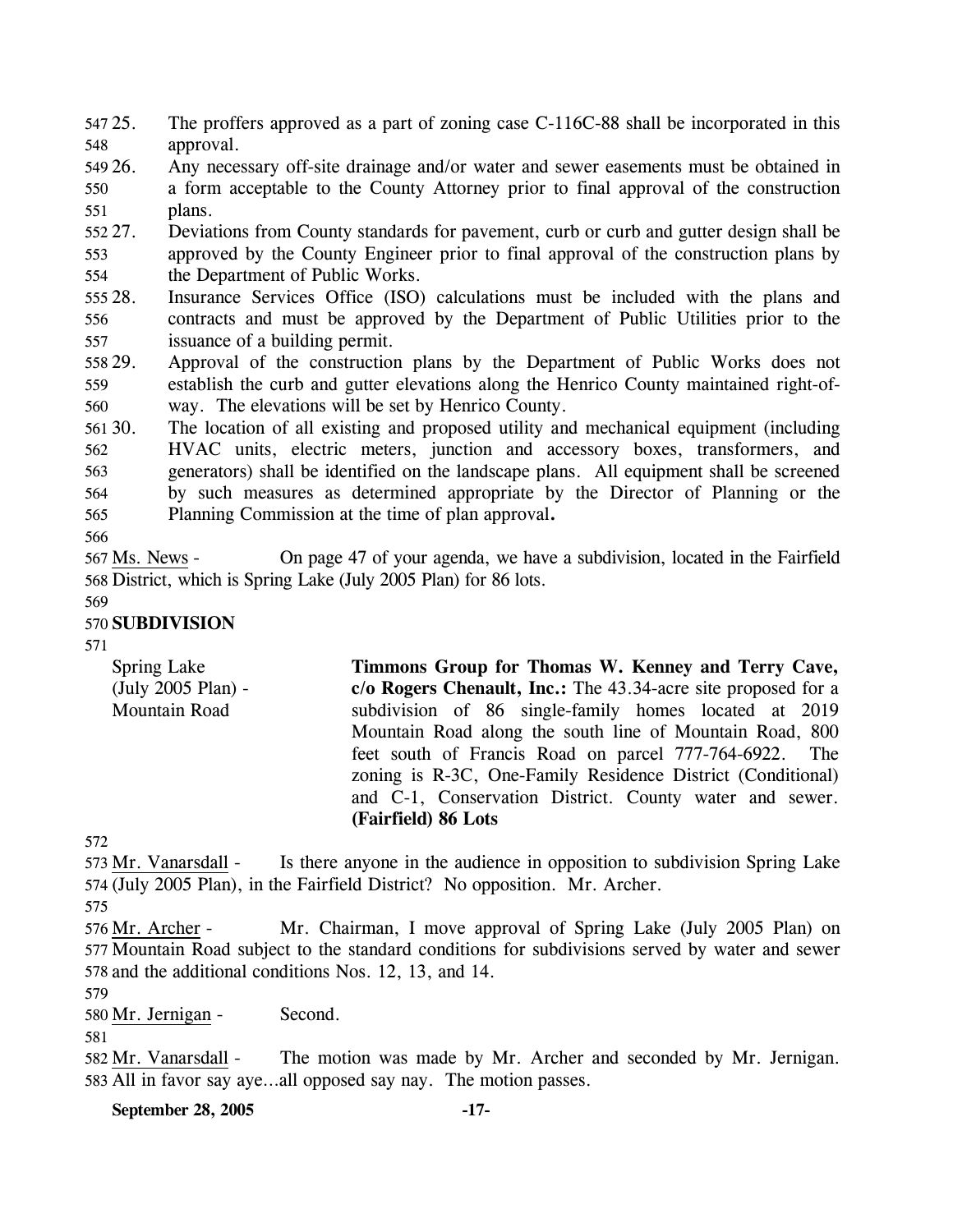25. The proffers approved as a part of zoning case C-116C-88 shall be incorporated in this approval.
26. Any necessary off-site drainage and/or water and sewer easements must be obtained in a form acceptable to the County Attorney prior to final approval of the construction plans.
27. Deviations from County standards for pavement, curb or curb and gutter design shall be approved by the County Engineer prior to final approval of the construction plans by the Department of Public Works.
28. Insurance Services Office (ISO) calculations must be included with the plans and contracts and must be approved by the Department of Public Utilities prior to the issuance of a building permit.
29. Approval of the construction plans by the Department of Public Works does not establish the curb and gutter elevations along the Henrico County maintained right-of-way. The elevations will be set by Henrico County.
30. The location of all existing and proposed utility and mechanical equipment (including HVAC units, electric meters, junction and accessory boxes, transformers, and generators) shall be identified on the landscape plans. All equipment shall be screened by such measures as determined appropriate by the Director of Planning or the Planning Commission at the time of plan approval**.**

Ms. News - On page 47 of your agenda, we have a subdivision, located in the Fairfield District, which is Spring Lake (July 2005 Plan) for 86 lots.

**SUBDIVISION**

Spring Lake (July 2005 Plan) - Mountain Road

**Timmons Group for Thomas W. Kenney and Terry Cave, c/o Rogers Chenault, Inc.:** The 43.34-acre site proposed for a subdivision of 86 single-family homes located at 2019 Mountain Road along the south line of Mountain Road, 800 feet south of Francis Road on parcel 777-764-6922. The zoning is R-3C, One-Family Residence District (Conditional) and C-1, Conservation District. County water and sewer. **(Fairfield) 86 Lots**

Mr. Vanarsdall - Is there anyone in the audience in opposition to subdivision Spring Lake (July 2005 Plan), in the Fairfield District? No opposition. Mr. Archer.

Mr. Archer - Mr. Chairman, I move approval of Spring Lake (July 2005 Plan) on Mountain Road subject to the standard conditions for subdivisions served by water and sewer and the additional conditions Nos. 12, 13, and 14.

Mr. Jernigan - Second.

Mr. Vanarsdall - The motion was made by Mr. Archer and seconded by Mr. Jernigan. All in favor say aye…all opposed say nay. The motion passes.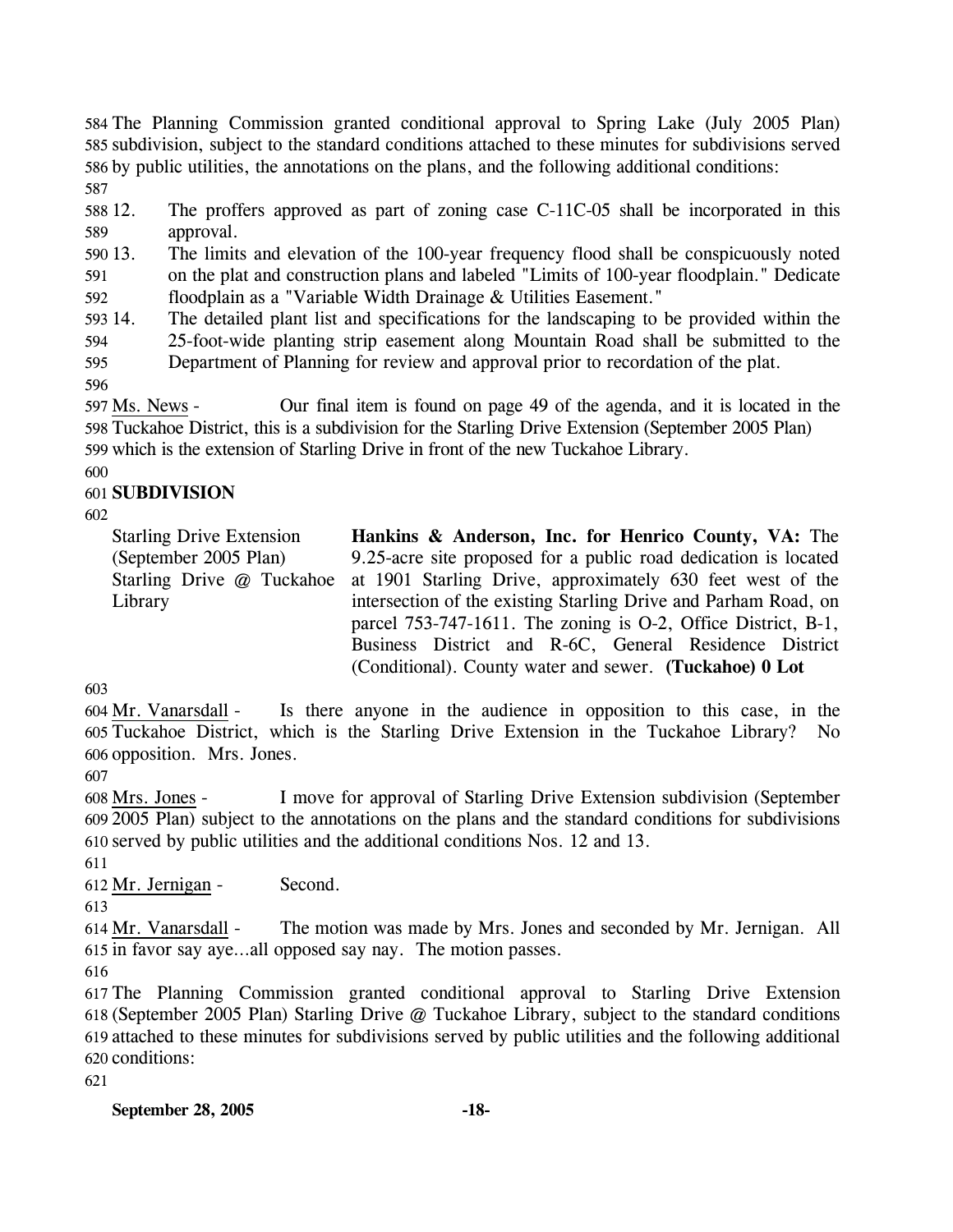The Planning Commission granted conditional approval to Spring Lake (July 2005 Plan) subdivision, subject to the standard conditions attached to these minutes for subdivisions served by public utilities, the annotations on the plans, and the following additional conditions:

12. The proffers approved as part of zoning case C-11C-05 shall be incorporated in this approval.
13. The limits and elevation of the 100-year frequency flood shall be conspicuously noted on the plat and construction plans and labeled "Limits of 100-year floodplain." Dedicate floodplain as a "Variable Width Drainage & Utilities Easement."
14. The detailed plant list and specifications for the landscaping to be provided within the 25-foot-wide planting strip easement along Mountain Road shall be submitted to the Department of Planning for review and approval prior to recordation of the plat.

Ms. News - Our final item is found on page 49 of the agenda, and it is located in the Tuckahoe District, this is a subdivision for the Starling Drive Extension (September 2005 Plan) which is the extension of Starling Drive in front of the new Tuckahoe Library.

**SUBDIVISION**

| | |
|---|---|
| Starling Drive Extension (September 2005 Plan) Starling Drive @ Tuckahoe Library | **Hankins & Anderson, Inc. for Henrico County, VA:** The 9.25-acre site proposed for a public road dedication is located at 1901 Starling Drive, approximately 630 feet west of the intersection of the existing Starling Drive and Parham Road, on parcel 753-747-1611. The zoning is O-2, Office District, B-1, Business District and R-6C, General Residence District (Conditional). County water and sewer. **(Tuckahoe) 0 Lot** |

Mr. Vanarsdall - Is there anyone in the audience in opposition to this case, in the Tuckahoe District, which is the Starling Drive Extension in the Tuckahoe Library? No opposition. Mrs. Jones.

Mrs. Jones - I move for approval of Starling Drive Extension subdivision (September 2005 Plan) subject to the annotations on the plans and the standard conditions for subdivisions served by public utilities and the additional conditions Nos. 12 and 13.

Mr. Jernigan - Second.

Mr. Vanarsdall - The motion was made by Mrs. Jones and seconded by Mr. Jernigan. All in favor say aye…all opposed say nay. The motion passes.

The Planning Commission granted conditional approval to Starling Drive Extension (September 2005 Plan) Starling Drive @ Tuckahoe Library, subject to the standard conditions attached to these minutes for subdivisions served by public utilities and the following additional conditions: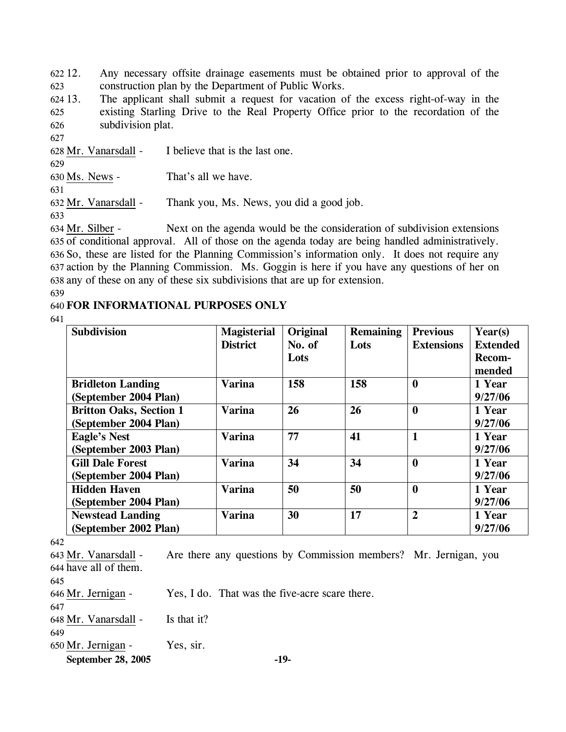12. Any necessary offsite drainage easements must be obtained prior to approval of the construction plan by the Department of Public Works.
13. The applicant shall submit a request for vacation of the excess right-of-way in the existing Starling Drive to the Real Property Office prior to the recordation of the subdivision plat.

Mr. Vanarsdall - I believe that is the last one.

Ms. News - That's all we have.

Mr. Vanarsdall - Thank you, Ms. News, you did a good job.

Mr. Silber - Next on the agenda would be the consideration of subdivision extensions of conditional approval. All of those on the agenda today are being handled administratively. So, these are listed for the Planning Commission's information only. It does not require any action by the Planning Commission. Ms. Goggin is here if you have any questions of her on any of these on any of these six subdivisions that are up for extension.

**FOR INFORMATIONAL PURPOSES ONLY**

| Subdivision | Magisterial District | Original No. of Lots | Remaining Lots | Previous Extensions | Year(s) Extended Recom-mended |
|---|---|---|---|---|---|
| **Bridleton Landing (September 2004 Plan)** | **Varina** | **158** | **158** | **0** | **1 Year 9/27/06** |
| **Britton Oaks, Section 1 (September 2004 Plan)** | **Varina** | **26** | **26** | **0** | **1 Year 9/27/06** |
| **Eagle's Nest (September 2003 Plan)** | **Varina** | **77** | **41** | **1** | **1 Year 9/27/06** |
| **Gill Dale Forest (September 2004 Plan)** | **Varina** | **34** | **34** | **0** | **1 Year 9/27/06** |
| **Hidden Haven (September 2004 Plan)** | **Varina** | **50** | **50** | **0** | **1 Year 9/27/06** |
| **Newstead Landing (September 2002 Plan)** | **Varina** | **30** | **17** | **2** | **1 Year 9/27/06** |

Mr. Vanarsdall - Are there any questions by Commission members? Mr. Jernigan, you have all of them.

Mr. Jernigan - Yes, I do. That was the five-acre scare there.

Mr. Vanarsdall - Is that it?

Mr. Jernigan - Yes, sir.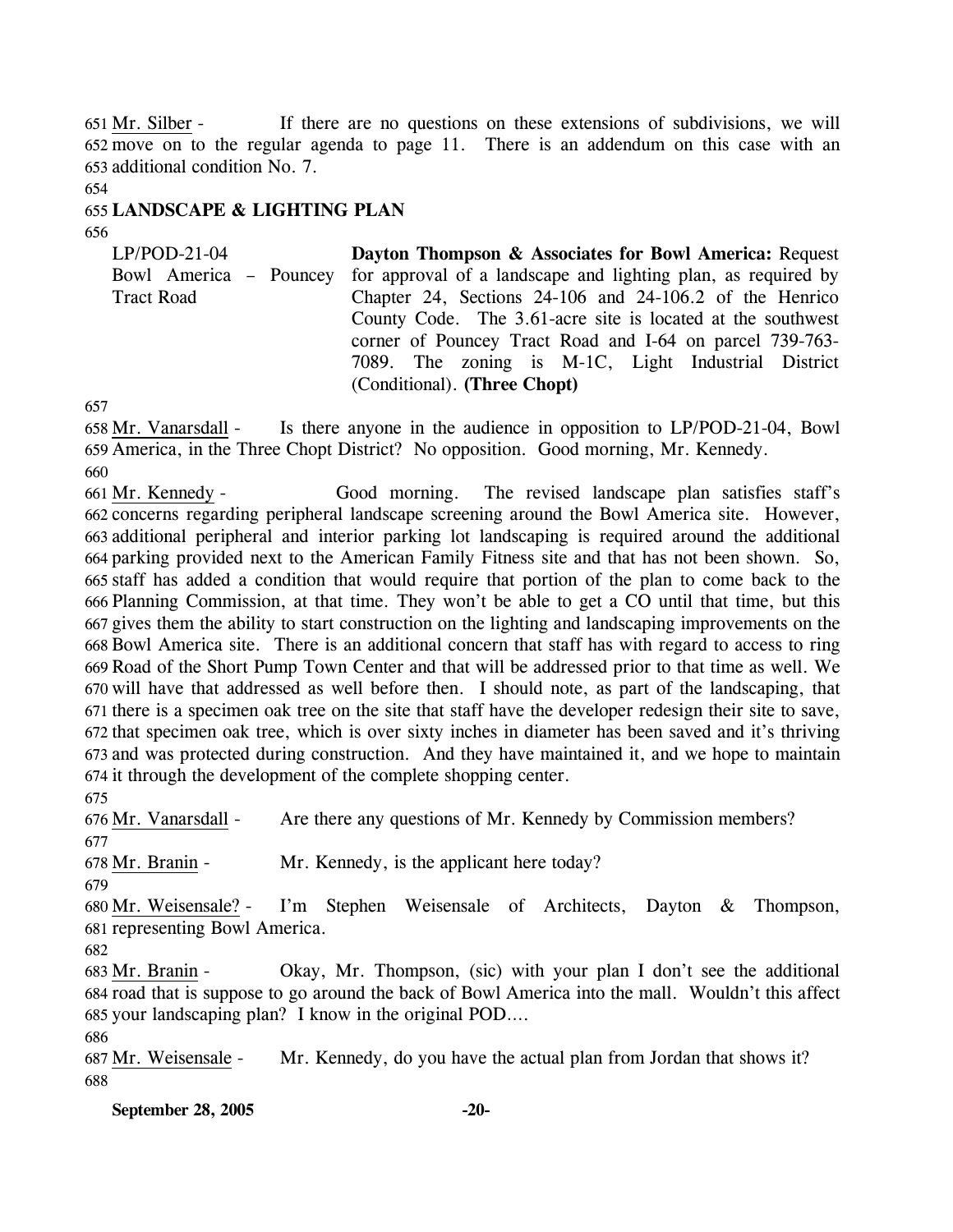651 Mr. Silber - If there are no questions on these extensions of subdivisions, we will 652 move on to the regular agenda to page 11. There is an addendum on this case with an 653 additional condition No. 7.

654

655 **LANDSCAPE & LIGHTING PLAN**

656

| | |
|---|---|
| LP/POD-21-04 Bowl America – Pouncey Tract Road | **Dayton Thompson & Associates for Bowl America:** Request for approval of a landscape and lighting plan, as required by Chapter 24, Sections 24-106 and 24-106.2 of the Henrico County Code. The 3.61-acre site is located at the southwest corner of Pouncey Tract Road and I-64 on parcel 739-763-7089. The zoning is M-1C, Light Industrial District (Conditional). **(Three Chopt)** |

657

658 Mr. Vanarsdall - Is there anyone in the audience in opposition to LP/POD-21-04, Bowl 659 America, in the Three Chopt District? No opposition. Good morning, Mr. Kennedy.

660

661 Mr. Kennedy - Good morning. The revised landscape plan satisfies staff's 662 concerns regarding peripheral landscape screening around the Bowl America site. However, 663 additional peripheral and interior parking lot landscaping is required around the additional 664 parking provided next to the American Family Fitness site and that has not been shown. So, 665 staff has added a condition that would require that portion of the plan to come back to the 666 Planning Commission, at that time. They won't be able to get a CO until that time, but this 667 gives them the ability to start construction on the lighting and landscaping improvements on the 668 Bowl America site. There is an additional concern that staff has with regard to access to ring 669 Road of the Short Pump Town Center and that will be addressed prior to that time as well. We 670 will have that addressed as well before then. I should note, as part of the landscaping, that 671 there is a specimen oak tree on the site that staff have the developer redesign their site to save, 672 that specimen oak tree, which is over sixty inches in diameter has been saved and it's thriving 673 and was protected during construction. And they have maintained it, and we hope to maintain 674 it through the development of the complete shopping center.

675

676 Mr. Vanarsdall - Are there any questions of Mr. Kennedy by Commission members?

677

678 Mr. Branin - Mr. Kennedy, is the applicant here today?

679

680 Mr. Weisensale? - I'm Stephen Weisensale of Architects, Dayton & Thompson, 681 representing Bowl America.

682

683 Mr. Branin - Okay, Mr. Thompson, (sic) with your plan I don't see the additional 684 road that is suppose to go around the back of Bowl America into the mall. Wouldn't this affect 685 your landscaping plan? I know in the original POD….

686

687 Mr. Weisensale - Mr. Kennedy, do you have the actual plan from Jordan that shows it?

688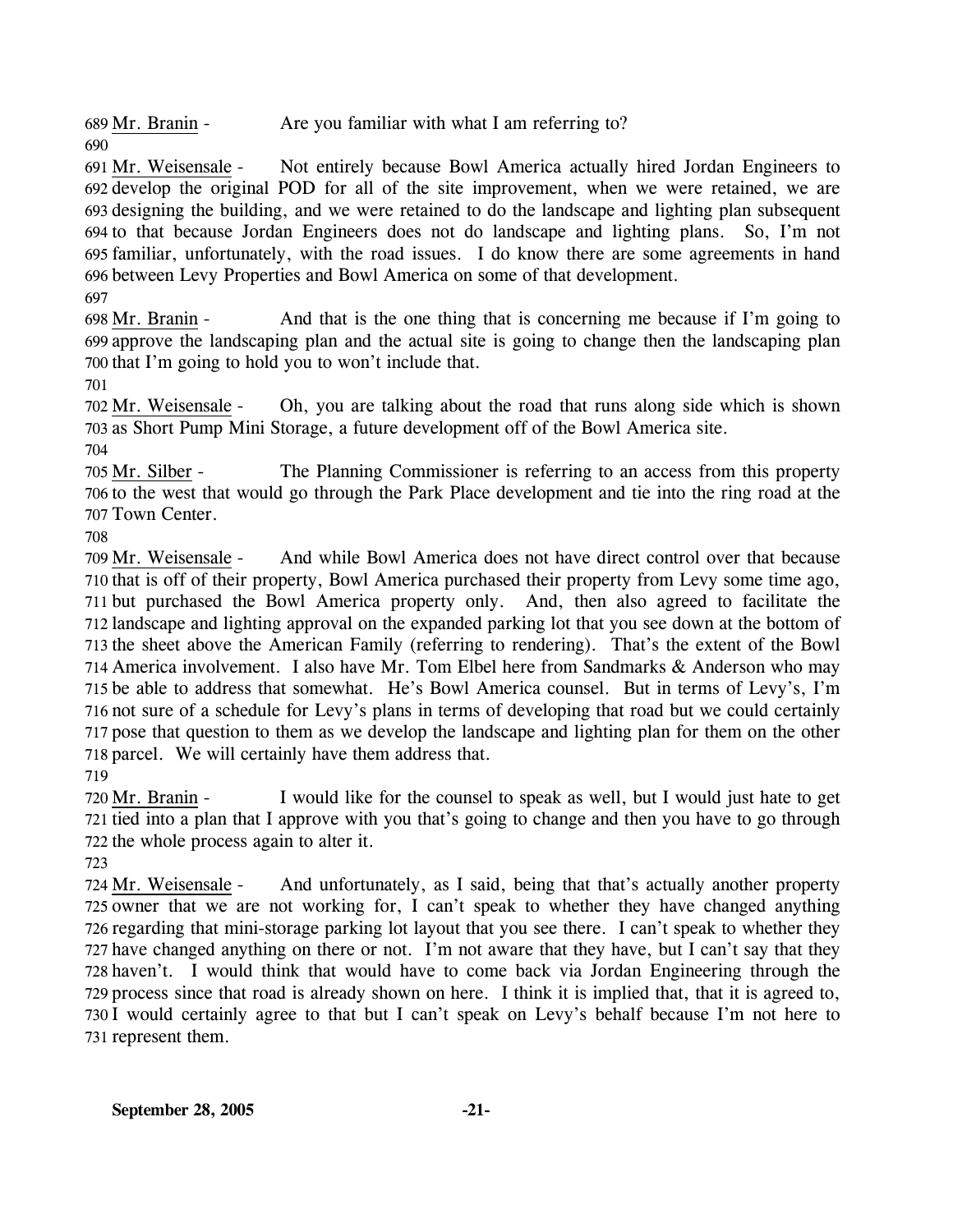Mr. Branin - Are you familiar with what I am referring to?

Mr. Weisensale - Not entirely because Bowl America actually hired Jordan Engineers to develop the original POD for all of the site improvement, when we were retained, we are designing the building, and we were retained to do the landscape and lighting plan subsequent to that because Jordan Engineers does not do landscape and lighting plans. So, I'm not familiar, unfortunately, with the road issues. I do know there are some agreements in hand between Levy Properties and Bowl America on some of that development.

Mr. Branin - And that is the one thing that is concerning me because if I'm going to approve the landscaping plan and the actual site is going to change then the landscaping plan that I'm going to hold you to won't include that.

Mr. Weisensale - Oh, you are talking about the road that runs along side which is shown as Short Pump Mini Storage, a future development off of the Bowl America site.

Mr. Silber - The Planning Commissioner is referring to an access from this property to the west that would go through the Park Place development and tie into the ring road at the Town Center.

Mr. Weisensale - And while Bowl America does not have direct control over that because that is off of their property, Bowl America purchased their property from Levy some time ago, but purchased the Bowl America property only. And, then also agreed to facilitate the landscape and lighting approval on the expanded parking lot that you see down at the bottom of the sheet above the American Family (referring to rendering). That's the extent of the Bowl America involvement. I also have Mr. Tom Elbel here from Sandmarks & Anderson who may be able to address that somewhat. He's Bowl America counsel. But in terms of Levy's, I'm not sure of a schedule for Levy's plans in terms of developing that road but we could certainly pose that question to them as we develop the landscape and lighting plan for them on the other parcel. We will certainly have them address that.

Mr. Branin - I would like for the counsel to speak as well, but I would just hate to get tied into a plan that I approve with you that's going to change and then you have to go through the whole process again to alter it.

Mr. Weisensale - And unfortunately, as I said, being that that's actually another property owner that we are not working for, I can't speak to whether they have changed anything regarding that mini-storage parking lot layout that you see there. I can't speak to whether they have changed anything on there or not. I'm not aware that they have, but I can't say that they haven't. I would think that would have to come back via Jordan Engineering through the process since that road is already shown on here. I think it is implied that, that it is agreed to, I would certainly agree to that but I can't speak on Levy's behalf because I'm not here to represent them.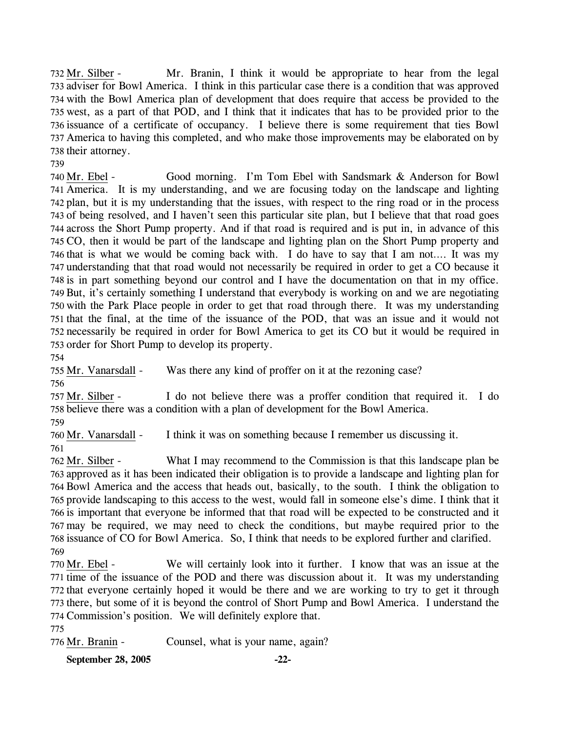732 Mr. Silber - Mr. Branin, I think it would be appropriate to hear from the legal 733 adviser for Bowl America. I think in this particular case there is a condition that was approved 734 with the Bowl America plan of development that does require that access be provided to the 735 west, as a part of that POD, and I think that it indicates that has to be provided prior to the 736 issuance of a certificate of occupancy. I believe there is some requirement that ties Bowl 737 America to having this completed, and who make those improvements may be elaborated on by 738 their attorney.

739

740 Mr. Ebel - Good morning. I'm Tom Ebel with Sandsmark & Anderson for Bowl 741 America. It is my understanding, and we are focusing today on the landscape and lighting 742 plan, but it is my understanding that the issues, with respect to the ring road or in the process 743 of being resolved, and I haven't seen this particular site plan, but I believe that that road goes 744 across the Short Pump property. And if that road is required and is put in, in advance of this 745 CO, then it would be part of the landscape and lighting plan on the Short Pump property and 746 that is what we would be coming back with. I do have to say that I am not…. It was my 747 understanding that that road would not necessarily be required in order to get a CO because it 748 is in part something beyond our control and I have the documentation on that in my office. 749 But, it's certainly something I understand that everybody is working on and we are negotiating 750 with the Park Place people in order to get that road through there. It was my understanding 751 that the final, at the time of the issuance of the POD, that was an issue and it would not 752 necessarily be required in order for Bowl America to get its CO but it would be required in 753 order for Short Pump to develop its property.

754

755 Mr. Vanarsdall - Was there any kind of proffer on it at the rezoning case?

756

757 Mr. Silber - I do not believe there was a proffer condition that required it. I do 758 believe there was a condition with a plan of development for the Bowl America.

759

760 Mr. Vanarsdall - I think it was on something because I remember us discussing it.

761

762 Mr. Silber - What I may recommend to the Commission is that this landscape plan be 763 approved as it has been indicated their obligation is to provide a landscape and lighting plan for 764 Bowl America and the access that heads out, basically, to the south. I think the obligation to 765 provide landscaping to this access to the west, would fall in someone else's dime. I think that it 766 is important that everyone be informed that that road will be expected to be constructed and it 767 may be required, we may need to check the conditions, but maybe required prior to the 768 issuance of CO for Bowl America. So, I think that needs to be explored further and clarified.

769

770 Mr. Ebel - We will certainly look into it further. I know that was an issue at the 771 time of the issuance of the POD and there was discussion about it. It was my understanding 772 that everyone certainly hoped it would be there and we are working to try to get it through 773 there, but some of it is beyond the control of Short Pump and Bowl America. I understand the 774 Commission's position. We will definitely explore that.

775

776 Mr. Branin - Counsel, what is your name, again?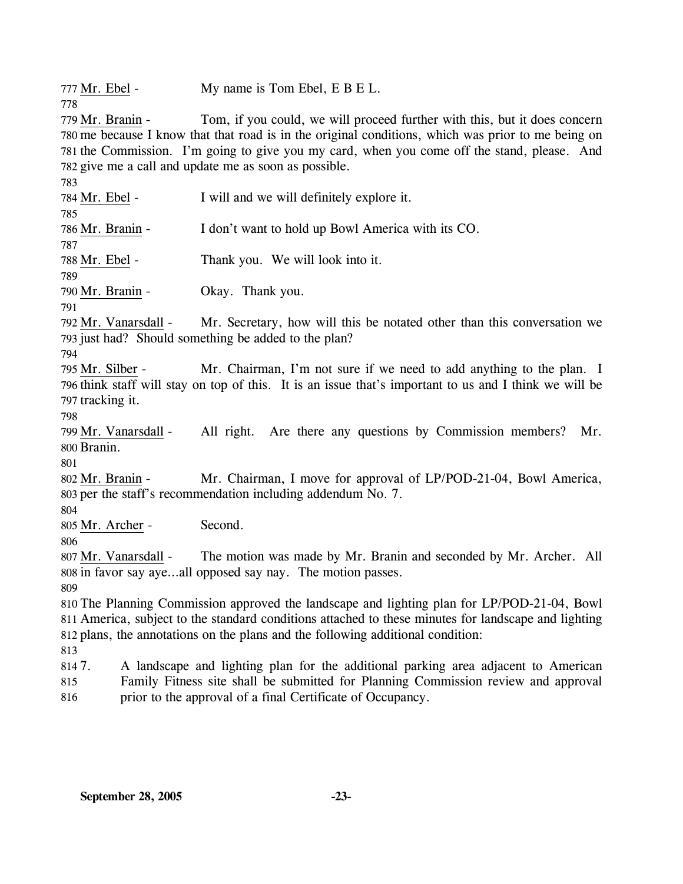Mr. Ebel - My name is Tom Ebel, E B E L.

Mr. Branin - Tom, if you could, we will proceed further with this, but it does concern me because I know that that road is in the original conditions, which was prior to me being on the Commission. I'm going to give you my card, when you come off the stand, please. And give me a call and update me as soon as possible.

Mr. Ebel - I will and we will definitely explore it.

Mr. Branin - I don't want to hold up Bowl America with its CO.

Mr. Ebel - Thank you. We will look into it.

Mr. Branin - Okay. Thank you.

Mr. Vanarsdall - Mr. Secretary, how will this be notated other than this conversation we just had? Should something be added to the plan?

Mr. Silber - Mr. Chairman, I'm not sure if we need to add anything to the plan. I think staff will stay on top of this. It is an issue that's important to us and I think we will be tracking it.

Mr. Vanarsdall - All right. Are there any questions by Commission members? Mr. Branin.

Mr. Branin - Mr. Chairman, I move for approval of LP/POD-21-04, Bowl America, per the staff's recommendation including addendum No. 7.

Mr. Archer - Second.

Mr. Vanarsdall - The motion was made by Mr. Branin and seconded by Mr. Archer. All in favor say aye…all opposed say nay. The motion passes.

The Planning Commission approved the landscape and lighting plan for LP/POD-21-04, Bowl America, subject to the standard conditions attached to these minutes for landscape and lighting plans, the annotations on the plans and the following additional condition:

7. A landscape and lighting plan for the additional parking area adjacent to American Family Fitness site shall be submitted for Planning Commission review and approval prior to the approval of a final Certificate of Occupancy.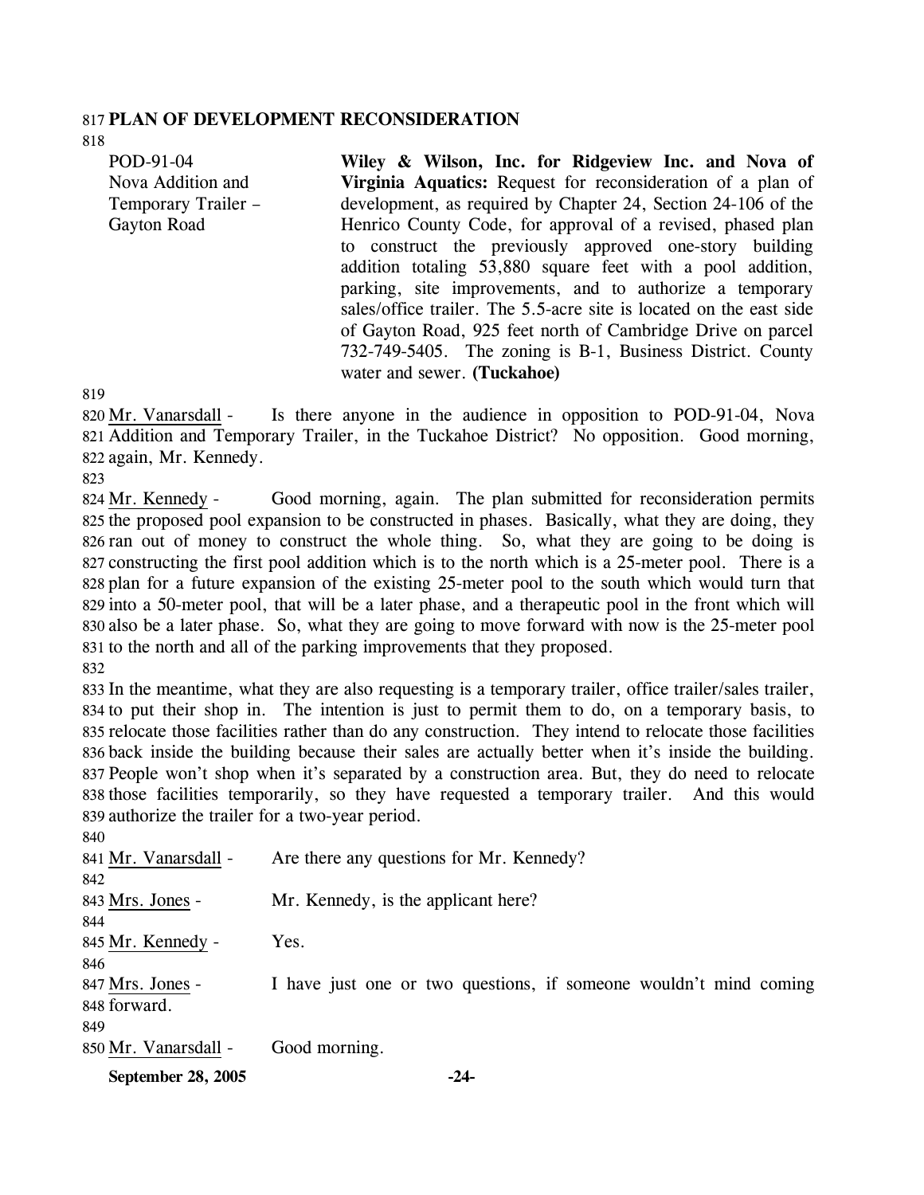**PLAN OF DEVELOPMENT RECONSIDERATION**

| | |
|---|---|
| POD-91-04<br>Nova Addition and Temporary Trailer – Gayton Road | **Wiley & Wilson, Inc. for Ridgeview Inc. and Nova of Virginia Aquatics:** Request for reconsideration of a plan of development, as required by Chapter 24, Section 24-106 of the Henrico County Code, for approval of a revised, phased plan to construct the previously approved one-story building addition totaling 53,880 square feet with a pool addition, parking, site improvements, and to authorize a temporary sales/office trailer. The 5.5-acre site is located on the east side of Gayton Road, 925 feet north of Cambridge Drive on parcel 732-749-5405. The zoning is B-1, Business District. County water and sewer. **(Tuckahoe)** |

Mr. Vanarsdall - Is there anyone in the audience in opposition to POD-91-04, Nova Addition and Temporary Trailer, in the Tuckahoe District? No opposition. Good morning, again, Mr. Kennedy.

Mr. Kennedy - Good morning, again. The plan submitted for reconsideration permits the proposed pool expansion to be constructed in phases. Basically, what they are doing, they ran out of money to construct the whole thing. So, what they are going to be doing is constructing the first pool addition which is to the north which is a 25-meter pool. There is a plan for a future expansion of the existing 25-meter pool to the south which would turn that into a 50-meter pool, that will be a later phase, and a therapeutic pool in the front which will also be a later phase. So, what they are going to move forward with now is the 25-meter pool to the north and all of the parking improvements that they proposed.

In the meantime, what they are also requesting is a temporary trailer, office trailer/sales trailer, to put their shop in. The intention is just to permit them to do, on a temporary basis, to relocate those facilities rather than do any construction. They intend to relocate those facilities back inside the building because their sales are actually better when it's inside the building. People won't shop when it's separated by a construction area. But, they do need to relocate those facilities temporarily, so they have requested a temporary trailer. And this would authorize the trailer for a two-year period.

Mr. Vanarsdall - Are there any questions for Mr. Kennedy?

Mrs. Jones - Mr. Kennedy, is the applicant here?

Mr. Kennedy - Yes.

Mrs. Jones - I have just one or two questions, if someone wouldn't mind coming forward.

Mr. Vanarsdall - Good morning.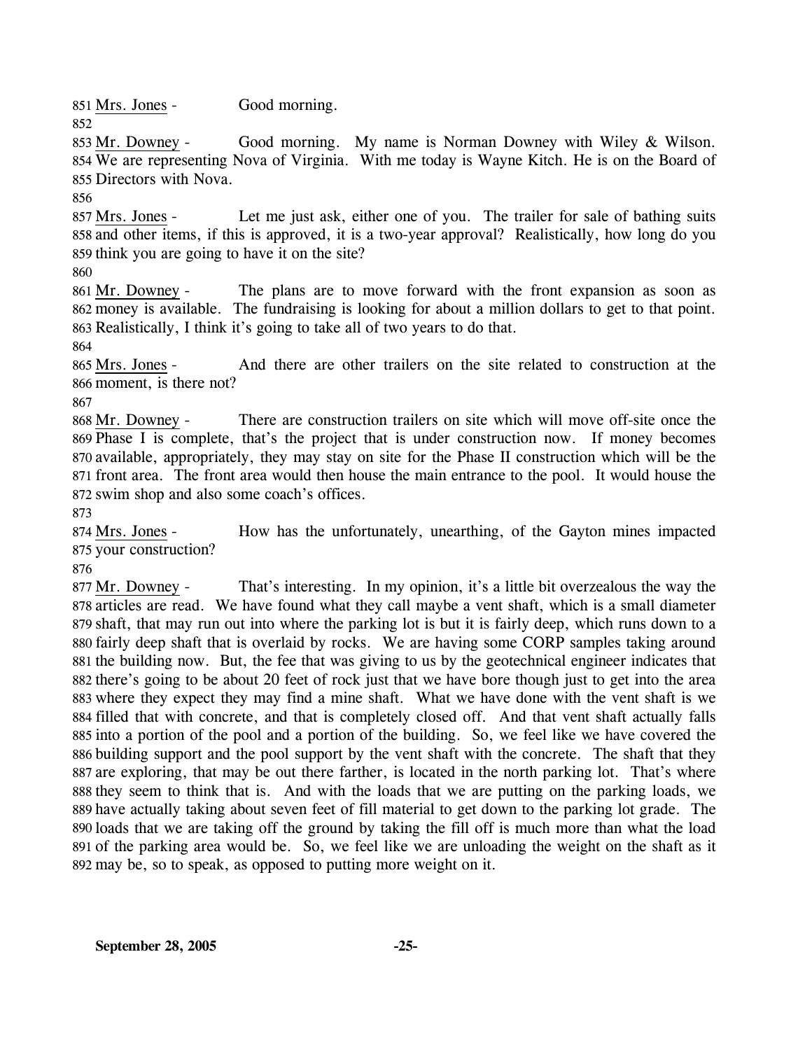851 Mrs. Jones - Good morning.

852

853 Mr. Downey - Good morning. My name is Norman Downey with Wiley & Wilson.
854 We are representing Nova of Virginia. With me today is Wayne Kitch. He is on the Board of
855 Directors with Nova.

856

857 Mrs. Jones - Let me just ask, either one of you. The trailer for sale of bathing suits
858 and other items, if this is approved, it is a two-year approval? Realistically, how long do you
859 think you are going to have it on the site?

860

861 Mr. Downey - The plans are to move forward with the front expansion as soon as
862 money is available. The fundraising is looking for about a million dollars to get to that point.
863 Realistically, I think it's going to take all of two years to do that.

864

865 Mrs. Jones - And there are other trailers on the site related to construction at the
866 moment, is there not?

867

868 Mr. Downey - There are construction trailers on site which will move off-site once the
869 Phase I is complete, that's the project that is under construction now. If money becomes
870 available, appropriately, they may stay on site for the Phase II construction which will be the
871 front area. The front area would then house the main entrance to the pool. It would house the
872 swim shop and also some coach's offices.

873

874 Mrs. Jones - How has the unfortunately, unearthing, of the Gayton mines impacted
875 your construction?

876

877 Mr. Downey - That's interesting. In my opinion, it's a little bit overzealous the way the
878 articles are read. We have found what they call maybe a vent shaft, which is a small diameter
879 shaft, that may run out into where the parking lot is but it is fairly deep, which runs down to a
880 fairly deep shaft that is overlaid by rocks. We are having some CORP samples taking around
881 the building now. But, the fee that was giving to us by the geotechnical engineer indicates that
882 there's going to be about 20 feet of rock just that we have bore though just to get into the area
883 where they expect they may find a mine shaft. What we have done with the vent shaft is we
884 filled that with concrete, and that is completely closed off. And that vent shaft actually falls
885 into a portion of the pool and a portion of the building. So, we feel like we have covered the
886 building support and the pool support by the vent shaft with the concrete. The shaft that they
887 are exploring, that may be out there farther, is located in the north parking lot. That's where
888 they seem to think that is. And with the loads that we are putting on the parking loads, we
889 have actually taking about seven feet of fill material to get down to the parking lot grade. The
890 loads that we are taking off the ground by taking the fill off is much more than what the load
891 of the parking area would be. So, we feel like we are unloading the weight on the shaft as it
892 may be, so to speak, as opposed to putting more weight on it.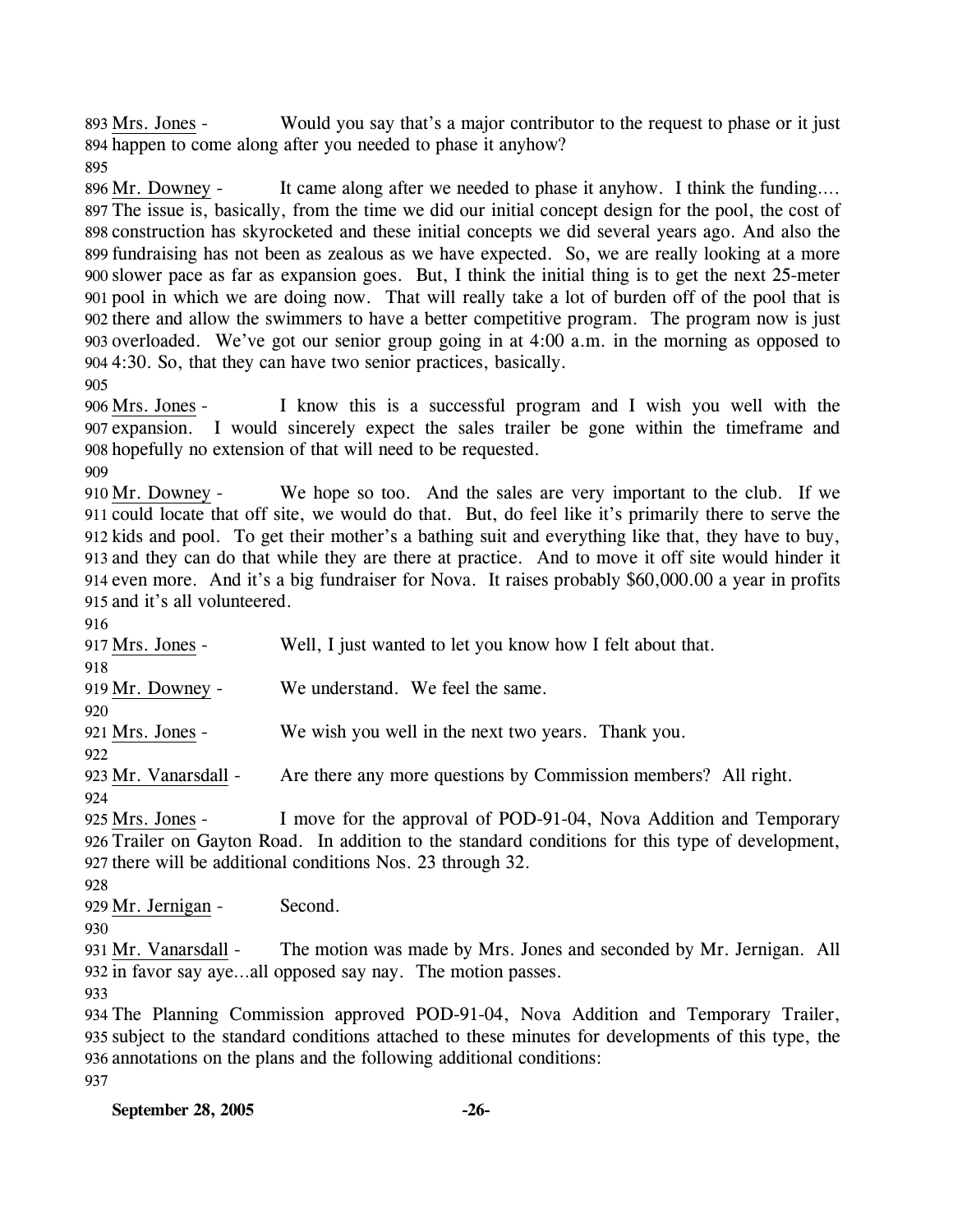Mrs. Jones - Would you say that's a major contributor to the request to phase or it just happen to come along after you needed to phase it anyhow?

Mr. Downey - It came along after we needed to phase it anyhow. I think the funding…. The issue is, basically, from the time we did our initial concept design for the pool, the cost of construction has skyrocketed and these initial concepts we did several years ago. And also the fundraising has not been as zealous as we have expected. So, we are really looking at a more slower pace as far as expansion goes. But, I think the initial thing is to get the next 25-meter pool in which we are doing now. That will really take a lot of burden off of the pool that is there and allow the swimmers to have a better competitive program. The program now is just overloaded. We've got our senior group going in at 4:00 a.m. in the morning as opposed to 4:30. So, that they can have two senior practices, basically.

Mrs. Jones - I know this is a successful program and I wish you well with the expansion. I would sincerely expect the sales trailer be gone within the timeframe and hopefully no extension of that will need to be requested.

Mr. Downey - We hope so too. And the sales are very important to the club. If we could locate that off site, we would do that. But, do feel like it's primarily there to serve the kids and pool. To get their mother's a bathing suit and everything like that, they have to buy, and they can do that while they are there at practice. And to move it off site would hinder it even more. And it's a big fundraiser for Nova. It raises probably $60,000.00 a year in profits and it's all volunteered.

Mrs. Jones - Well, I just wanted to let you know how I felt about that.

Mr. Downey - We understand. We feel the same.

Mrs. Jones - We wish you well in the next two years. Thank you.

Mr. Vanarsdall - Are there any more questions by Commission members? All right.

Mrs. Jones - I move for the approval of POD-91-04, Nova Addition and Temporary Trailer on Gayton Road. In addition to the standard conditions for this type of development, there will be additional conditions Nos. 23 through 32.

Mr. Jernigan - Second.

Mr. Vanarsdall - The motion was made by Mrs. Jones and seconded by Mr. Jernigan. All in favor say aye…all opposed say nay. The motion passes.

The Planning Commission approved POD-91-04, Nova Addition and Temporary Trailer, subject to the standard conditions attached to these minutes for developments of this type, the annotations on the plans and the following additional conditions: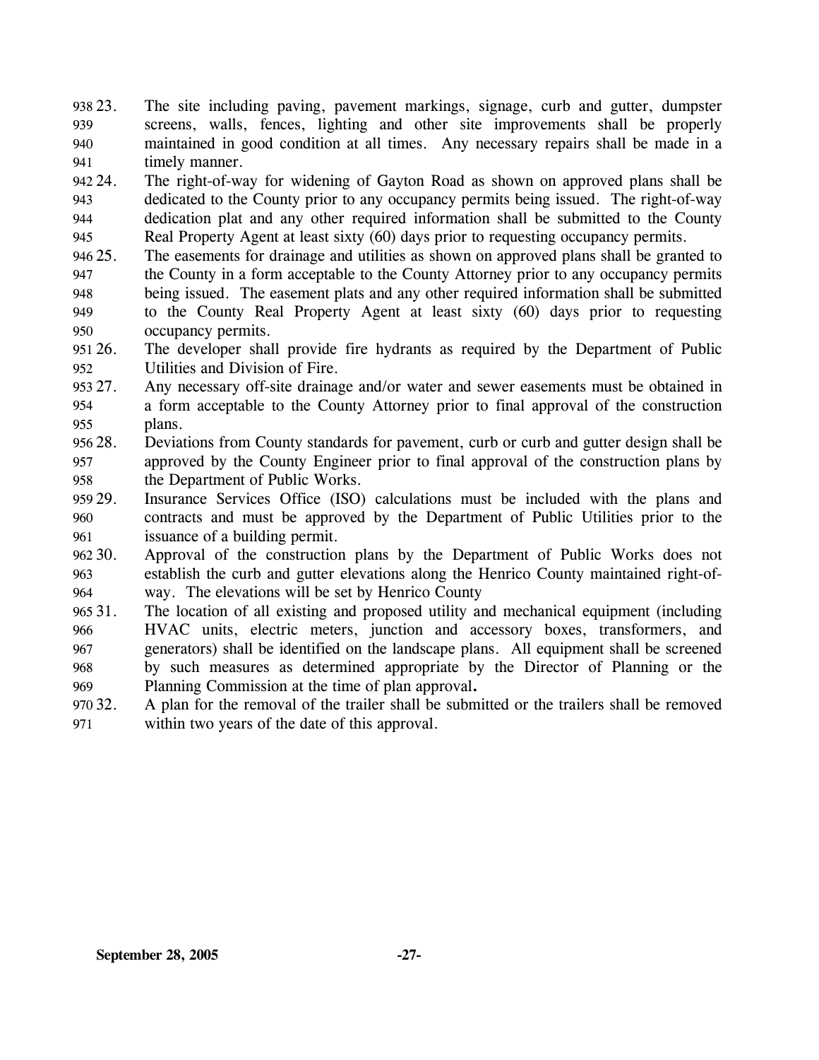23. The site including paving, pavement markings, signage, curb and gutter, dumpster screens, walls, fences, lighting and other site improvements shall be properly maintained in good condition at all times. Any necessary repairs shall be made in a timely manner.
24. The right-of-way for widening of Gayton Road as shown on approved plans shall be dedicated to the County prior to any occupancy permits being issued. The right-of-way dedication plat and any other required information shall be submitted to the County Real Property Agent at least sixty (60) days prior to requesting occupancy permits.
25. The easements for drainage and utilities as shown on approved plans shall be granted to the County in a form acceptable to the County Attorney prior to any occupancy permits being issued. The easement plats and any other required information shall be submitted to the County Real Property Agent at least sixty (60) days prior to requesting occupancy permits.
26. The developer shall provide fire hydrants as required by the Department of Public Utilities and Division of Fire.
27. Any necessary off-site drainage and/or water and sewer easements must be obtained in a form acceptable to the County Attorney prior to final approval of the construction plans.
28. Deviations from County standards for pavement, curb or curb and gutter design shall be approved by the County Engineer prior to final approval of the construction plans by the Department of Public Works.
29. Insurance Services Office (ISO) calculations must be included with the plans and contracts and must be approved by the Department of Public Utilities prior to the issuance of a building permit.
30. Approval of the construction plans by the Department of Public Works does not establish the curb and gutter elevations along the Henrico County maintained right-of-way. The elevations will be set by Henrico County
31. The location of all existing and proposed utility and mechanical equipment (including HVAC units, electric meters, junction and accessory boxes, transformers, and generators) shall be identified on the landscape plans. All equipment shall be screened by such measures as determined appropriate by the Director of Planning or the Planning Commission at the time of plan approval**.**
32. A plan for the removal of the trailer shall be submitted or the trailers shall be removed within two years of the date of this approval.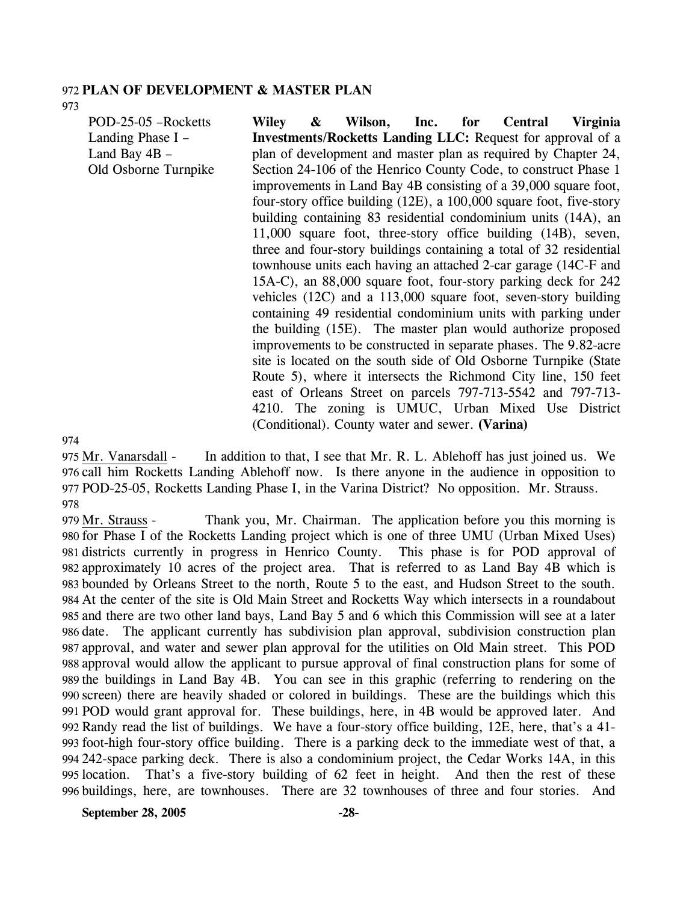**PLAN OF DEVELOPMENT & MASTER PLAN**

POD-25-05 –Rocketts Landing Phase I – Land Bay 4B – Old Osborne Turnpike

**Wiley & Wilson, Inc. for Central Virginia Investments/Rocketts Landing LLC:** Request for approval of a plan of development and master plan as required by Chapter 24, Section 24-106 of the Henrico County Code, to construct Phase 1 improvements in Land Bay 4B consisting of a 39,000 square foot, four-story office building (12E), a 100,000 square foot, five-story building containing 83 residential condominium units (14A), an 11,000 square foot, three-story office building (14B), seven, three and four-story buildings containing a total of 32 residential townhouse units each having an attached 2-car garage (14C-F and 15A-C), an 88,000 square foot, four-story parking deck for 242 vehicles (12C) and a 113,000 square foot, seven-story building containing 49 residential condominium units with parking under the building (15E). The master plan would authorize proposed improvements to be constructed in separate phases. The 9.82-acre site is located on the south side of Old Osborne Turnpike (State Route 5), where it intersects the Richmond City line, 150 feet east of Orleans Street on parcels 797-713-5542 and 797-713-4210. The zoning is UMUC, Urban Mixed Use District (Conditional). County water and sewer. **(Varina)**

Mr. Vanarsdall - In addition to that, I see that Mr. R. L. Ablehoff has just joined us. We call him Rocketts Landing Ablehoff now. Is there anyone in the audience in opposition to POD-25-05, Rocketts Landing Phase I, in the Varina District? No opposition. Mr. Strauss.

Mr. Strauss - Thank you, Mr. Chairman. The application before you this morning is for Phase I of the Rocketts Landing project which is one of three UMU (Urban Mixed Uses) districts currently in progress in Henrico County. This phase is for POD approval of approximately 10 acres of the project area. That is referred to as Land Bay 4B which is bounded by Orleans Street to the north, Route 5 to the east, and Hudson Street to the south. At the center of the site is Old Main Street and Rocketts Way which intersects in a roundabout and there are two other land bays, Land Bay 5 and 6 which this Commission will see at a later date. The applicant currently has subdivision plan approval, subdivision construction plan approval, and water and sewer plan approval for the utilities on Old Main street. This POD approval would allow the applicant to pursue approval of final construction plans for some of the buildings in Land Bay 4B. You can see in this graphic (referring to rendering on the screen) there are heavily shaded or colored in buildings. These are the buildings which this POD would grant approval for. These buildings, here, in 4B would be approved later. And Randy read the list of buildings. We have a four-story office building, 12E, here, that's a 41-foot-high four-story office building. There is a parking deck to the immediate west of that, a 242-space parking deck. There is also a condominium project, the Cedar Works 14A, in this location. That's a five-story building of 62 feet in height. And then the rest of these buildings, here, are townhouses. There are 32 townhouses of three and four stories. And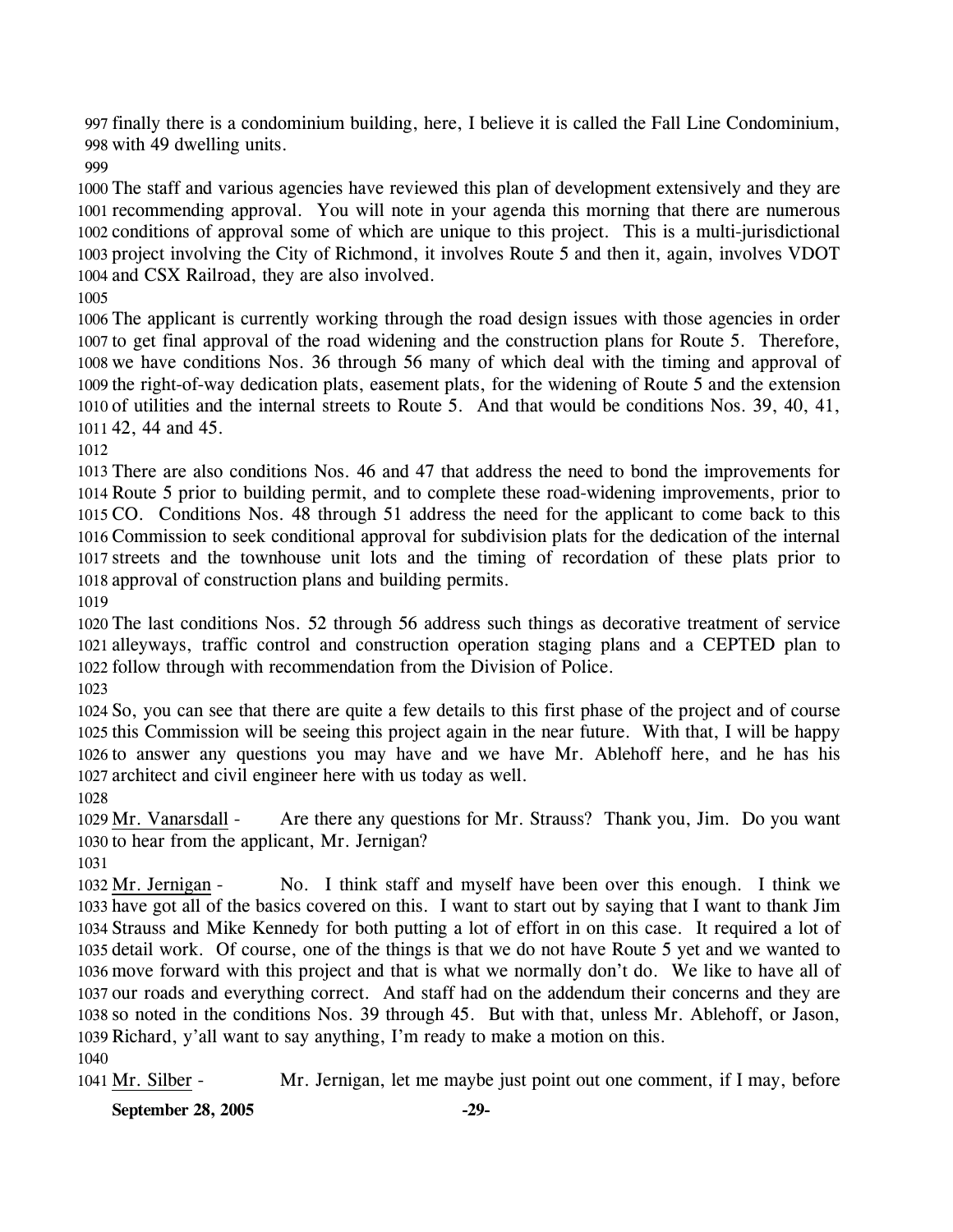finally there is a condominium building, here, I believe it is called the Fall Line Condominium, with 49 dwelling units.

The staff and various agencies have reviewed this plan of development extensively and they are recommending approval. You will note in your agenda this morning that there are numerous conditions of approval some of which are unique to this project. This is a multi-jurisdictional project involving the City of Richmond, it involves Route 5 and then it, again, involves VDOT and CSX Railroad, they are also involved.

The applicant is currently working through the road design issues with those agencies in order to get final approval of the road widening and the construction plans for Route 5. Therefore, we have conditions Nos. 36 through 56 many of which deal with the timing and approval of the right-of-way dedication plats, easement plats, for the widening of Route 5 and the extension of utilities and the internal streets to Route 5. And that would be conditions Nos. 39, 40, 41, 42, 44 and 45.

There are also conditions Nos. 46 and 47 that address the need to bond the improvements for Route 5 prior to building permit, and to complete these road-widening improvements, prior to CO. Conditions Nos. 48 through 51 address the need for the applicant to come back to this Commission to seek conditional approval for subdivision plats for the dedication of the internal streets and the townhouse unit lots and the timing of recordation of these plats prior to approval of construction plans and building permits.

The last conditions Nos. 52 through 56 address such things as decorative treatment of service alleyways, traffic control and construction operation staging plans and a CEPTED plan to follow through with recommendation from the Division of Police.

So, you can see that there are quite a few details to this first phase of the project and of course this Commission will be seeing this project again in the near future. With that, I will be happy to answer any questions you may have and we have Mr. Ablehoff here, and he has his architect and civil engineer here with us today as well.

Mr. Vanarsdall - Are there any questions for Mr. Strauss? Thank you, Jim. Do you want to hear from the applicant, Mr. Jernigan?

Mr. Jernigan - No. I think staff and myself have been over this enough. I think we have got all of the basics covered on this. I want to start out by saying that I want to thank Jim Strauss and Mike Kennedy for both putting a lot of effort in on this case. It required a lot of detail work. Of course, one of the things is that we do not have Route 5 yet and we wanted to move forward with this project and that is what we normally don't do. We like to have all of our roads and everything correct. And staff had on the addendum their concerns and they are so noted in the conditions Nos. 39 through 45. But with that, unless Mr. Ablehoff, or Jason, Richard, y'all want to say anything, I'm ready to make a motion on this.

Mr. Silber - Mr. Jernigan, let me maybe just point out one comment, if I may, before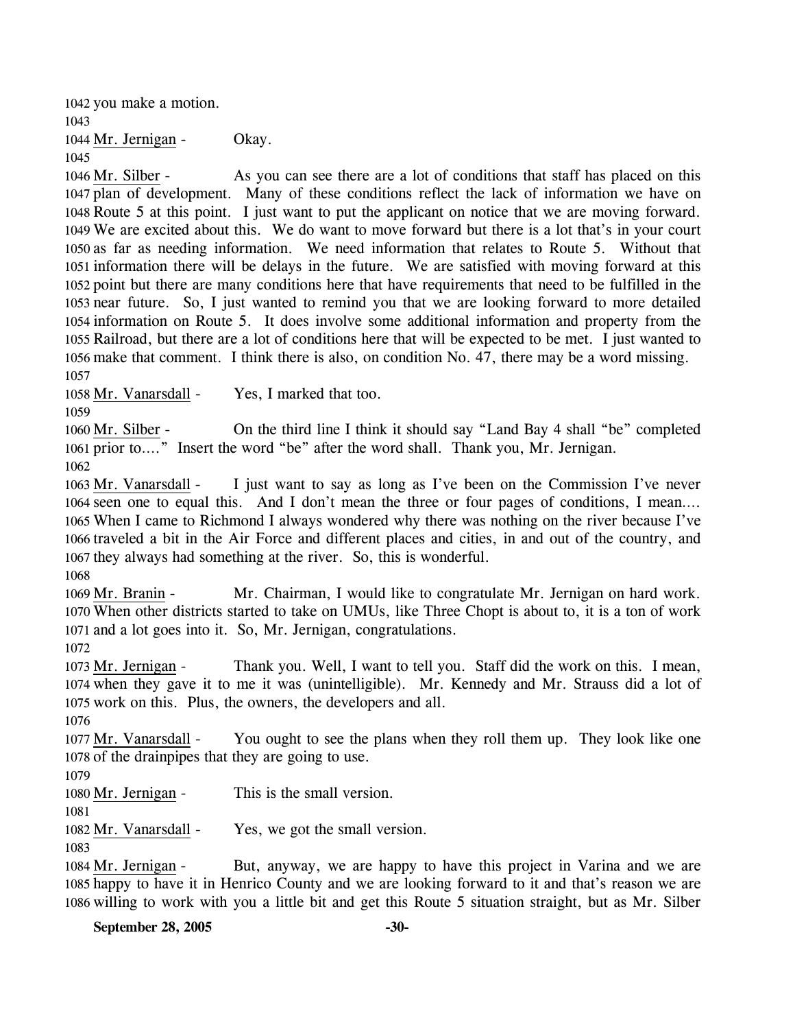you make a motion.

Mr. Jernigan - Okay.

Mr. Silber - As you can see there are a lot of conditions that staff has placed on this plan of development. Many of these conditions reflect the lack of information we have on Route 5 at this point. I just want to put the applicant on notice that we are moving forward. We are excited about this. We do want to move forward but there is a lot that's in your court as far as needing information. We need information that relates to Route 5. Without that information there will be delays in the future. We are satisfied with moving forward at this point but there are many conditions here that have requirements that need to be fulfilled in the near future. So, I just wanted to remind you that we are looking forward to more detailed information on Route 5. It does involve some additional information and property from the Railroad, but there are a lot of conditions here that will be expected to be met. I just wanted to make that comment. I think there is also, on condition No. 47, there may be a word missing.

Mr. Vanarsdall - Yes, I marked that too.

Mr. Silber - On the third line I think it should say "Land Bay 4 shall "be" completed prior to…." Insert the word "be" after the word shall. Thank you, Mr. Jernigan.

Mr. Vanarsdall - I just want to say as long as I've been on the Commission I've never seen one to equal this. And I don't mean the three or four pages of conditions, I mean…. When I came to Richmond I always wondered why there was nothing on the river because I've traveled a bit in the Air Force and different places and cities, in and out of the country, and they always had something at the river. So, this is wonderful.

Mr. Branin - Mr. Chairman, I would like to congratulate Mr. Jernigan on hard work. When other districts started to take on UMUs, like Three Chopt is about to, it is a ton of work and a lot goes into it. So, Mr. Jernigan, congratulations.

Mr. Jernigan - Thank you. Well, I want to tell you. Staff did the work on this. I mean, when they gave it to me it was (unintelligible). Mr. Kennedy and Mr. Strauss did a lot of work on this. Plus, the owners, the developers and all.

Mr. Vanarsdall - You ought to see the plans when they roll them up. They look like one of the drainpipes that they are going to use.

Mr. Jernigan - This is the small version.

Mr. Vanarsdall - Yes, we got the small version.

Mr. Jernigan - But, anyway, we are happy to have this project in Varina and we are happy to have it in Henrico County and we are looking forward to it and that's reason we are willing to work with you a little bit and get this Route 5 situation straight, but as Mr. Silber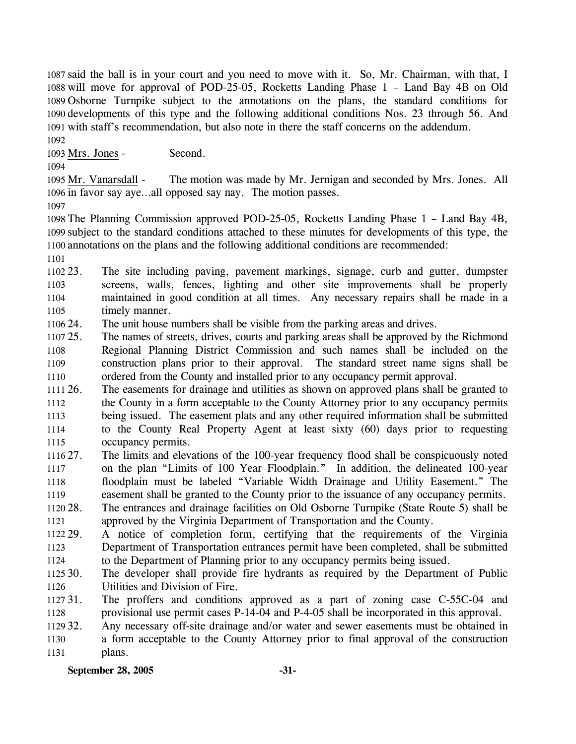said the ball is in your court and you need to move with it. So, Mr. Chairman, with that, I will move for approval of POD-25-05, Rocketts Landing Phase 1 – Land Bay 4B on Old Osborne Turnpike subject to the annotations on the plans, the standard conditions for developments of this type and the following additional conditions Nos. 23 through 56. And with staff's recommendation, but also note in there the staff concerns on the addendum.

Mrs. Jones - Second.

Mr. Vanarsdall - The motion was made by Mr. Jernigan and seconded by Mrs. Jones. All in favor say aye…all opposed say nay. The motion passes.

The Planning Commission approved POD-25-05, Rocketts Landing Phase 1 – Land Bay 4B, subject to the standard conditions attached to these minutes for developments of this type, the annotations on the plans and the following additional conditions are recommended:

23. The site including paving, pavement markings, signage, curb and gutter, dumpster screens, walls, fences, lighting and other site improvements shall be properly maintained in good condition at all times. Any necessary repairs shall be made in a timely manner.
24. The unit house numbers shall be visible from the parking areas and drives.
25. The names of streets, drives, courts and parking areas shall be approved by the Richmond Regional Planning District Commission and such names shall be included on the construction plans prior to their approval. The standard street name signs shall be ordered from the County and installed prior to any occupancy permit approval.
26. The easements for drainage and utilities as shown on approved plans shall be granted to the County in a form acceptable to the County Attorney prior to any occupancy permits being issued. The easement plats and any other required information shall be submitted to the County Real Property Agent at least sixty (60) days prior to requesting occupancy permits.
27. The limits and elevations of the 100-year frequency flood shall be conspicuously noted on the plan "Limits of 100 Year Floodplain." In addition, the delineated 100-year floodplain must be labeled "Variable Width Drainage and Utility Easement." The easement shall be granted to the County prior to the issuance of any occupancy permits.
28. The entrances and drainage facilities on Old Osborne Turnpike (State Route 5) shall be approved by the Virginia Department of Transportation and the County.
29. A notice of completion form, certifying that the requirements of the Virginia Department of Transportation entrances permit have been completed, shall be submitted to the Department of Planning prior to any occupancy permits being issued.
30. The developer shall provide fire hydrants as required by the Department of Public Utilities and Division of Fire.
31. The proffers and conditions approved as a part of zoning case C-55C-04 and provisional use permit cases P-14-04 and P-4-05 shall be incorporated in this approval.
32. Any necessary off-site drainage and/or water and sewer easements must be obtained in a form acceptable to the County Attorney prior to final approval of the construction plans.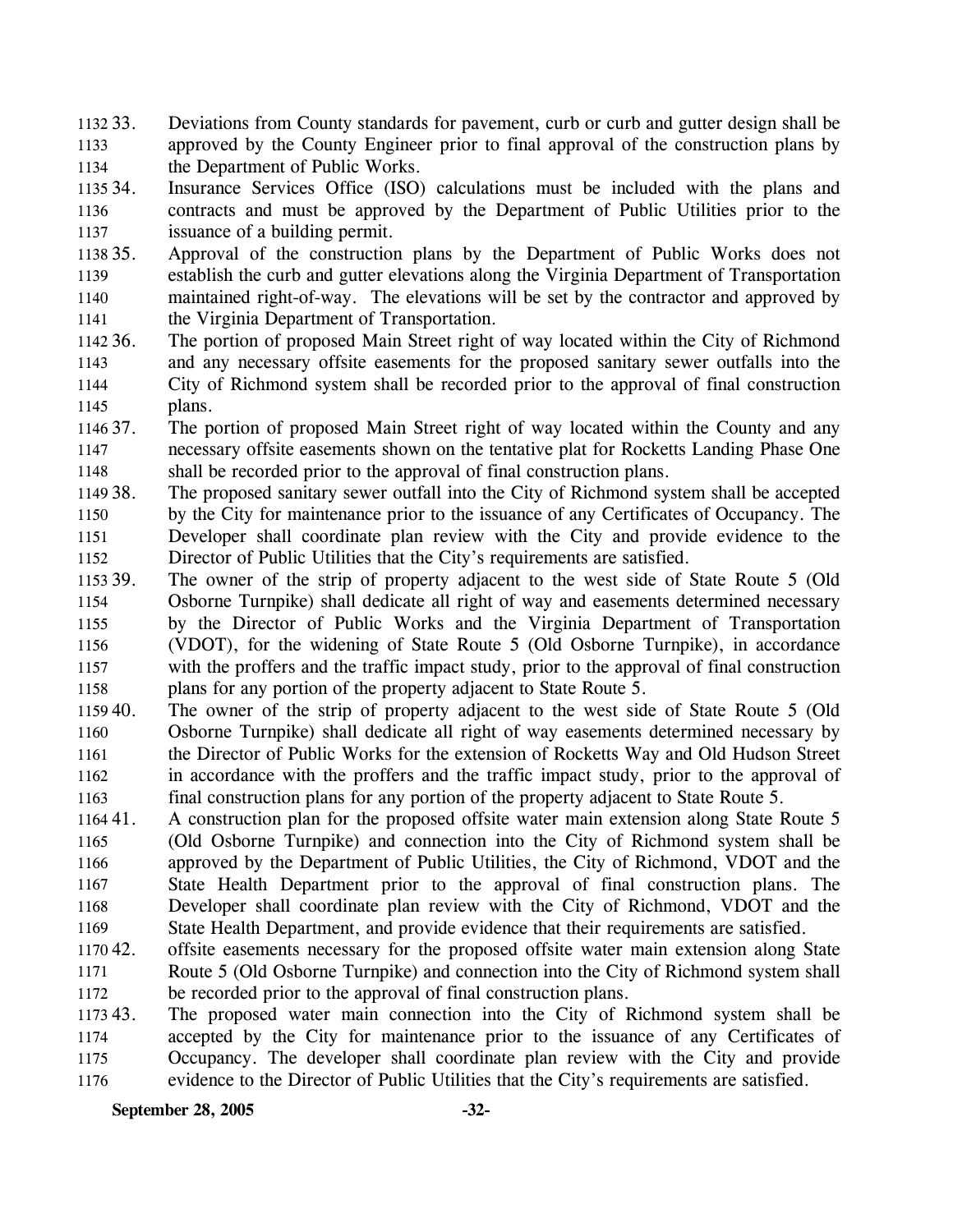33. Deviations from County standards for pavement, curb or curb and gutter design shall be approved by the County Engineer prior to final approval of the construction plans by the Department of Public Works.
34. Insurance Services Office (ISO) calculations must be included with the plans and contracts and must be approved by the Department of Public Utilities prior to the issuance of a building permit.
35. Approval of the construction plans by the Department of Public Works does not establish the curb and gutter elevations along the Virginia Department of Transportation maintained right-of-way. The elevations will be set by the contractor and approved by the Virginia Department of Transportation.
36. The portion of proposed Main Street right of way located within the City of Richmond and any necessary offsite easements for the proposed sanitary sewer outfalls into the City of Richmond system shall be recorded prior to the approval of final construction plans.
37. The portion of proposed Main Street right of way located within the County and any necessary offsite easements shown on the tentative plat for Rocketts Landing Phase One shall be recorded prior to the approval of final construction plans.
38. The proposed sanitary sewer outfall into the City of Richmond system shall be accepted by the City for maintenance prior to the issuance of any Certificates of Occupancy. The Developer shall coordinate plan review with the City and provide evidence to the Director of Public Utilities that the City's requirements are satisfied.
39. The owner of the strip of property adjacent to the west side of State Route 5 (Old Osborne Turnpike) shall dedicate all right of way and easements determined necessary by the Director of Public Works and the Virginia Department of Transportation (VDOT), for the widening of State Route 5 (Old Osborne Turnpike), in accordance with the proffers and the traffic impact study, prior to the approval of final construction plans for any portion of the property adjacent to State Route 5.
40. The owner of the strip of property adjacent to the west side of State Route 5 (Old Osborne Turnpike) shall dedicate all right of way easements determined necessary by the Director of Public Works for the extension of Rocketts Way and Old Hudson Street in accordance with the proffers and the traffic impact study, prior to the approval of final construction plans for any portion of the property adjacent to State Route 5.
41. A construction plan for the proposed offsite water main extension along State Route 5 (Old Osborne Turnpike) and connection into the City of Richmond system shall be approved by the Department of Public Utilities, the City of Richmond, VDOT and the State Health Department prior to the approval of final construction plans. The Developer shall coordinate plan review with the City of Richmond, VDOT and the State Health Department, and provide evidence that their requirements are satisfied.
42. offsite easements necessary for the proposed offsite water main extension along State Route 5 (Old Osborne Turnpike) and connection into the City of Richmond system shall be recorded prior to the approval of final construction plans.
43. The proposed water main connection into the City of Richmond system shall be accepted by the City for maintenance prior to the issuance of any Certificates of Occupancy. The developer shall coordinate plan review with the City and provide evidence to the Director of Public Utilities that the City's requirements are satisfied.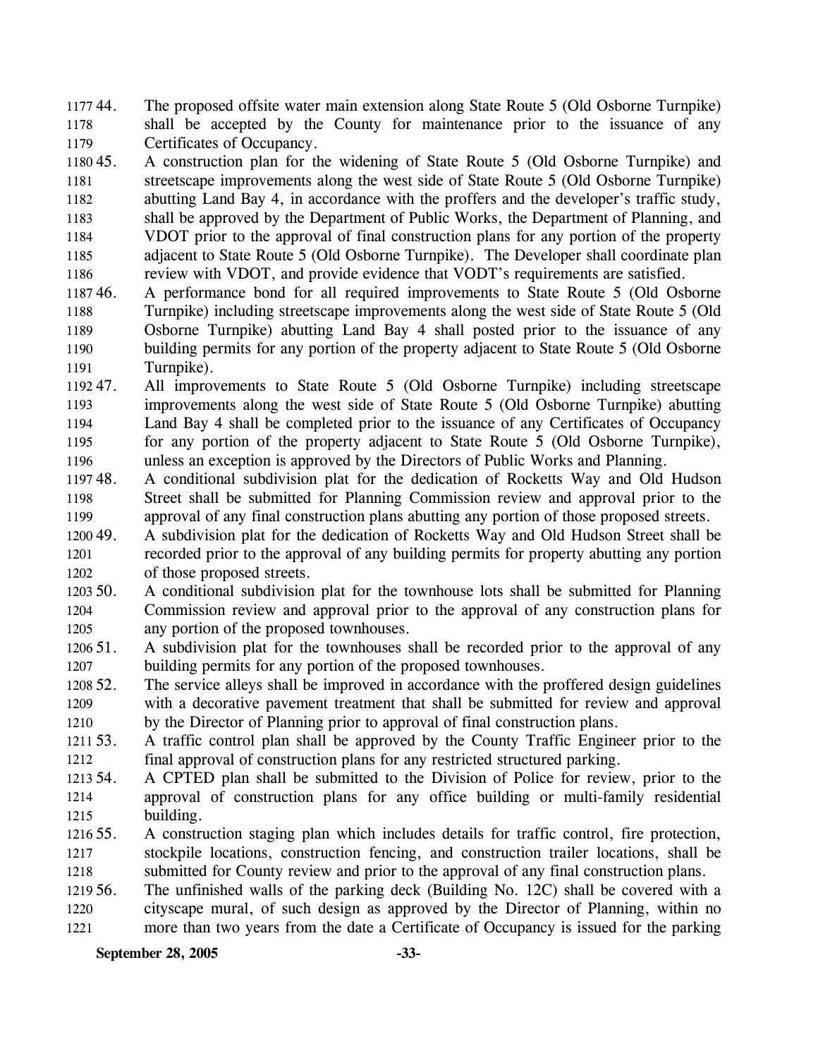44. The proposed offsite water main extension along State Route 5 (Old Osborne Turnpike) shall be accepted by the County for maintenance prior to the issuance of any Certificates of Occupancy.

45. A construction plan for the widening of State Route 5 (Old Osborne Turnpike) and streetscape improvements along the west side of State Route 5 (Old Osborne Turnpike) abutting Land Bay 4, in accordance with the proffers and the developer's traffic study, shall be approved by the Department of Public Works, the Department of Planning, and VDOT prior to the approval of final construction plans for any portion of the property adjacent to State Route 5 (Old Osborne Turnpike). The Developer shall coordinate plan review with VDOT, and provide evidence that VODT's requirements are satisfied.

46. A performance bond for all required improvements to State Route 5 (Old Osborne Turnpike) including streetscape improvements along the west side of State Route 5 (Old Osborne Turnpike) abutting Land Bay 4 shall posted prior to the issuance of any building permits for any portion of the property adjacent to State Route 5 (Old Osborne Turnpike).

47. All improvements to State Route 5 (Old Osborne Turnpike) including streetscape improvements along the west side of State Route 5 (Old Osborne Turnpike) abutting Land Bay 4 shall be completed prior to the issuance of any Certificates of Occupancy for any portion of the property adjacent to State Route 5 (Old Osborne Turnpike), unless an exception is approved by the Directors of Public Works and Planning.

48. A conditional subdivision plat for the dedication of Rocketts Way and Old Hudson Street shall be submitted for Planning Commission review and approval prior to the approval of any final construction plans abutting any portion of those proposed streets.

49. A subdivision plat for the dedication of Rocketts Way and Old Hudson Street shall be recorded prior to the approval of any building permits for property abutting any portion of those proposed streets.

50. A conditional subdivision plat for the townhouse lots shall be submitted for Planning Commission review and approval prior to the approval of any construction plans for any portion of the proposed townhouses.

51. A subdivision plat for the townhouses shall be recorded prior to the approval of any building permits for any portion of the proposed townhouses.

52. The service alleys shall be improved in accordance with the proffered design guidelines with a decorative pavement treatment that shall be submitted for review and approval by the Director of Planning prior to approval of final construction plans.

53. A traffic control plan shall be approved by the County Traffic Engineer prior to the final approval of construction plans for any restricted structured parking.

54. A CPTED plan shall be submitted to the Division of Police for review, prior to the approval of construction plans for any office building or multi-family residential building.

55. A construction staging plan which includes details for traffic control, fire protection, stockpile locations, construction fencing, and construction trailer locations, shall be submitted for County review and prior to the approval of any final construction plans.

56. The unfinished walls of the parking deck (Building No. 12C) shall be covered with a cityscape mural, of such design as approved by the Director of Planning, within no more than two years from the date a Certificate of Occupancy is issued for the parking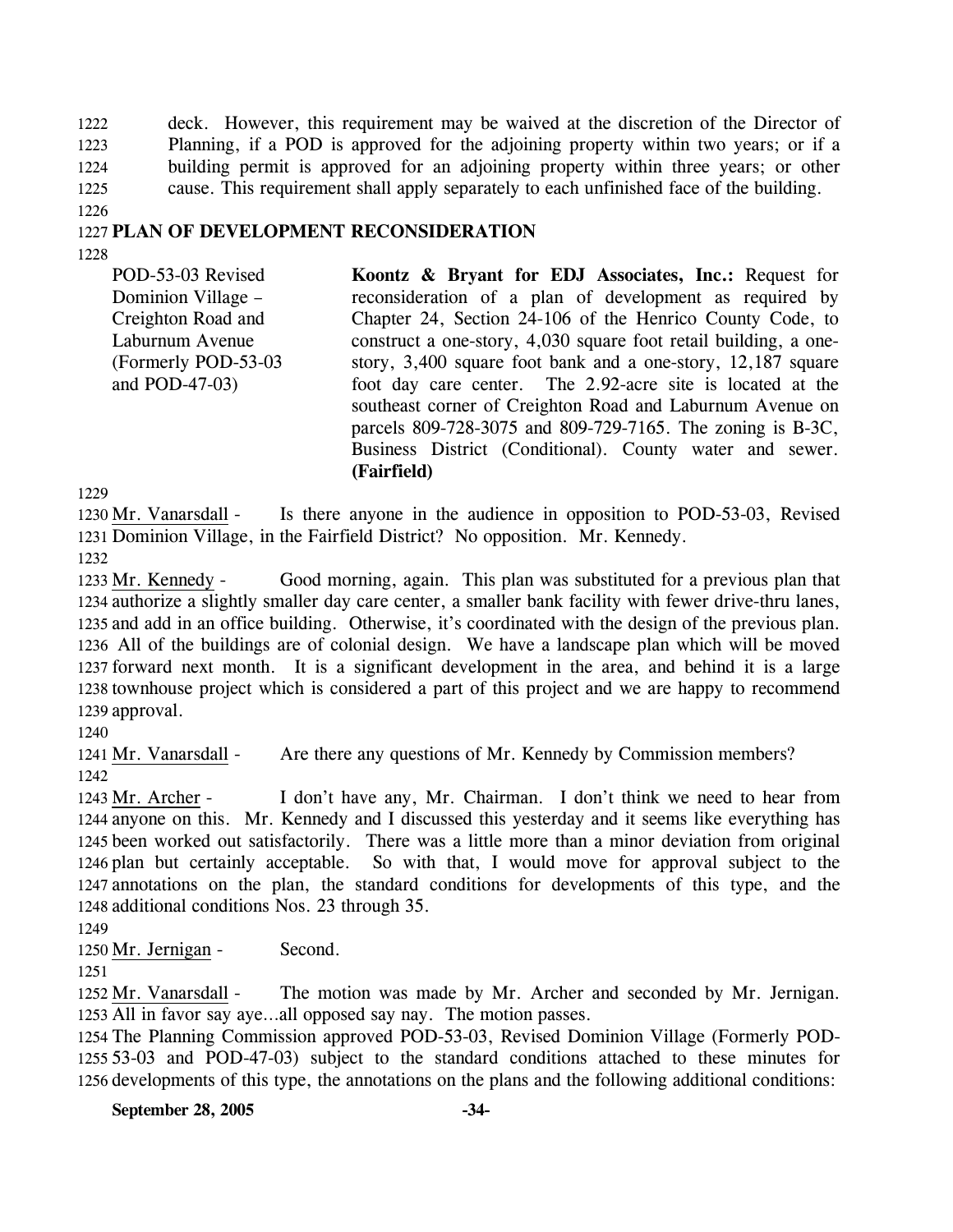deck. However, this requirement may be waived at the discretion of the Director of Planning, if a POD is approved for the adjoining property within two years; or if a building permit is approved for an adjoining property within three years; or other cause. This requirement shall apply separately to each unfinished face of the building.

## PLAN OF DEVELOPMENT RECONSIDERATION

| POD-53-03 Revised Dominion Village – Creighton Road and Laburnum Avenue (Formerly POD-53-03 and POD-47-03) | **Koontz & Bryant for EDJ Associates, Inc.:** Request for reconsideration of a plan of development as required by Chapter 24, Section 24-106 of the Henrico County Code, to construct a one-story, 4,030 square foot retail building, a one-story, 3,400 square foot bank and a one-story, 12,187 square foot day care center. The 2.92-acre site is located at the southeast corner of Creighton Road and Laburnum Avenue on parcels 809-728-3075 and 809-729-7165. The zoning is B-3C, Business District (Conditional). County water and sewer. **(Fairfield)** |
|---|---|

Mr. Vanarsdall - Is there anyone in the audience in opposition to POD-53-03, Revised Dominion Village, in the Fairfield District? No opposition. Mr. Kennedy.

Mr. Kennedy - Good morning, again. This plan was substituted for a previous plan that authorize a slightly smaller day care center, a smaller bank facility with fewer drive-thru lanes, and add in an office building. Otherwise, it's coordinated with the design of the previous plan. All of the buildings are of colonial design. We have a landscape plan which will be moved forward next month. It is a significant development in the area, and behind it is a large townhouse project which is considered a part of this project and we are happy to recommend approval.

Mr. Vanarsdall - Are there any questions of Mr. Kennedy by Commission members?

Mr. Archer - I don't have any, Mr. Chairman. I don't think we need to hear from anyone on this. Mr. Kennedy and I discussed this yesterday and it seems like everything has been worked out satisfactorily. There was a little more than a minor deviation from original plan but certainly acceptable. So with that, I would move for approval subject to the annotations on the plan, the standard conditions for developments of this type, and the additional conditions Nos. 23 through 35.

Mr. Jernigan - Second.

Mr. Vanarsdall - The motion was made by Mr. Archer and seconded by Mr. Jernigan. All in favor say aye…all opposed say nay. The motion passes.

The Planning Commission approved POD-53-03, Revised Dominion Village (Formerly POD-53-03 and POD-47-03) subject to the standard conditions attached to these minutes for developments of this type, the annotations on the plans and the following additional conditions: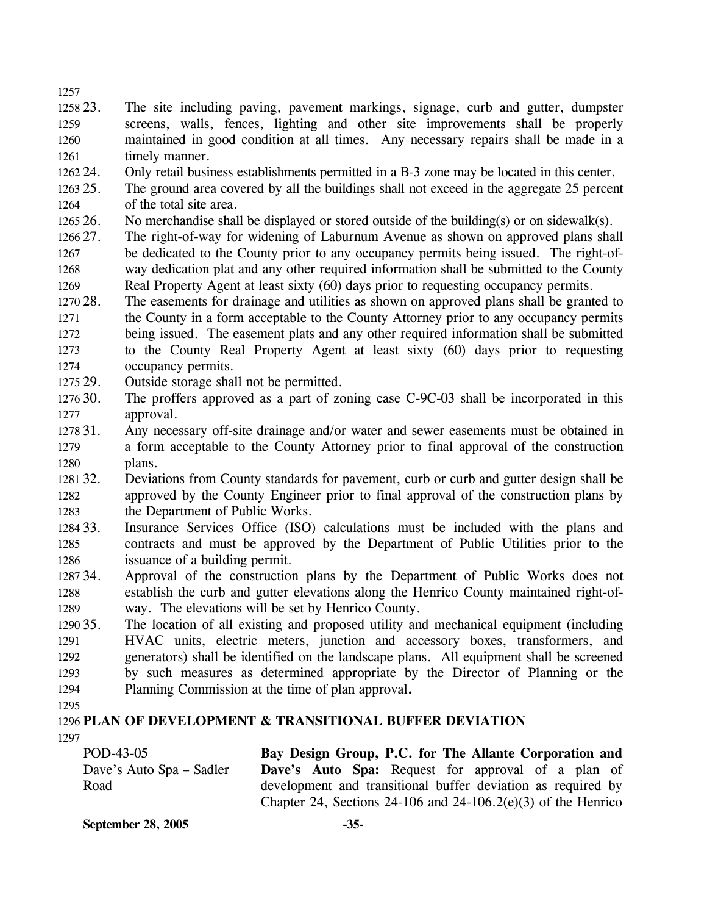23. The site including paving, pavement markings, signage, curb and gutter, dumpster screens, walls, fences, lighting and other site improvements shall be properly maintained in good condition at all times. Any necessary repairs shall be made in a timely manner.
24. Only retail business establishments permitted in a B-3 zone may be located in this center.
25. The ground area covered by all the buildings shall not exceed in the aggregate 25 percent of the total site area.
26. No merchandise shall be displayed or stored outside of the building(s) or on sidewalk(s).
27. The right-of-way for widening of Laburnum Avenue as shown on approved plans shall be dedicated to the County prior to any occupancy permits being issued. The right-of-way dedication plat and any other required information shall be submitted to the County Real Property Agent at least sixty (60) days prior to requesting occupancy permits.
28. The easements for drainage and utilities as shown on approved plans shall be granted to the County in a form acceptable to the County Attorney prior to any occupancy permits being issued. The easement plats and any other required information shall be submitted to the County Real Property Agent at least sixty (60) days prior to requesting occupancy permits.
29. Outside storage shall not be permitted.
30. The proffers approved as a part of zoning case C-9C-03 shall be incorporated in this approval.
31. Any necessary off-site drainage and/or water and sewer easements must be obtained in a form acceptable to the County Attorney prior to final approval of the construction plans.
32. Deviations from County standards for pavement, curb or curb and gutter design shall be approved by the County Engineer prior to final approval of the construction plans by the Department of Public Works.
33. Insurance Services Office (ISO) calculations must be included with the plans and contracts and must be approved by the Department of Public Utilities prior to the issuance of a building permit.
34. Approval of the construction plans by the Department of Public Works does not establish the curb and gutter elevations along the Henrico County maintained right-of-way. The elevations will be set by Henrico County.
35. The location of all existing and proposed utility and mechanical equipment (including HVAC units, electric meters, junction and accessory boxes, transformers, and generators) shall be identified on the landscape plans. All equipment shall be screened by such measures as determined appropriate by the Director of Planning or the Planning Commission at the time of plan approval**.**

**PLAN OF DEVELOPMENT & TRANSITIONAL BUFFER DEVIATION**

POD-43-05
Dave's Auto Spa – Sadler Road

**Bay Design Group, P.C. for The Allante Corporation and Dave's Auto Spa:** Request for approval of a plan of development and transitional buffer deviation as required by Chapter 24, Sections 24-106 and 24-106.2(e)(3) of the Henrico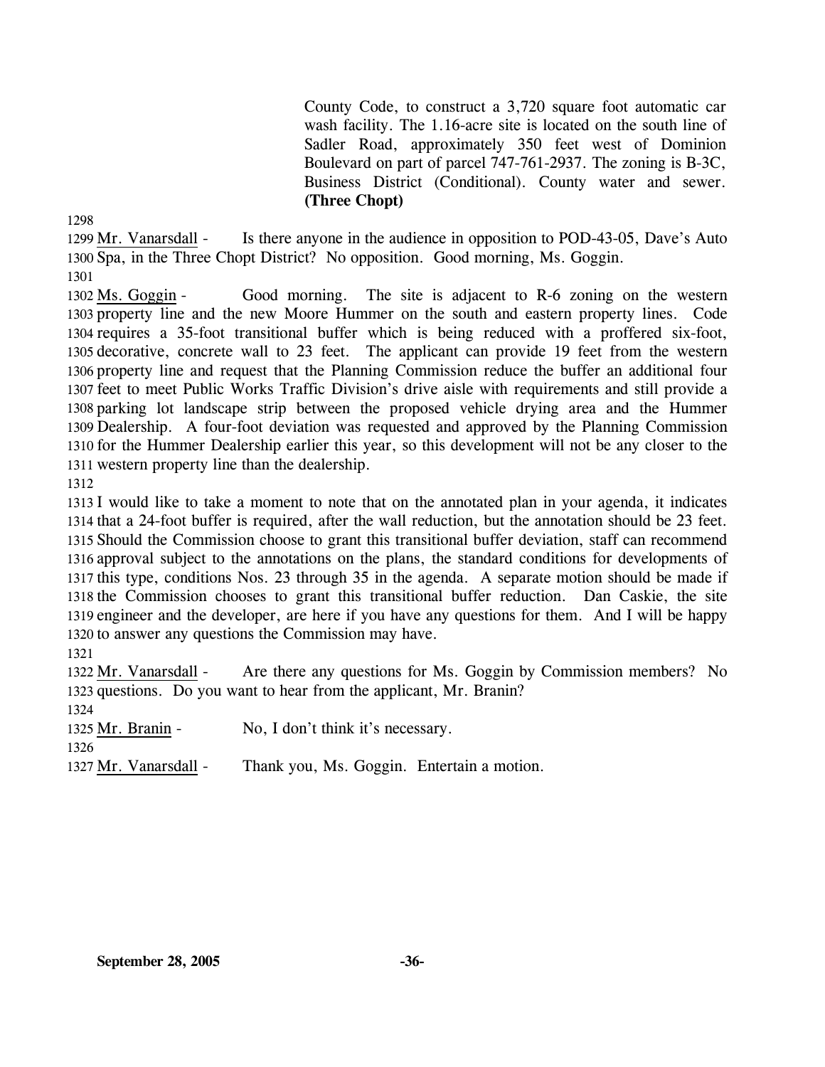County Code, to construct a 3,720 square foot automatic car wash facility. The 1.16-acre site is located on the south line of Sadler Road, approximately 350 feet west of Dominion Boulevard on part of parcel 747-761-2937. The zoning is B-3C, Business District (Conditional). County water and sewer. **(Three Chopt)**

1298

1299 Mr. Vanarsdall - Is there anyone in the audience in opposition to POD-43-05, Dave's Auto 1300 Spa, in the Three Chopt District? No opposition. Good morning, Ms. Goggin.

1301

1302 Ms. Goggin - Good morning. The site is adjacent to R-6 zoning on the western 1303 property line and the new Moore Hummer on the south and eastern property lines. Code 1304 requires a 35-foot transitional buffer which is being reduced with a proffered six-foot, 1305 decorative, concrete wall to 23 feet. The applicant can provide 19 feet from the western 1306 property line and request that the Planning Commission reduce the buffer an additional four 1307 feet to meet Public Works Traffic Division's drive aisle with requirements and still provide a 1308 parking lot landscape strip between the proposed vehicle drying area and the Hummer 1309 Dealership. A four-foot deviation was requested and approved by the Planning Commission 1310 for the Hummer Dealership earlier this year, so this development will not be any closer to the 1311 western property line than the dealership.

1312

1313 I would like to take a moment to note that on the annotated plan in your agenda, it indicates 1314 that a 24-foot buffer is required, after the wall reduction, but the annotation should be 23 feet. 1315 Should the Commission choose to grant this transitional buffer deviation, staff can recommend 1316 approval subject to the annotations on the plans, the standard conditions for developments of 1317 this type, conditions Nos. 23 through 35 in the agenda. A separate motion should be made if 1318 the Commission chooses to grant this transitional buffer reduction. Dan Caskie, the site 1319 engineer and the developer, are here if you have any questions for them. And I will be happy 1320 to answer any questions the Commission may have.

1321

1322 Mr. Vanarsdall - Are there any questions for Ms. Goggin by Commission members? No 1323 questions. Do you want to hear from the applicant, Mr. Branin?

1324

1325 Mr. Branin - No, I don't think it's necessary.

1326

1327 Mr. Vanarsdall - Thank you, Ms. Goggin. Entertain a motion.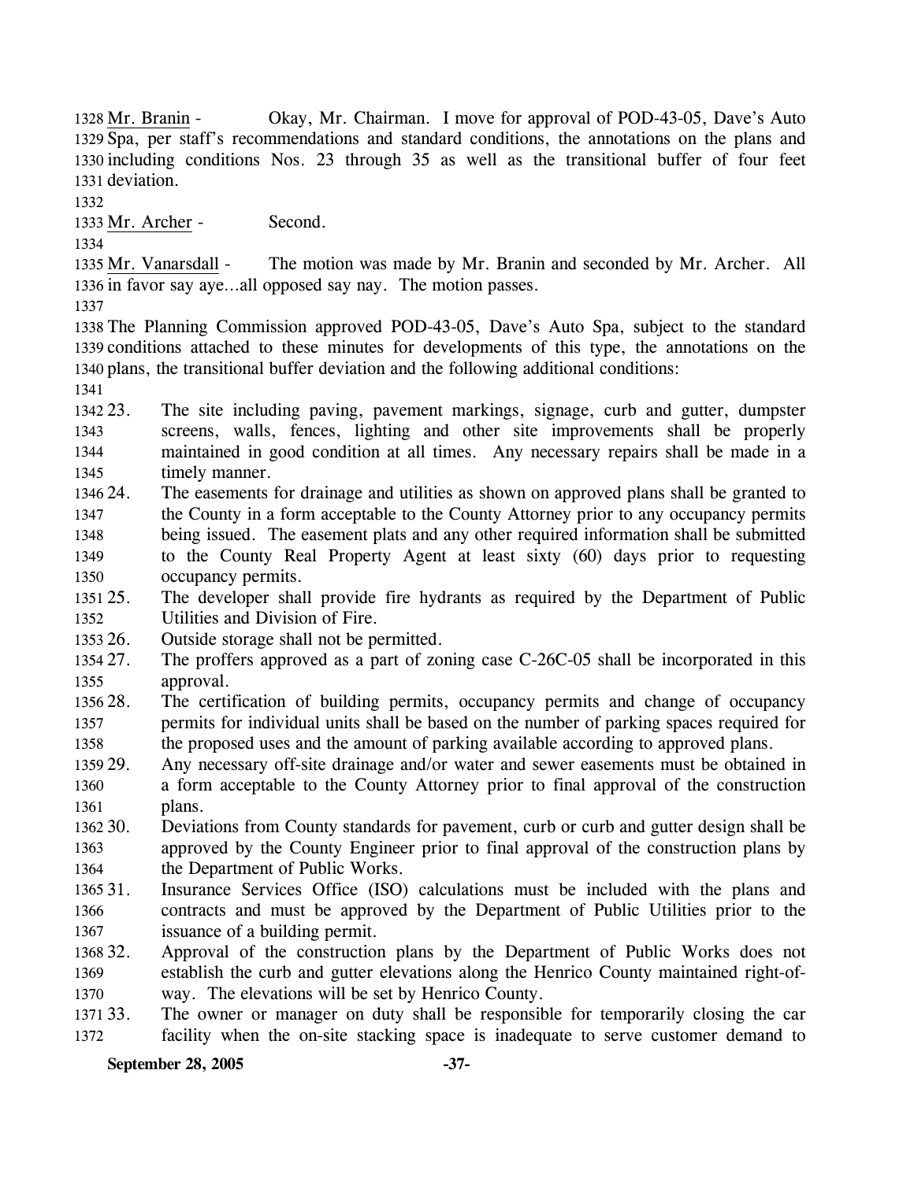Mr. Branin - Okay, Mr. Chairman. I move for approval of POD-43-05, Dave's Auto Spa, per staff's recommendations and standard conditions, the annotations on the plans and including conditions Nos. 23 through 35 as well as the transitional buffer of four feet deviation.

Mr. Archer - Second.

Mr. Vanarsdall - The motion was made by Mr. Branin and seconded by Mr. Archer. All in favor say aye…all opposed say nay. The motion passes.

The Planning Commission approved POD-43-05, Dave's Auto Spa, subject to the standard conditions attached to these minutes for developments of this type, the annotations on the plans, the transitional buffer deviation and the following additional conditions:

23. The site including paving, pavement markings, signage, curb and gutter, dumpster screens, walls, fences, lighting and other site improvements shall be properly maintained in good condition at all times. Any necessary repairs shall be made in a timely manner.
24. The easements for drainage and utilities as shown on approved plans shall be granted to the County in a form acceptable to the County Attorney prior to any occupancy permits being issued. The easement plats and any other required information shall be submitted to the County Real Property Agent at least sixty (60) days prior to requesting occupancy permits.
25. The developer shall provide fire hydrants as required by the Department of Public Utilities and Division of Fire.
26. Outside storage shall not be permitted.
27. The proffers approved as a part of zoning case C-26C-05 shall be incorporated in this approval.
28. The certification of building permits, occupancy permits and change of occupancy permits for individual units shall be based on the number of parking spaces required for the proposed uses and the amount of parking available according to approved plans.
29. Any necessary off-site drainage and/or water and sewer easements must be obtained in a form acceptable to the County Attorney prior to final approval of the construction plans.
30. Deviations from County standards for pavement, curb or curb and gutter design shall be approved by the County Engineer prior to final approval of the construction plans by the Department of Public Works.
31. Insurance Services Office (ISO) calculations must be included with the plans and contracts and must be approved by the Department of Public Utilities prior to the issuance of a building permit.
32. Approval of the construction plans by the Department of Public Works does not establish the curb and gutter elevations along the Henrico County maintained right-of-way. The elevations will be set by Henrico County.
33. The owner or manager on duty shall be responsible for temporarily closing the car facility when the on-site stacking space is inadequate to serve customer demand to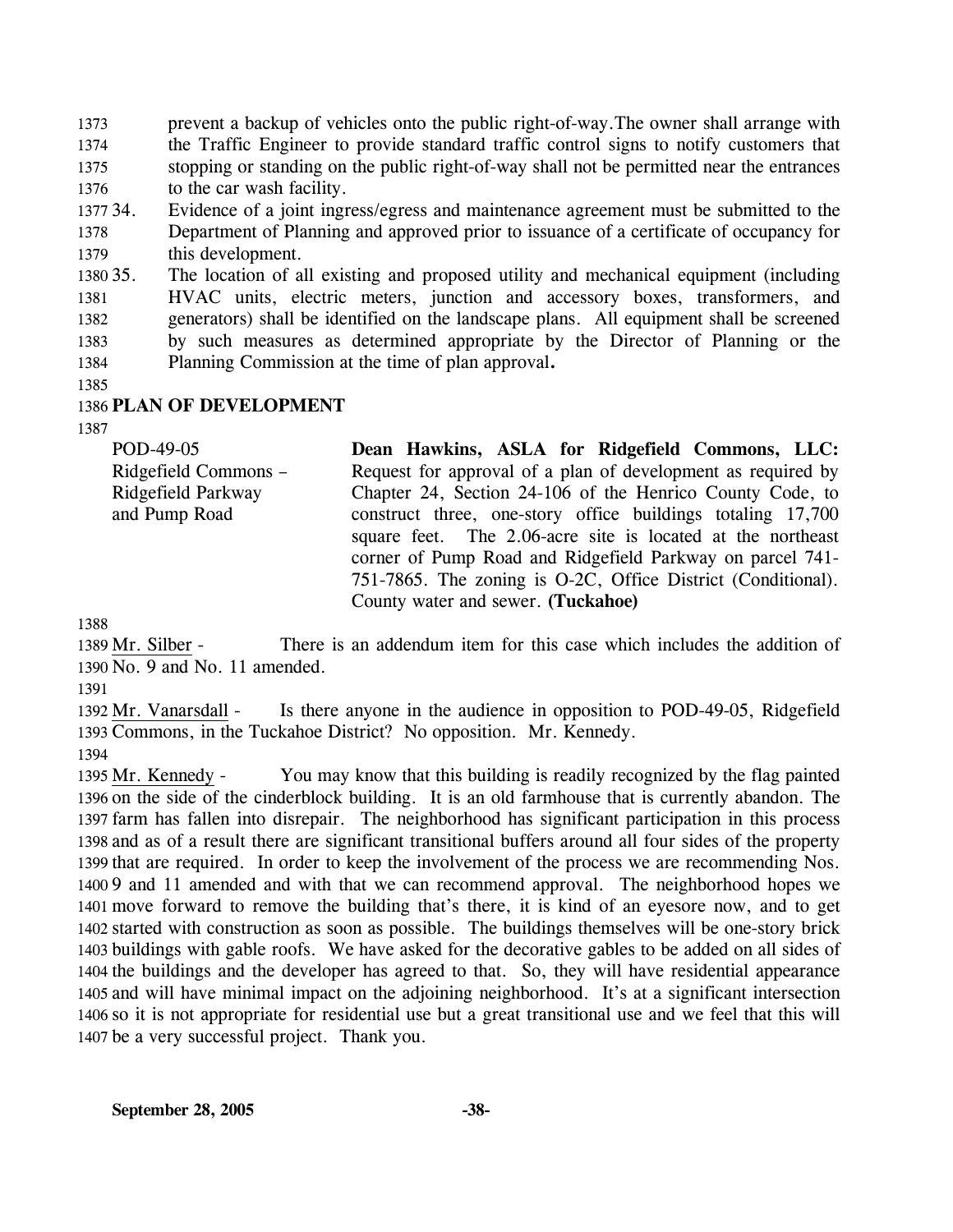prevent a backup of vehicles onto the public right-of-way.The owner shall arrange with the Traffic Engineer to provide standard traffic control signs to notify customers that stopping or standing on the public right-of-way shall not be permitted near the entrances to the car wash facility.

34. Evidence of a joint ingress/egress and maintenance agreement must be submitted to the Department of Planning and approved prior to issuance of a certificate of occupancy for this development.

35. The location of all existing and proposed utility and mechanical equipment (including HVAC units, electric meters, junction and accessory boxes, transformers, and generators) shall be identified on the landscape plans. All equipment shall be screened by such measures as determined appropriate by the Director of Planning or the Planning Commission at the time of plan approval**.**

## PLAN OF DEVELOPMENT

| | |
|---|---|
| POD-49-05<br>Ridgefield Commons – Ridgefield Parkway and Pump Road | **Dean Hawkins, ASLA for Ridgefield Commons, LLC:** Request for approval of a plan of development as required by Chapter 24, Section 24-106 of the Henrico County Code, to construct three, one-story office buildings totaling 17,700 square feet. The 2.06-acre site is located at the northeast corner of Pump Road and Ridgefield Parkway on parcel 741-751-7865. The zoning is O-2C, Office District (Conditional). County water and sewer. **(Tuckahoe)** |

Mr. Silber - There is an addendum item for this case which includes the addition of No. 9 and No. 11 amended.

Mr. Vanarsdall - Is there anyone in the audience in opposition to POD-49-05, Ridgefield Commons, in the Tuckahoe District? No opposition. Mr. Kennedy.

Mr. Kennedy - You may know that this building is readily recognized by the flag painted on the side of the cinderblock building. It is an old farmhouse that is currently abandon. The farm has fallen into disrepair. The neighborhood has significant participation in this process and as of a result there are significant transitional buffers around all four sides of the property that are required. In order to keep the involvement of the process we are recommending Nos. 9 and 11 amended and with that we can recommend approval. The neighborhood hopes we move forward to remove the building that's there, it is kind of an eyesore now, and to get started with construction as soon as possible. The buildings themselves will be one-story brick buildings with gable roofs. We have asked for the decorative gables to be added on all sides of the buildings and the developer has agreed to that. So, they will have residential appearance and will have minimal impact on the adjoining neighborhood. It's at a significant intersection so it is not appropriate for residential use but a great transitional use and we feel that this will be a very successful project. Thank you.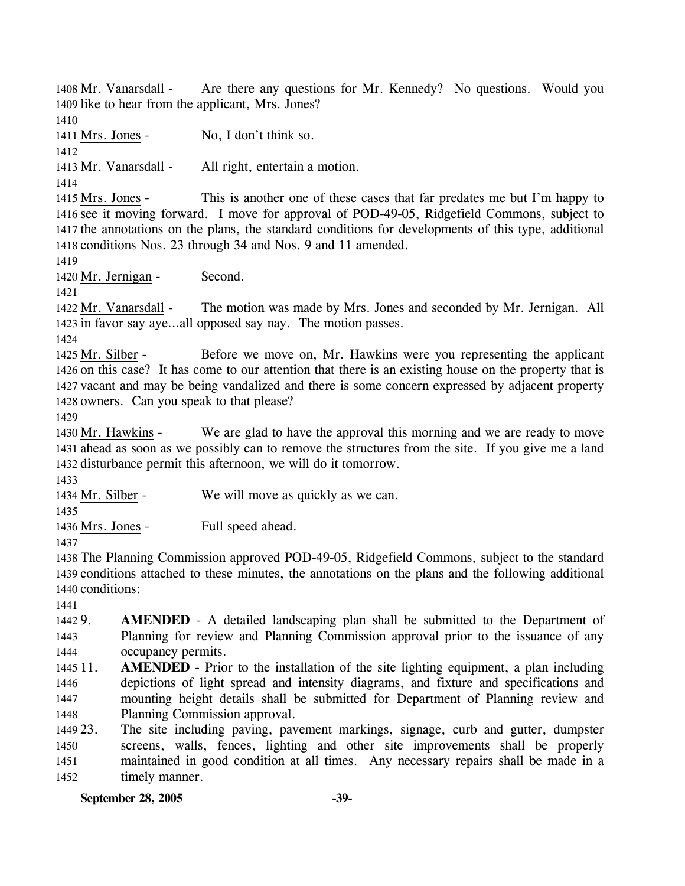Mr. Vanarsdall - Are there any questions for Mr. Kennedy? No questions. Would you like to hear from the applicant, Mrs. Jones?

Mrs. Jones - No, I don't think so.

Mr. Vanarsdall - All right, entertain a motion.

Mrs. Jones - This is another one of these cases that far predates me but I'm happy to see it moving forward. I move for approval of POD-49-05, Ridgefield Commons, subject to the annotations on the plans, the standard conditions for developments of this type, additional conditions Nos. 23 through 34 and Nos. 9 and 11 amended.

Mr. Jernigan - Second.

Mr. Vanarsdall - The motion was made by Mrs. Jones and seconded by Mr. Jernigan. All in favor say aye…all opposed say nay. The motion passes.

Mr. Silber - Before we move on, Mr. Hawkins were you representing the applicant on this case? It has come to our attention that there is an existing house on the property that is vacant and may be being vandalized and there is some concern expressed by adjacent property owners. Can you speak to that please?

Mr. Hawkins - We are glad to have the approval this morning and we are ready to move ahead as soon as we possibly can to remove the structures from the site. If you give me a land disturbance permit this afternoon, we will do it tomorrow.

Mr. Silber - We will move as quickly as we can.

Mrs. Jones - Full speed ahead.

The Planning Commission approved POD-49-05, Ridgefield Commons, subject to the standard conditions attached to these minutes, the annotations on the plans and the following additional conditions:

9. **AMENDED** - A detailed landscaping plan shall be submitted to the Department of Planning for review and Planning Commission approval prior to the issuance of any occupancy permits.
11. **AMENDED** - Prior to the installation of the site lighting equipment, a plan including depictions of light spread and intensity diagrams, and fixture and specifications and mounting height details shall be submitted for Department of Planning review and Planning Commission approval.
23. The site including paving, pavement markings, signage, curb and gutter, dumpster screens, walls, fences, lighting and other site improvements shall be properly maintained in good condition at all times. Any necessary repairs shall be made in a timely manner.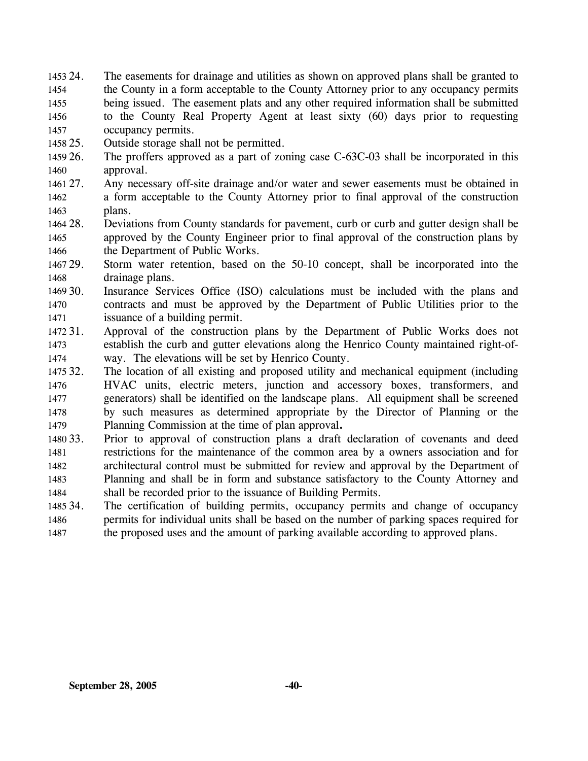24. The easements for drainage and utilities as shown on approved plans shall be granted to the County in a form acceptable to the County Attorney prior to any occupancy permits being issued. The easement plats and any other required information shall be submitted to the County Real Property Agent at least sixty (60) days prior to requesting occupancy permits.
25. Outside storage shall not be permitted.
26. The proffers approved as a part of zoning case C-63C-03 shall be incorporated in this approval.
27. Any necessary off-site drainage and/or water and sewer easements must be obtained in a form acceptable to the County Attorney prior to final approval of the construction plans.
28. Deviations from County standards for pavement, curb or curb and gutter design shall be approved by the County Engineer prior to final approval of the construction plans by the Department of Public Works.
29. Storm water retention, based on the 50-10 concept, shall be incorporated into the drainage plans.
30. Insurance Services Office (ISO) calculations must be included with the plans and contracts and must be approved by the Department of Public Utilities prior to the issuance of a building permit.
31. Approval of the construction plans by the Department of Public Works does not establish the curb and gutter elevations along the Henrico County maintained right-of-way. The elevations will be set by Henrico County.
32. The location of all existing and proposed utility and mechanical equipment (including HVAC units, electric meters, junction and accessory boxes, transformers, and generators) shall be identified on the landscape plans. All equipment shall be screened by such measures as determined appropriate by the Director of Planning or the Planning Commission at the time of plan approval**.**
33. Prior to approval of construction plans a draft declaration of covenants and deed restrictions for the maintenance of the common area by a owners association and for architectural control must be submitted for review and approval by the Department of Planning and shall be in form and substance satisfactory to the County Attorney and shall be recorded prior to the issuance of Building Permits.
34. The certification of building permits, occupancy permits and change of occupancy permits for individual units shall be based on the number of parking spaces required for the proposed uses and the amount of parking available according to approved plans.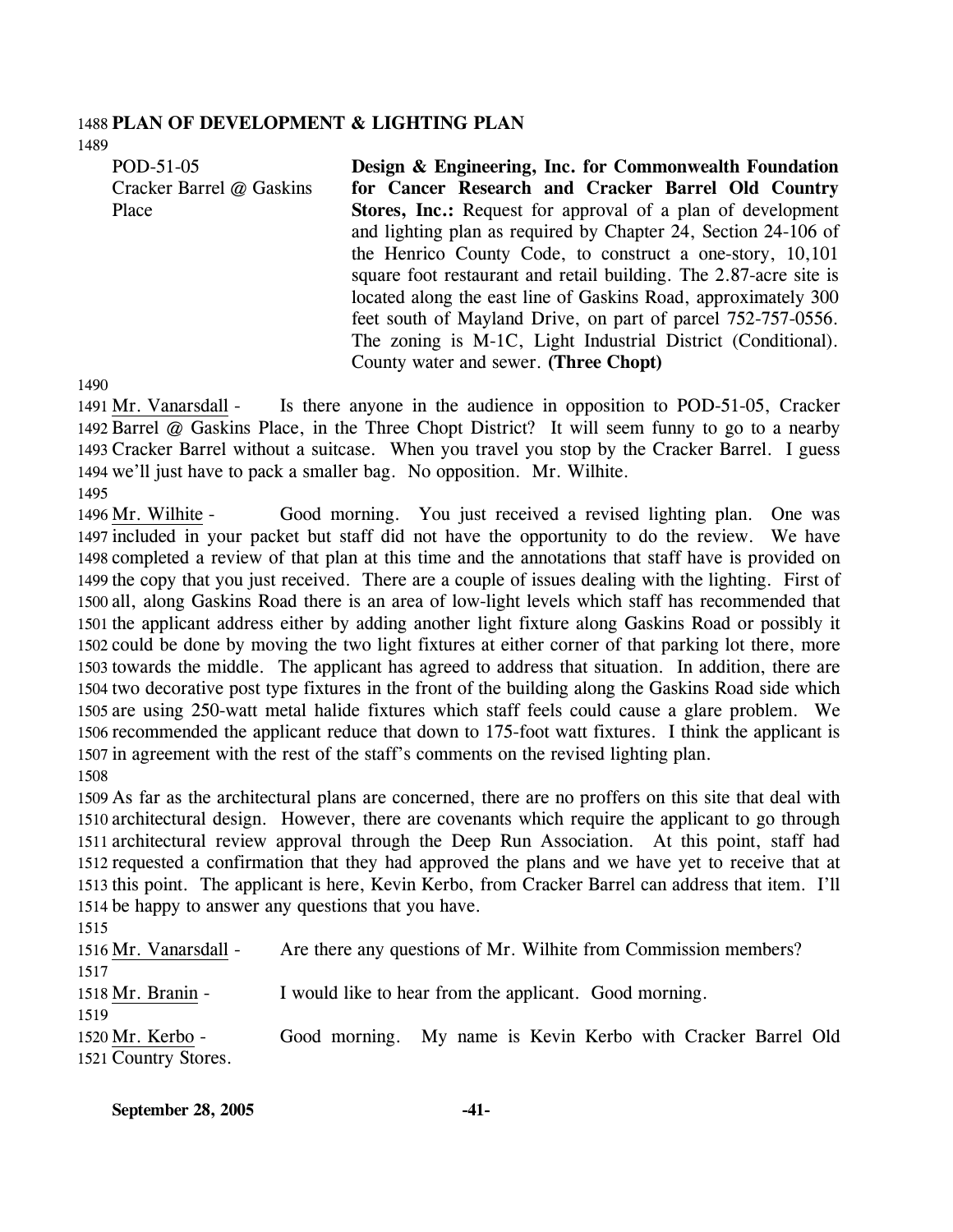**PLAN OF DEVELOPMENT & LIGHTING PLAN**

POD-51-05
Cracker Barrel @ Gaskins Place

**Design & Engineering, Inc. for Commonwealth Foundation for Cancer Research and Cracker Barrel Old Country Stores, Inc.:** Request for approval of a plan of development and lighting plan as required by Chapter 24, Section 24-106 of the Henrico County Code, to construct a one-story, 10,101 square foot restaurant and retail building. The 2.87-acre site is located along the east line of Gaskins Road, approximately 300 feet south of Mayland Drive, on part of parcel 752-757-0556. The zoning is M-1C, Light Industrial District (Conditional). County water and sewer. **(Three Chopt)**

Mr. Vanarsdall - Is there anyone in the audience in opposition to POD-51-05, Cracker Barrel @ Gaskins Place, in the Three Chopt District? It will seem funny to go to a nearby Cracker Barrel without a suitcase. When you travel you stop by the Cracker Barrel. I guess we'll just have to pack a smaller bag. No opposition. Mr. Wilhite.

Mr. Wilhite - Good morning. You just received a revised lighting plan. One was included in your packet but staff did not have the opportunity to do the review. We have completed a review of that plan at this time and the annotations that staff have is provided on the copy that you just received. There are a couple of issues dealing with the lighting. First of all, along Gaskins Road there is an area of low-light levels which staff has recommended that the applicant address either by adding another light fixture along Gaskins Road or possibly it could be done by moving the two light fixtures at either corner of that parking lot there, more towards the middle. The applicant has agreed to address that situation. In addition, there are two decorative post type fixtures in the front of the building along the Gaskins Road side which are using 250-watt metal halide fixtures which staff feels could cause a glare problem. We recommended the applicant reduce that down to 175-foot watt fixtures. I think the applicant is in agreement with the rest of the staff's comments on the revised lighting plan.

As far as the architectural plans are concerned, there are no proffers on this site that deal with architectural design. However, there are covenants which require the applicant to go through architectural review approval through the Deep Run Association. At this point, staff had requested a confirmation that they had approved the plans and we have yet to receive that at this point. The applicant is here, Kevin Kerbo, from Cracker Barrel can address that item. I'll be happy to answer any questions that you have.

Mr. Vanarsdall - Are there any questions of Mr. Wilhite from Commission members?

Mr. Branin - I would like to hear from the applicant. Good morning.

Mr. Kerbo - Good morning. My name is Kevin Kerbo with Cracker Barrel Old Country Stores.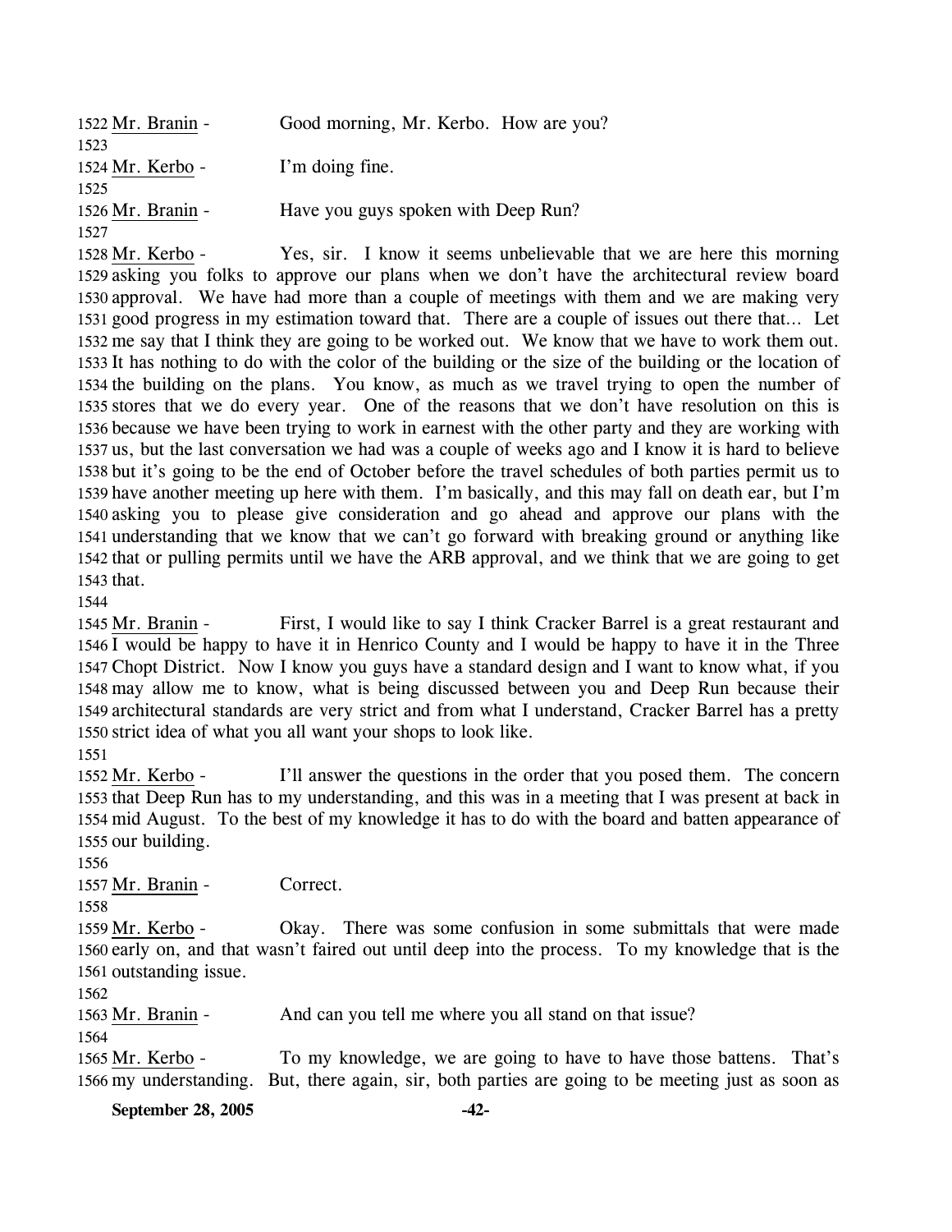1522 Mr. Branin - Good morning, Mr. Kerbo. How are you?
1523
1524 Mr. Kerbo - I'm doing fine.
1525
1526 Mr. Branin - Have you guys spoken with Deep Run?
1527
1528 Mr. Kerbo - Yes, sir. I know it seems unbelievable that we are here this morning
1529 asking you folks to approve our plans when we don't have the architectural review board
1530 approval. We have had more than a couple of meetings with them and we are making very
1531 good progress in my estimation toward that. There are a couple of issues out there that… Let
1532 me say that I think they are going to be worked out. We know that we have to work them out.
1533 It has nothing to do with the color of the building or the size of the building or the location of
1534 the building on the plans. You know, as much as we travel trying to open the number of
1535 stores that we do every year. One of the reasons that we don't have resolution on this is
1536 because we have been trying to work in earnest with the other party and they are working with
1537 us, but the last conversation we had was a couple of weeks ago and I know it is hard to believe
1538 but it's going to be the end of October before the travel schedules of both parties permit us to
1539 have another meeting up here with them. I'm basically, and this may fall on death ear, but I'm
1540 asking you to please give consideration and go ahead and approve our plans with the
1541 understanding that we know that we can't go forward with breaking ground or anything like
1542 that or pulling permits until we have the ARB approval, and we think that we are going to get
1543 that.
1544
1545 Mr. Branin - First, I would like to say I think Cracker Barrel is a great restaurant and
1546 I would be happy to have it in Henrico County and I would be happy to have it in the Three
1547 Chopt District. Now I know you guys have a standard design and I want to know what, if you
1548 may allow me to know, what is being discussed between you and Deep Run because their
1549 architectural standards are very strict and from what I understand, Cracker Barrel has a pretty
1550 strict idea of what you all want your shops to look like.
1551
1552 Mr. Kerbo - I'll answer the questions in the order that you posed them. The concern
1553 that Deep Run has to my understanding, and this was in a meeting that I was present at back in
1554 mid August. To the best of my knowledge it has to do with the board and batten appearance of
1555 our building.
1556
1557 Mr. Branin - Correct.
1558
1559 Mr. Kerbo - Okay. There was some confusion in some submittals that were made
1560 early on, and that wasn't faired out until deep into the process. To my knowledge that is the
1561 outstanding issue.
1562
1563 Mr. Branin - And can you tell me where you all stand on that issue?
1564
1565 Mr. Kerbo - To my knowledge, we are going to have to have those battens. That's
1566 my understanding. But, there again, sir, both parties are going to be meeting just as soon as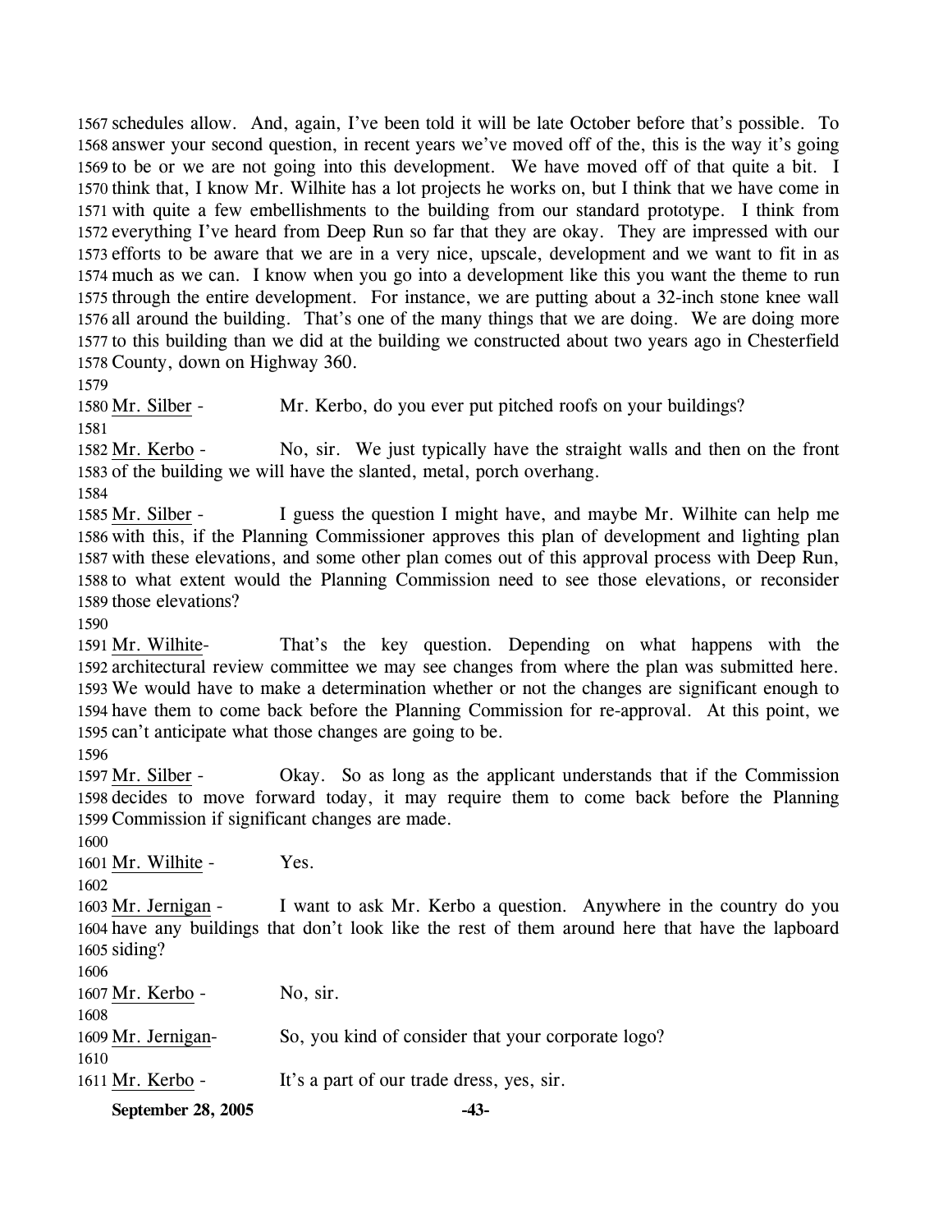schedules allow. And, again, I've been told it will be late October before that's possible. To answer your second question, in recent years we've moved off of the, this is the way it's going to be or we are not going into this development. We have moved off of that quite a bit. I think that, I know Mr. Wilhite has a lot projects he works on, but I think that we have come in with quite a few embellishments to the building from our standard prototype. I think from everything I've heard from Deep Run so far that they are okay. They are impressed with our efforts to be aware that we are in a very nice, upscale, development and we want to fit in as much as we can. I know when you go into a development like this you want the theme to run through the entire development. For instance, we are putting about a 32-inch stone knee wall all around the building. That's one of the many things that we are doing. We are doing more to this building than we did at the building we constructed about two years ago in Chesterfield County, down on Highway 360.

Mr. Silber - Mr. Kerbo, do you ever put pitched roofs on your buildings?

Mr. Kerbo - No, sir. We just typically have the straight walls and then on the front of the building we will have the slanted, metal, porch overhang.

Mr. Silber - I guess the question I might have, and maybe Mr. Wilhite can help me with this, if the Planning Commissioner approves this plan of development and lighting plan with these elevations, and some other plan comes out of this approval process with Deep Run, to what extent would the Planning Commission need to see those elevations, or reconsider those elevations?

Mr. Wilhite- That's the key question. Depending on what happens with the architectural review committee we may see changes from where the plan was submitted here. We would have to make a determination whether or not the changes are significant enough to have them to come back before the Planning Commission for re-approval. At this point, we can't anticipate what those changes are going to be.

Mr. Silber - Okay. So as long as the applicant understands that if the Commission decides to move forward today, it may require them to come back before the Planning Commission if significant changes are made.

Mr. Wilhite - Yes.

Mr. Jernigan - I want to ask Mr. Kerbo a question. Anywhere in the country do you have any buildings that don't look like the rest of them around here that have the lapboard siding?

Mr. Kerbo - No, sir.

Mr. Jernigan- So, you kind of consider that your corporate logo?

Mr. Kerbo - It's a part of our trade dress, yes, sir.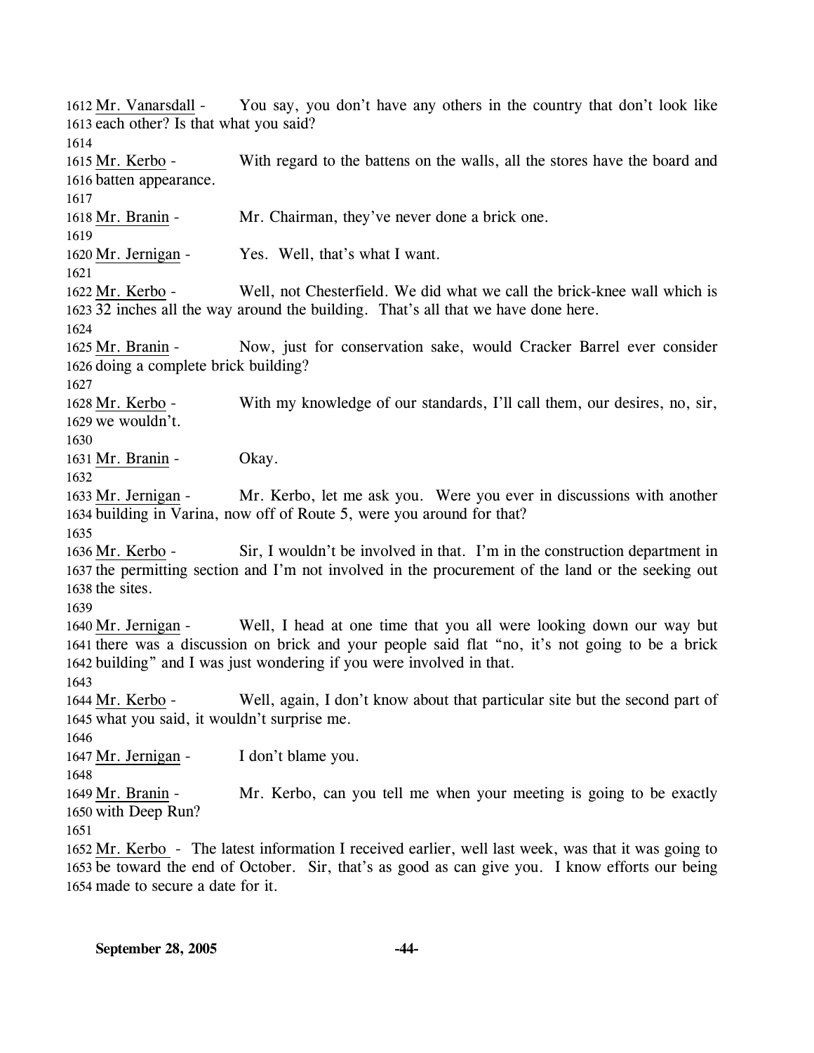1612 Mr. Vanarsdall - You say, you don't have any others in the country that don't look like
1613 each other? Is that what you said?
1614
1615 Mr. Kerbo - With regard to the battens on the walls, all the stores have the board and
1616 batten appearance.
1617
1618 Mr. Branin - Mr. Chairman, they've never done a brick one.
1619
1620 Mr. Jernigan - Yes. Well, that's what I want.
1621
1622 Mr. Kerbo - Well, not Chesterfield. We did what we call the brick-knee wall which is
1623 32 inches all the way around the building. That's all that we have done here.
1624
1625 Mr. Branin - Now, just for conservation sake, would Cracker Barrel ever consider
1626 doing a complete brick building?
1627
1628 Mr. Kerbo - With my knowledge of our standards, I'll call them, our desires, no, sir,
1629 we wouldn't.
1630
1631 Mr. Branin - Okay.
1632
1633 Mr. Jernigan - Mr. Kerbo, let me ask you. Were you ever in discussions with another
1634 building in Varina, now off of Route 5, were you around for that?
1635
1636 Mr. Kerbo - Sir, I wouldn't be involved in that. I'm in the construction department in
1637 the permitting section and I'm not involved in the procurement of the land or the seeking out
1638 the sites.
1639
1640 Mr. Jernigan - Well, I head at one time that you all were looking down our way but
1641 there was a discussion on brick and your people said flat "no, it's not going to be a brick
1642 building" and I was just wondering if you were involved in that.
1643
1644 Mr. Kerbo - Well, again, I don't know about that particular site but the second part of
1645 what you said, it wouldn't surprise me.
1646
1647 Mr. Jernigan - I don't blame you.
1648
1649 Mr. Branin - Mr. Kerbo, can you tell me when your meeting is going to be exactly
1650 with Deep Run?
1651
1652 Mr. Kerbo - The latest information I received earlier, well last week, was that it was going to
1653 be toward the end of October. Sir, that's as good as can give you. I know efforts our being
1654 made to secure a date for it.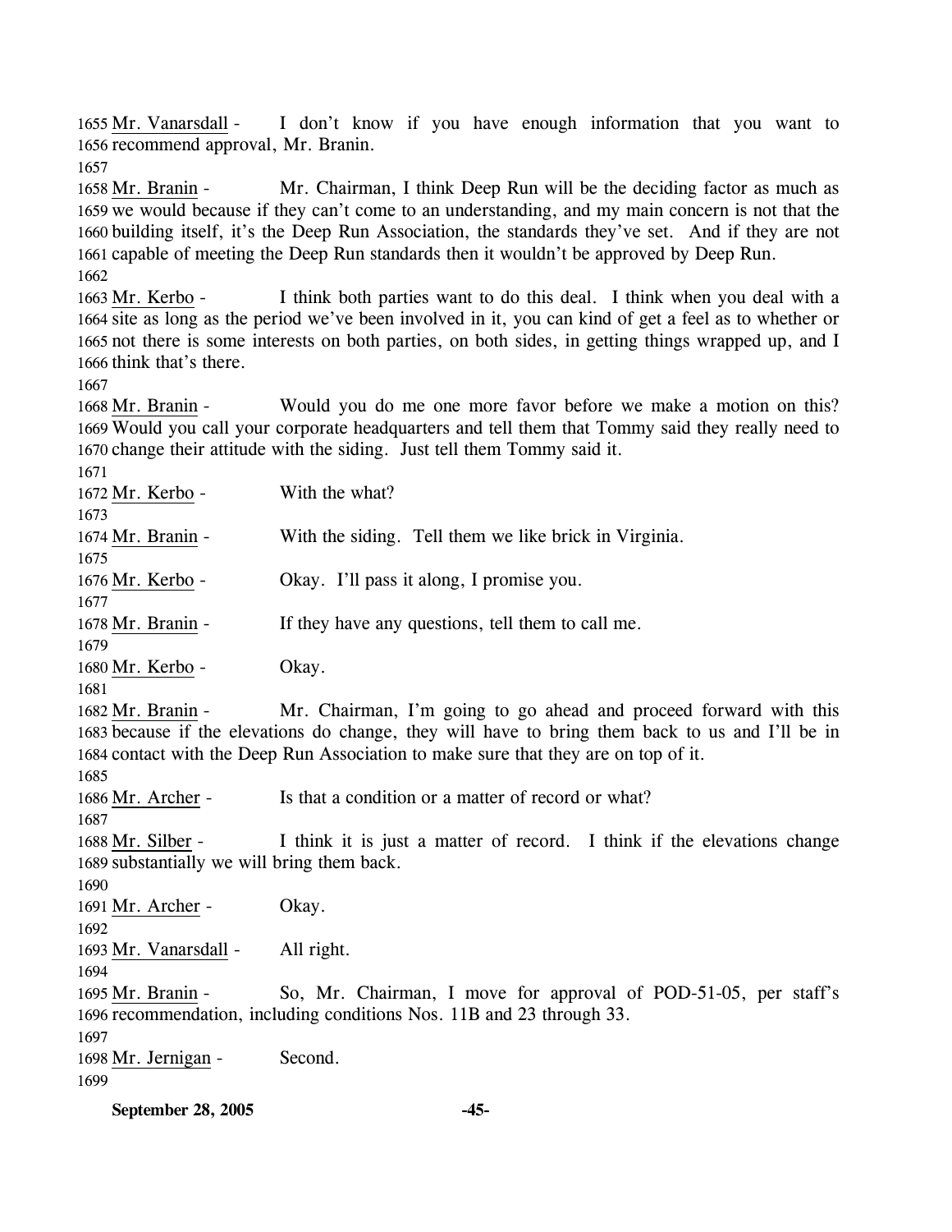Mr. Vanarsdall - I don't know if you have enough information that you want to recommend approval, Mr. Branin.

Mr. Branin - Mr. Chairman, I think Deep Run will be the deciding factor as much as we would because if they can't come to an understanding, and my main concern is not that the building itself, it's the Deep Run Association, the standards they've set. And if they are not capable of meeting the Deep Run standards then it wouldn't be approved by Deep Run.

Mr. Kerbo - I think both parties want to do this deal. I think when you deal with a site as long as the period we've been involved in it, you can kind of get a feel as to whether or not there is some interests on both parties, on both sides, in getting things wrapped up, and I think that's there.

Mr. Branin - Would you do me one more favor before we make a motion on this? Would you call your corporate headquarters and tell them that Tommy said they really need to change their attitude with the siding. Just tell them Tommy said it.

Mr. Kerbo - With the what?

Mr. Branin - With the siding. Tell them we like brick in Virginia.

Mr. Kerbo - Okay. I'll pass it along, I promise you.

Mr. Branin - If they have any questions, tell them to call me.

Mr. Kerbo - Okay.

Mr. Branin - Mr. Chairman, I'm going to go ahead and proceed forward with this because if the elevations do change, they will have to bring them back to us and I'll be in contact with the Deep Run Association to make sure that they are on top of it.

Mr. Archer - Is that a condition or a matter of record or what?

Mr. Silber - I think it is just a matter of record. I think if the elevations change substantially we will bring them back.

Mr. Archer - Okay.

Mr. Vanarsdall - All right.

Mr. Branin - So, Mr. Chairman, I move for approval of POD-51-05, per staff's recommendation, including conditions Nos. 11B and 23 through 33.

Mr. Jernigan - Second.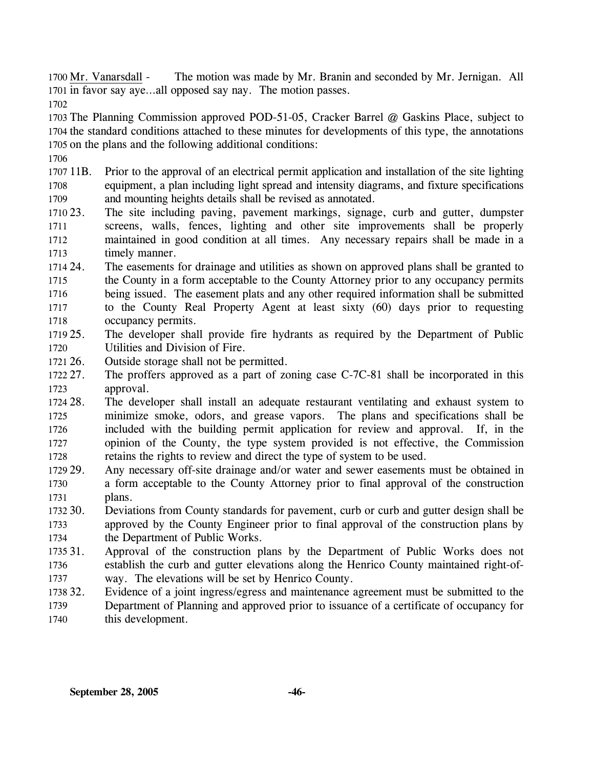Mr. Vanarsdall - The motion was made by Mr. Branin and seconded by Mr. Jernigan. All in favor say aye…all opposed say nay. The motion passes.

The Planning Commission approved POD-51-05, Cracker Barrel @ Gaskins Place, subject to the standard conditions attached to these minutes for developments of this type, the annotations on the plans and the following additional conditions:

11B. Prior to the approval of an electrical permit application and installation of the site lighting equipment, a plan including light spread and intensity diagrams, and fixture specifications and mounting heights details shall be revised as annotated.

23. The site including paving, pavement markings, signage, curb and gutter, dumpster screens, walls, fences, lighting and other site improvements shall be properly maintained in good condition at all times. Any necessary repairs shall be made in a timely manner.

24. The easements for drainage and utilities as shown on approved plans shall be granted to the County in a form acceptable to the County Attorney prior to any occupancy permits being issued. The easement plats and any other required information shall be submitted to the County Real Property Agent at least sixty (60) days prior to requesting occupancy permits.

25. The developer shall provide fire hydrants as required by the Department of Public Utilities and Division of Fire.

26. Outside storage shall not be permitted.

27. The proffers approved as a part of zoning case C-7C-81 shall be incorporated in this approval.

28. The developer shall install an adequate restaurant ventilating and exhaust system to minimize smoke, odors, and grease vapors. The plans and specifications shall be included with the building permit application for review and approval. If, in the opinion of the County, the type system provided is not effective, the Commission retains the rights to review and direct the type of system to be used.

29. Any necessary off-site drainage and/or water and sewer easements must be obtained in a form acceptable to the County Attorney prior to final approval of the construction plans.

30. Deviations from County standards for pavement, curb or curb and gutter design shall be approved by the County Engineer prior to final approval of the construction plans by the Department of Public Works.

31. Approval of the construction plans by the Department of Public Works does not establish the curb and gutter elevations along the Henrico County maintained right-of-way. The elevations will be set by Henrico County.

32. Evidence of a joint ingress/egress and maintenance agreement must be submitted to the Department of Planning and approved prior to issuance of a certificate of occupancy for this development.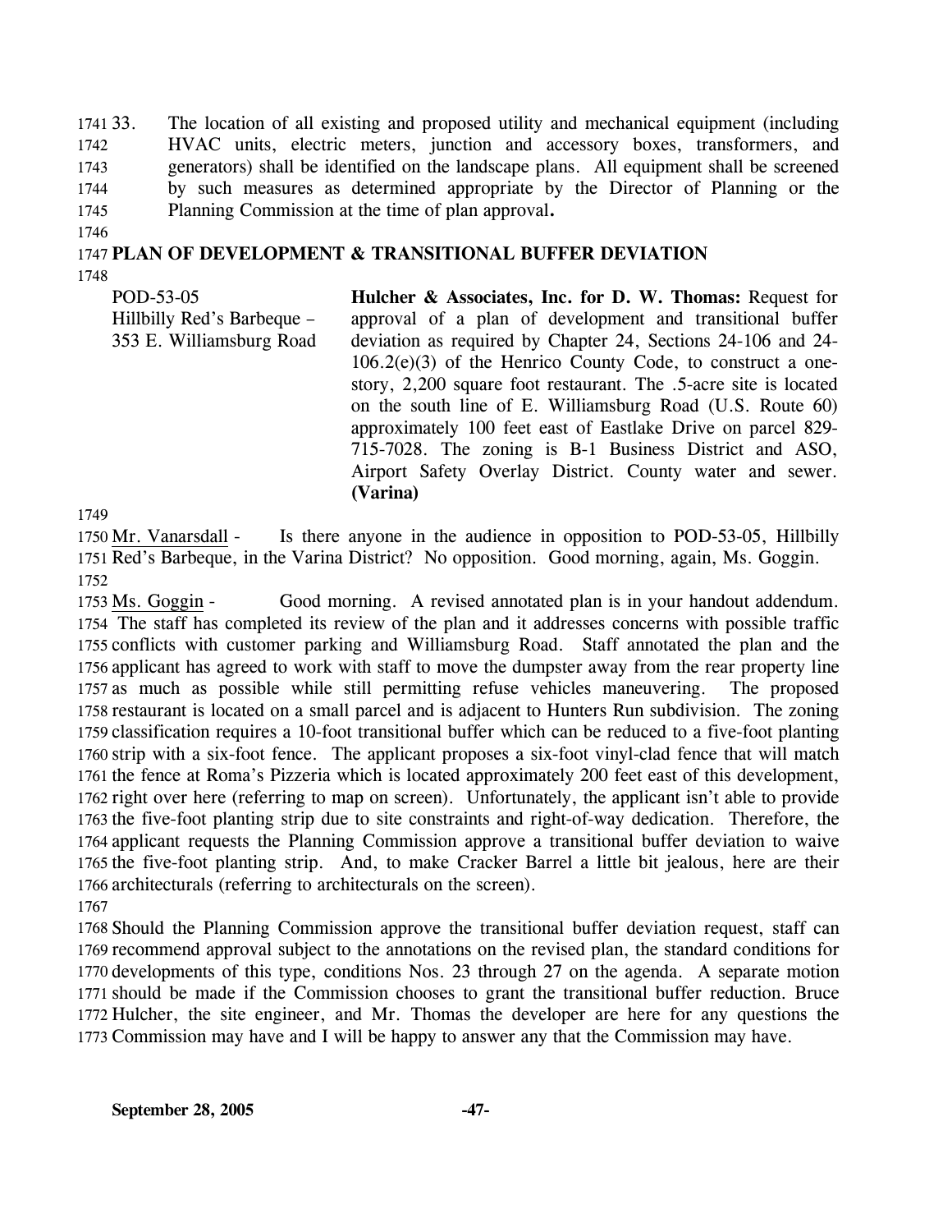33. The location of all existing and proposed utility and mechanical equipment (including HVAC units, electric meters, junction and accessory boxes, transformers, and generators) shall be identified on the landscape plans. All equipment shall be screened by such measures as determined appropriate by the Director of Planning or the Planning Commission at the time of plan approval.

## PLAN OF DEVELOPMENT & TRANSITIONAL BUFFER DEVIATION

POD-53-05
Hillbilly Red's Barbeque – 353 E. Williamsburg Road

**Hulcher & Associates, Inc. for D. W. Thomas:** Request for approval of a plan of development and transitional buffer deviation as required by Chapter 24, Sections 24-106 and 24-106.2(e)(3) of the Henrico County Code, to construct a one-story, 2,200 square foot restaurant. The .5-acre site is located on the south line of E. Williamsburg Road (U.S. Route 60) approximately 100 feet east of Eastlake Drive on parcel 829-715-7028. The zoning is B-1 Business District and ASO, Airport Safety Overlay District. County water and sewer. **(Varina)**

Mr. Vanarsdall - Is there anyone in the audience in opposition to POD-53-05, Hillbilly Red's Barbeque, in the Varina District? No opposition. Good morning, again, Ms. Goggin.

Ms. Goggin - Good morning. A revised annotated plan is in your handout addendum. The staff has completed its review of the plan and it addresses concerns with possible traffic conflicts with customer parking and Williamsburg Road. Staff annotated the plan and the applicant has agreed to work with staff to move the dumpster away from the rear property line as much as possible while still permitting refuse vehicles maneuvering. The proposed restaurant is located on a small parcel and is adjacent to Hunters Run subdivision. The zoning classification requires a 10-foot transitional buffer which can be reduced to a five-foot planting strip with a six-foot fence. The applicant proposes a six-foot vinyl-clad fence that will match the fence at Roma's Pizzeria which is located approximately 200 feet east of this development, right over here (referring to map on screen). Unfortunately, the applicant isn't able to provide the five-foot planting strip due to site constraints and right-of-way dedication. Therefore, the applicant requests the Planning Commission approve a transitional buffer deviation to waive the five-foot planting strip. And, to make Cracker Barrel a little bit jealous, here are their architecturals (referring to architecturals on the screen).

Should the Planning Commission approve the transitional buffer deviation request, staff can recommend approval subject to the annotations on the revised plan, the standard conditions for developments of this type, conditions Nos. 23 through 27 on the agenda. A separate motion should be made if the Commission chooses to grant the transitional buffer reduction. Bruce Hulcher, the site engineer, and Mr. Thomas the developer are here for any questions the Commission may have and I will be happy to answer any that the Commission may have.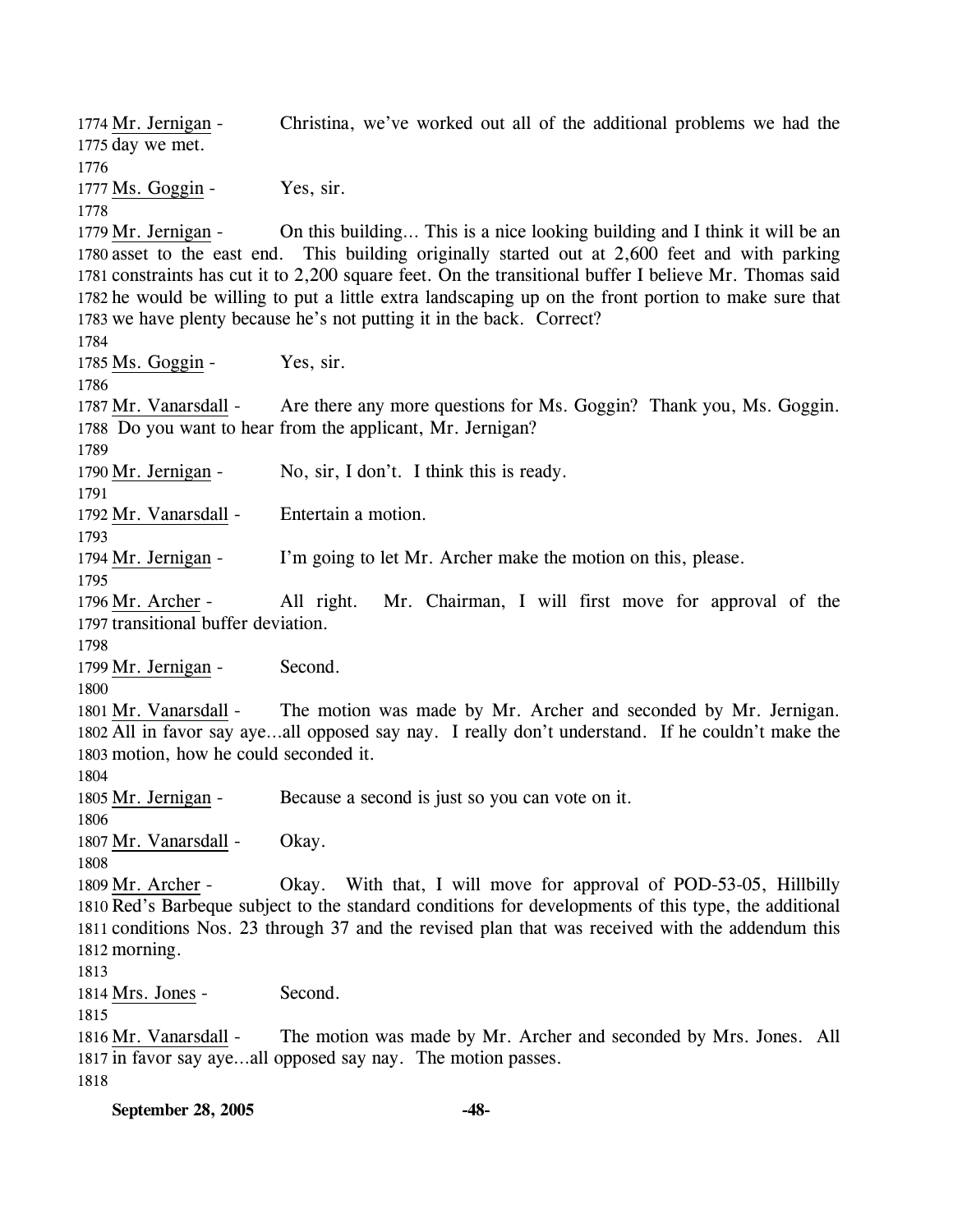Mr. Jernigan - Christina, we've worked out all of the additional problems we had the day we met.

Ms. Goggin - Yes, sir.

Mr. Jernigan - On this building… This is a nice looking building and I think it will be an asset to the east end. This building originally started out at 2,600 feet and with parking constraints has cut it to 2,200 square feet. On the transitional buffer I believe Mr. Thomas said he would be willing to put a little extra landscaping up on the front portion to make sure that we have plenty because he's not putting it in the back. Correct?

Ms. Goggin - Yes, sir.

Mr. Vanarsdall - Are there any more questions for Ms. Goggin? Thank you, Ms. Goggin. Do you want to hear from the applicant, Mr. Jernigan?

Mr. Jernigan - No, sir, I don't. I think this is ready.

Mr. Vanarsdall - Entertain a motion.

Mr. Jernigan - I'm going to let Mr. Archer make the motion on this, please.

Mr. Archer - All right. Mr. Chairman, I will first move for approval of the transitional buffer deviation.

Mr. Jernigan - Second.

Mr. Vanarsdall - The motion was made by Mr. Archer and seconded by Mr. Jernigan. All in favor say aye…all opposed say nay. I really don't understand. If he couldn't make the motion, how he could seconded it.

Mr. Jernigan - Because a second is just so you can vote on it.

Mr. Vanarsdall - Okay.

Mr. Archer - Okay. With that, I will move for approval of POD-53-05, Hillbilly Red's Barbeque subject to the standard conditions for developments of this type, the additional conditions Nos. 23 through 37 and the revised plan that was received with the addendum this morning.

Mrs. Jones - Second.

Mr. Vanarsdall - The motion was made by Mr. Archer and seconded by Mrs. Jones. All in favor say aye…all opposed say nay. The motion passes.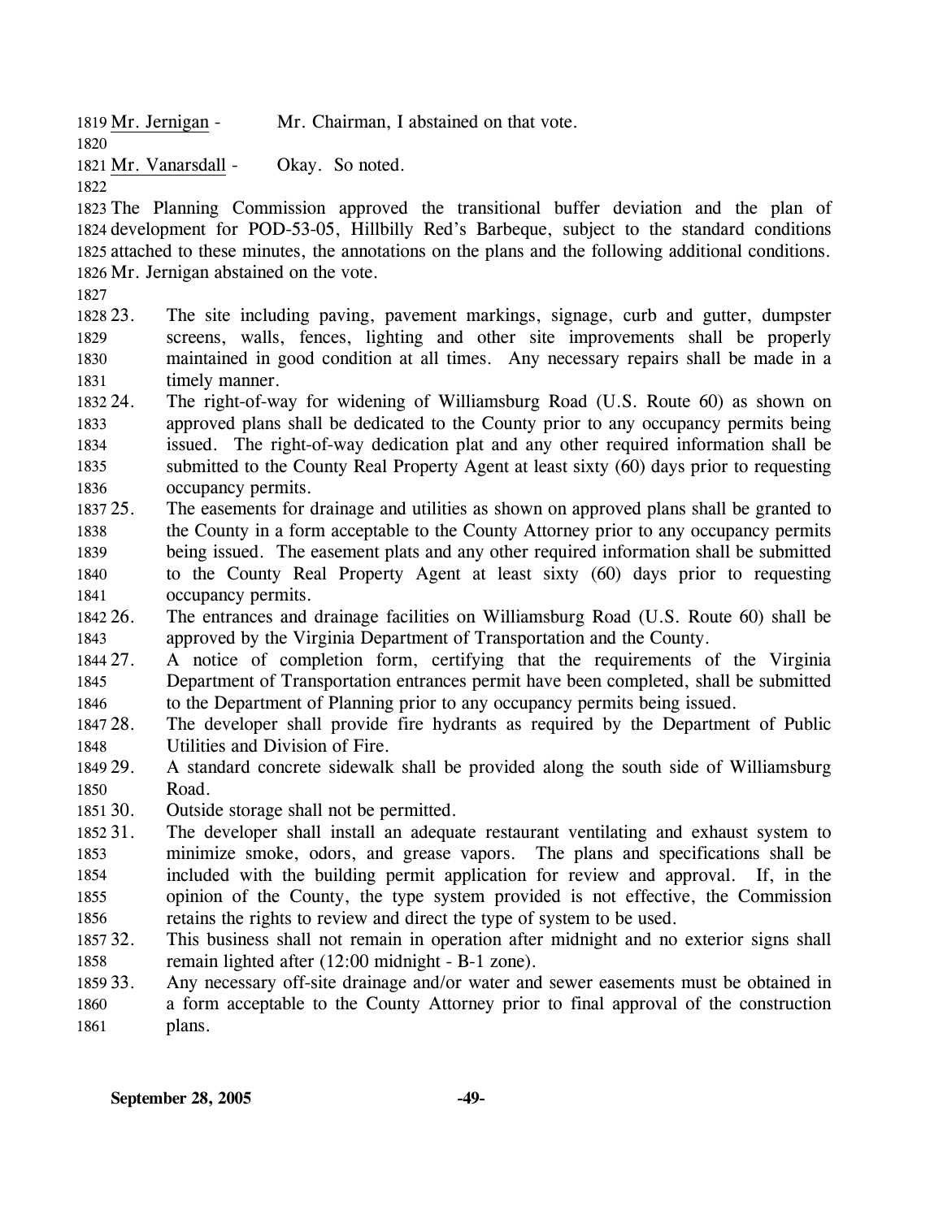Mr. Jernigan - Mr. Chairman, I abstained on that vote.

Mr. Vanarsdall - Okay. So noted.

The Planning Commission approved the transitional buffer deviation and the plan of development for POD-53-05, Hillbilly Red's Barbeque, subject to the standard conditions attached to these minutes, the annotations on the plans and the following additional conditions. Mr. Jernigan abstained on the vote.

23. The site including paving, pavement markings, signage, curb and gutter, dumpster screens, walls, fences, lighting and other site improvements shall be properly maintained in good condition at all times. Any necessary repairs shall be made in a timely manner.
24. The right-of-way for widening of Williamsburg Road (U.S. Route 60) as shown on approved plans shall be dedicated to the County prior to any occupancy permits being issued. The right-of-way dedication plat and any other required information shall be submitted to the County Real Property Agent at least sixty (60) days prior to requesting occupancy permits.
25. The easements for drainage and utilities as shown on approved plans shall be granted to the County in a form acceptable to the County Attorney prior to any occupancy permits being issued. The easement plats and any other required information shall be submitted to the County Real Property Agent at least sixty (60) days prior to requesting occupancy permits.
26. The entrances and drainage facilities on Williamsburg Road (U.S. Route 60) shall be approved by the Virginia Department of Transportation and the County.
27. A notice of completion form, certifying that the requirements of the Virginia Department of Transportation entrances permit have been completed, shall be submitted to the Department of Planning prior to any occupancy permits being issued.
28. The developer shall provide fire hydrants as required by the Department of Public Utilities and Division of Fire.
29. A standard concrete sidewalk shall be provided along the south side of Williamsburg Road.
30. Outside storage shall not be permitted.
31. The developer shall install an adequate restaurant ventilating and exhaust system to minimize smoke, odors, and grease vapors. The plans and specifications shall be included with the building permit application for review and approval. If, in the opinion of the County, the type system provided is not effective, the Commission retains the rights to review and direct the type of system to be used.
32. This business shall not remain in operation after midnight and no exterior signs shall remain lighted after (12:00 midnight - B-1 zone).
33. Any necessary off-site drainage and/or water and sewer easements must be obtained in a form acceptable to the County Attorney prior to final approval of the construction plans.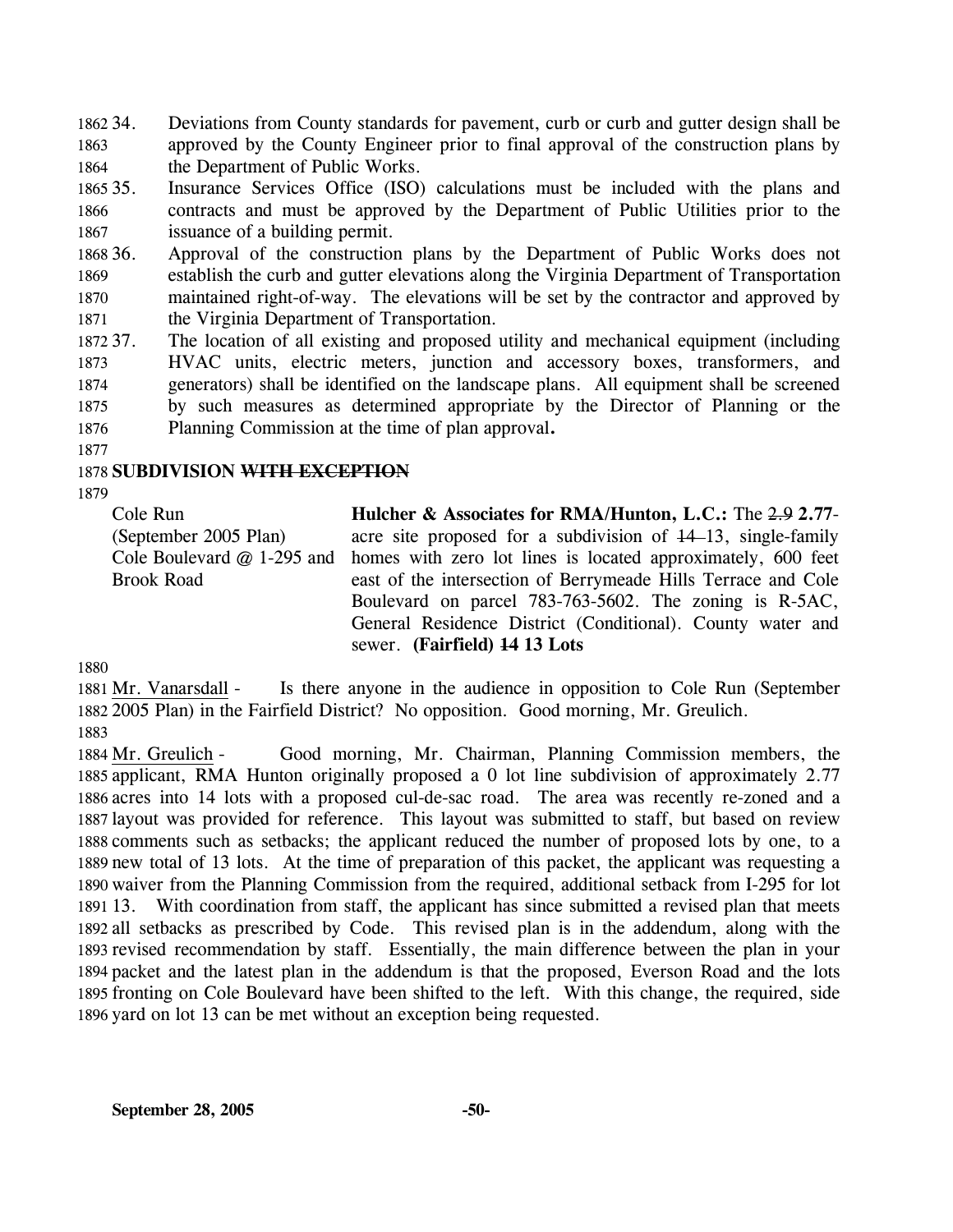34. Deviations from County standards for pavement, curb or curb and gutter design shall be approved by the County Engineer prior to final approval of the construction plans by the Department of Public Works.

35. Insurance Services Office (ISO) calculations must be included with the plans and contracts and must be approved by the Department of Public Utilities prior to the issuance of a building permit.

36. Approval of the construction plans by the Department of Public Works does not establish the curb and gutter elevations along the Virginia Department of Transportation maintained right-of-way. The elevations will be set by the contractor and approved by the Virginia Department of Transportation.

37. The location of all existing and proposed utility and mechanical equipment (including HVAC units, electric meters, junction and accessory boxes, transformers, and generators) shall be identified on the landscape plans. All equipment shall be screened by such measures as determined appropriate by the Director of Planning or the Planning Commission at the time of plan approval**.**

**SUBDIVISION ~~WITH EXCEPTION~~**

Cole Run
(September 2005 Plan)
Cole Boulevard @ 1-295 and Brook Road

**Hulcher & Associates for RMA/Hunton, L.C.:** The ~~2.9~~ **2.77**-acre site proposed for a subdivision of ~~14~~ 13, single-family homes with zero lot lines is located approximately, 600 feet east of the intersection of Berrymeade Hills Terrace and Cole Boulevard on parcel 783-763-5602. The zoning is R-5AC, General Residence District (Conditional). County water and sewer. **(Fairfield) ~~14~~ 13 Lots**

Mr. Vanarsdall - Is there anyone in the audience in opposition to Cole Run (September 2005 Plan) in the Fairfield District? No opposition. Good morning, Mr. Greulich.

Mr. Greulich - Good morning, Mr. Chairman, Planning Commission members, the applicant, RMA Hunton originally proposed a 0 lot line subdivision of approximately 2.77 acres into 14 lots with a proposed cul-de-sac road. The area was recently re-zoned and a layout was provided for reference. This layout was submitted to staff, but based on review comments such as setbacks; the applicant reduced the number of proposed lots by one, to a new total of 13 lots. At the time of preparation of this packet, the applicant was requesting a waiver from the Planning Commission from the required, additional setback from I-295 for lot 13. With coordination from staff, the applicant has since submitted a revised plan that meets all setbacks as prescribed by Code. This revised plan is in the addendum, along with the revised recommendation by staff. Essentially, the main difference between the plan in your packet and the latest plan in the addendum is that the proposed, Everson Road and the lots fronting on Cole Boulevard have been shifted to the left. With this change, the required, side yard on lot 13 can be met without an exception being requested.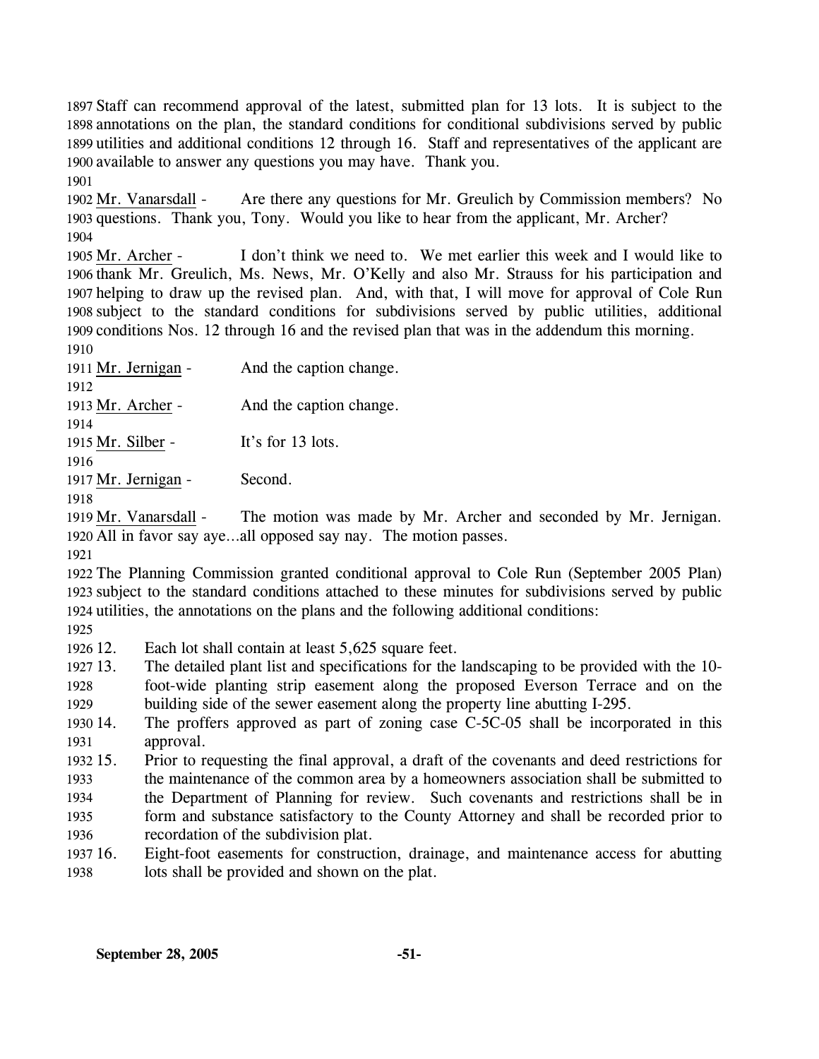Staff can recommend approval of the latest, submitted plan for 13 lots. It is subject to the annotations on the plan, the standard conditions for conditional subdivisions served by public utilities and additional conditions 12 through 16. Staff and representatives of the applicant are available to answer any questions you may have. Thank you.

Mr. Vanarsdall - Are there any questions for Mr. Greulich by Commission members? No questions. Thank you, Tony. Would you like to hear from the applicant, Mr. Archer?

Mr. Archer - I don't think we need to. We met earlier this week and I would like to thank Mr. Greulich, Ms. News, Mr. O'Kelly and also Mr. Strauss for his participation and helping to draw up the revised plan. And, with that, I will move for approval of Cole Run subject to the standard conditions for subdivisions served by public utilities, additional conditions Nos. 12 through 16 and the revised plan that was in the addendum this morning.

Mr. Jernigan - And the caption change.

Mr. Archer - And the caption change.

Mr. Silber - It's for 13 lots.

Mr. Jernigan - Second.

Mr. Vanarsdall - The motion was made by Mr. Archer and seconded by Mr. Jernigan. All in favor say aye…all opposed say nay. The motion passes.

The Planning Commission granted conditional approval to Cole Run (September 2005 Plan) subject to the standard conditions attached to these minutes for subdivisions served by public utilities, the annotations on the plans and the following additional conditions:

12. Each lot shall contain at least 5,625 square feet.
13. The detailed plant list and specifications for the landscaping to be provided with the 10-foot-wide planting strip easement along the proposed Everson Terrace and on the building side of the sewer easement along the property line abutting I-295.
14. The proffers approved as part of zoning case C-5C-05 shall be incorporated in this approval.
15. Prior to requesting the final approval, a draft of the covenants and deed restrictions for the maintenance of the common area by a homeowners association shall be submitted to the Department of Planning for review. Such covenants and restrictions shall be in form and substance satisfactory to the County Attorney and shall be recorded prior to recordation of the subdivision plat.
16. Eight-foot easements for construction, drainage, and maintenance access for abutting lots shall be provided and shown on the plat.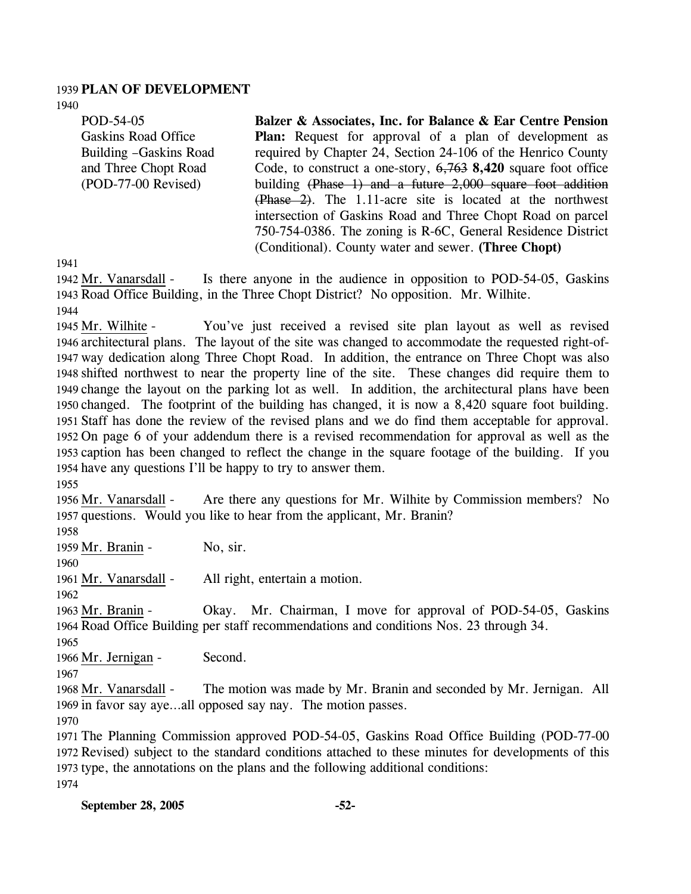**PLAN OF DEVELOPMENT**

| | |
|---|---|
| POD-54-05<br>Gaskins Road Office Building –Gaskins Road and Three Chopt Road<br>(POD-77-00 Revised) | **Balzer & Associates, Inc. for Balance & Ear Centre Pension Plan:** Request for approval of a plan of development as required by Chapter 24, Section 24-106 of the Henrico County Code, to construct a one-story, ~~6,763~~ **8,420** square foot office building ~~(Phase 1) and a future 2,000 square foot addition (Phase 2)~~. The 1.11-acre site is located at the northwest intersection of Gaskins Road and Three Chopt Road on parcel 750-754-0386. The zoning is R-6C, General Residence District (Conditional). County water and sewer. **(Three Chopt)** |

Mr. Vanarsdall - Is there anyone in the audience in opposition to POD-54-05, Gaskins Road Office Building, in the Three Chopt District? No opposition. Mr. Wilhite.

Mr. Wilhite - You've just received a revised site plan layout as well as revised architectural plans. The layout of the site was changed to accommodate the requested right-of-way dedication along Three Chopt Road. In addition, the entrance on Three Chopt was also shifted northwest to near the property line of the site. These changes did require them to change the layout on the parking lot as well. In addition, the architectural plans have been changed. The footprint of the building has changed, it is now a 8,420 square foot building. Staff has done the review of the revised plans and we do find them acceptable for approval. On page 6 of your addendum there is a revised recommendation for approval as well as the caption has been changed to reflect the change in the square footage of the building. If you have any questions I'll be happy to try to answer them.

Mr. Vanarsdall - Are there any questions for Mr. Wilhite by Commission members? No questions. Would you like to hear from the applicant, Mr. Branin?

Mr. Branin - No, sir.

Mr. Vanarsdall - All right, entertain a motion.

Mr. Branin - Okay. Mr. Chairman, I move for approval of POD-54-05, Gaskins Road Office Building per staff recommendations and conditions Nos. 23 through 34.

Mr. Jernigan - Second.

Mr. Vanarsdall - The motion was made by Mr. Branin and seconded by Mr. Jernigan. All in favor say aye…all opposed say nay. The motion passes.

The Planning Commission approved POD-54-05, Gaskins Road Office Building (POD-77-00 Revised) subject to the standard conditions attached to these minutes for developments of this type, the annotations on the plans and the following additional conditions: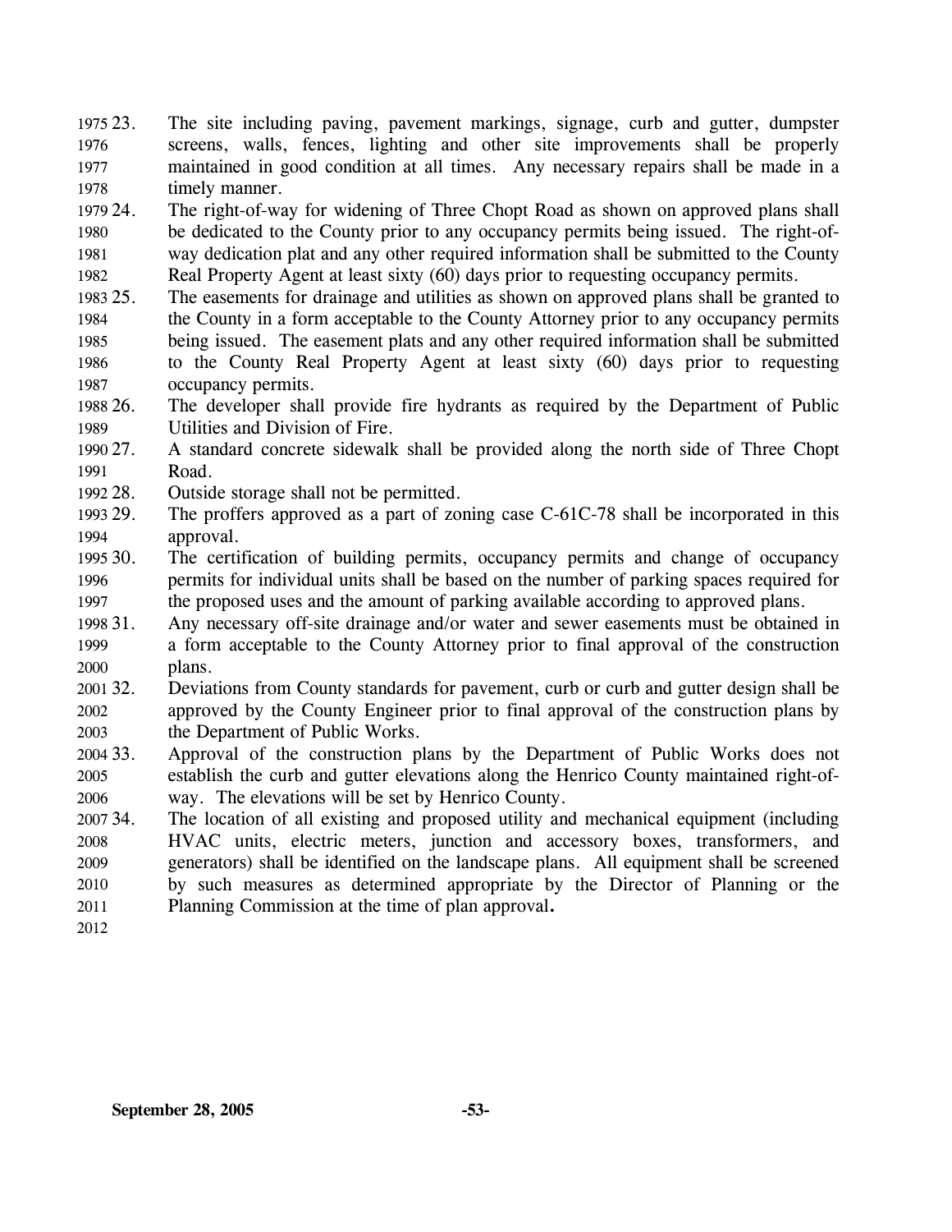23. The site including paving, pavement markings, signage, curb and gutter, dumpster screens, walls, fences, lighting and other site improvements shall be properly maintained in good condition at all times. Any necessary repairs shall be made in a timely manner.
24. The right-of-way for widening of Three Chopt Road as shown on approved plans shall be dedicated to the County prior to any occupancy permits being issued. The right-of-way dedication plat and any other required information shall be submitted to the County Real Property Agent at least sixty (60) days prior to requesting occupancy permits.
25. The easements for drainage and utilities as shown on approved plans shall be granted to the County in a form acceptable to the County Attorney prior to any occupancy permits being issued. The easement plats and any other required information shall be submitted to the County Real Property Agent at least sixty (60) days prior to requesting occupancy permits.
26. The developer shall provide fire hydrants as required by the Department of Public Utilities and Division of Fire.
27. A standard concrete sidewalk shall be provided along the north side of Three Chopt Road.
28. Outside storage shall not be permitted.
29. The proffers approved as a part of zoning case C-61C-78 shall be incorporated in this approval.
30. The certification of building permits, occupancy permits and change of occupancy permits for individual units shall be based on the number of parking spaces required for the proposed uses and the amount of parking available according to approved plans.
31. Any necessary off-site drainage and/or water and sewer easements must be obtained in a form acceptable to the County Attorney prior to final approval of the construction plans.
32. Deviations from County standards for pavement, curb or curb and gutter design shall be approved by the County Engineer prior to final approval of the construction plans by the Department of Public Works.
33. Approval of the construction plans by the Department of Public Works does not establish the curb and gutter elevations along the Henrico County maintained right-of-way. The elevations will be set by Henrico County.
34. The location of all existing and proposed utility and mechanical equipment (including HVAC units, electric meters, junction and accessory boxes, transformers, and generators) shall be identified on the landscape plans. All equipment shall be screened by such measures as determined appropriate by the Director of Planning or the Planning Commission at the time of plan approval.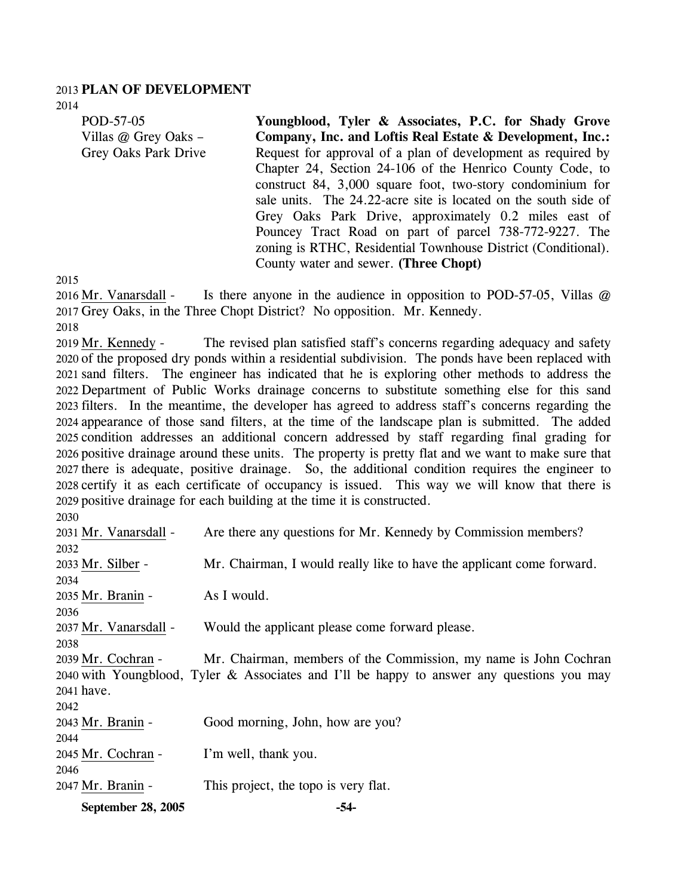**PLAN OF DEVELOPMENT**

POD-57-05
Villas @ Grey Oaks – Grey Oaks Park Drive

**Youngblood, Tyler & Associates, P.C. for Shady Grove Company, Inc. and Loftis Real Estate & Development, Inc.:** Request for approval of a plan of development as required by Chapter 24, Section 24-106 of the Henrico County Code, to construct 84, 3,000 square foot, two-story condominium for sale units. The 24.22-acre site is located on the south side of Grey Oaks Park Drive, approximately 0.2 miles east of Pouncey Tract Road on part of parcel 738-772-9227. The zoning is RTHC, Residential Townhouse District (Conditional). County water and sewer. **(Three Chopt)**

Mr. Vanarsdall - Is there anyone in the audience in opposition to POD-57-05, Villas @ Grey Oaks, in the Three Chopt District? No opposition. Mr. Kennedy.

Mr. Kennedy - The revised plan satisfied staff's concerns regarding adequacy and safety of the proposed dry ponds within a residential subdivision. The ponds have been replaced with sand filters. The engineer has indicated that he is exploring other methods to address the Department of Public Works drainage concerns to substitute something else for this sand filters. In the meantime, the developer has agreed to address staff's concerns regarding the appearance of those sand filters, at the time of the landscape plan is submitted. The added condition addresses an additional concern addressed by staff regarding final grading for positive drainage around these units. The property is pretty flat and we want to make sure that there is adequate, positive drainage. So, the additional condition requires the engineer to certify it as each certificate of occupancy is issued. This way we will know that there is positive drainage for each building at the time it is constructed.

Mr. Vanarsdall - Are there any questions for Mr. Kennedy by Commission members?

Mr. Silber - Mr. Chairman, I would really like to have the applicant come forward.

Mr. Branin - As I would.

Mr. Vanarsdall - Would the applicant please come forward please.

Mr. Cochran - Mr. Chairman, members of the Commission, my name is John Cochran with Youngblood, Tyler & Associates and I'll be happy to answer any questions you may have.

Mr. Branin - Good morning, John, how are you?

Mr. Cochran - I'm well, thank you.

Mr. Branin - This project, the topo is very flat.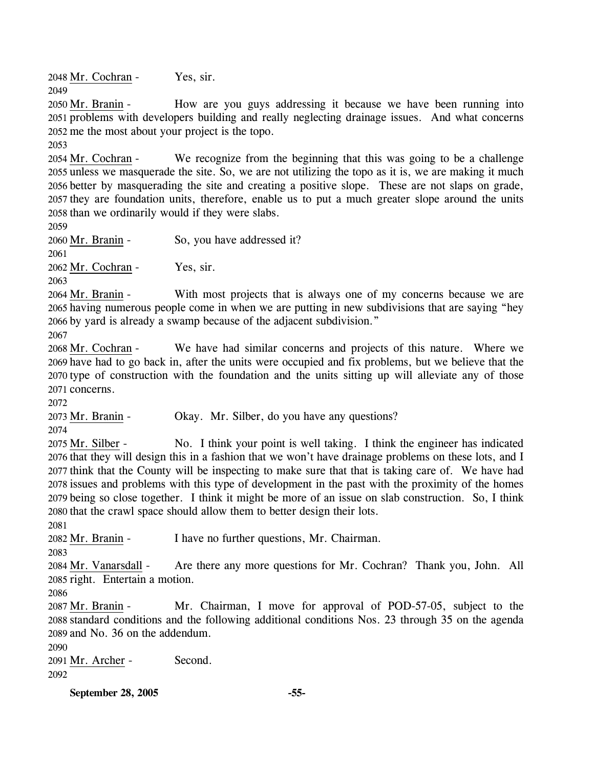2048 Mr. Cochran - Yes, sir.

2049

2050 Mr. Branin - How are you guys addressing it because we have been running into
2051 problems with developers building and really neglecting drainage issues. And what concerns
2052 me the most about your project is the topo.

2053

2054 Mr. Cochran - We recognize from the beginning that this was going to be a challenge
2055 unless we masquerade the site. So, we are not utilizing the topo as it is, we are making it much
2056 better by masquerading the site and creating a positive slope. These are not slaps on grade,
2057 they are foundation units, therefore, enable us to put a much greater slope around the units
2058 than we ordinarily would if they were slabs.

2059

2060 Mr. Branin - So, you have addressed it?

2061

2062 Mr. Cochran - Yes, sir.

2063

2064 Mr. Branin - With most projects that is always one of my concerns because we are
2065 having numerous people come in when we are putting in new subdivisions that are saying "hey
2066 by yard is already a swamp because of the adjacent subdivision."

2067

2068 Mr. Cochran - We have had similar concerns and projects of this nature. Where we
2069 have had to go back in, after the units were occupied and fix problems, but we believe that the
2070 type of construction with the foundation and the units sitting up will alleviate any of those
2071 concerns.

2072

2073 Mr. Branin - Okay. Mr. Silber, do you have any questions?

2074

2075 Mr. Silber - No. I think your point is well taking. I think the engineer has indicated
2076 that they will design this in a fashion that we won't have drainage problems on these lots, and I
2077 think that the County will be inspecting to make sure that that is taking care of. We have had
2078 issues and problems with this type of development in the past with the proximity of the homes
2079 being so close together. I think it might be more of an issue on slab construction. So, I think
2080 that the crawl space should allow them to better design their lots.

2081

2082 Mr. Branin - I have no further questions, Mr. Chairman.

2083

2084 Mr. Vanarsdall - Are there any more questions for Mr. Cochran? Thank you, John. All
2085 right. Entertain a motion.

2086

2087 Mr. Branin - Mr. Chairman, I move for approval of POD-57-05, subject to the
2088 standard conditions and the following additional conditions Nos. 23 through 35 on the agenda
2089 and No. 36 on the addendum.

2090

2091 Mr. Archer - Second.

2092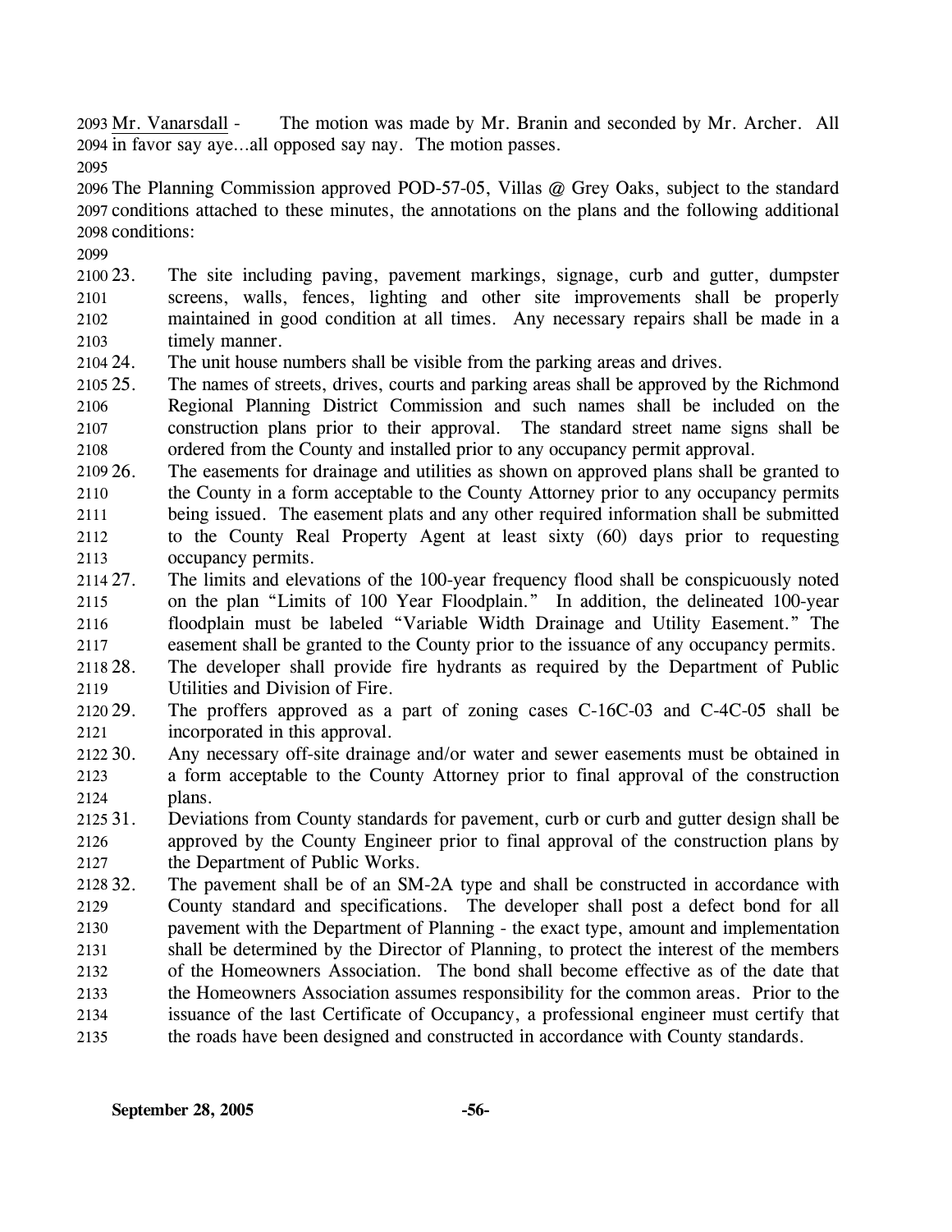Mr. Vanarsdall - The motion was made by Mr. Branin and seconded by Mr. Archer. All in favor say aye…all opposed say nay. The motion passes.

The Planning Commission approved POD-57-05, Villas @ Grey Oaks, subject to the standard conditions attached to these minutes, the annotations on the plans and the following additional conditions:

23. The site including paving, pavement markings, signage, curb and gutter, dumpster screens, walls, fences, lighting and other site improvements shall be properly maintained in good condition at all times. Any necessary repairs shall be made in a timely manner.
24. The unit house numbers shall be visible from the parking areas and drives.
25. The names of streets, drives, courts and parking areas shall be approved by the Richmond Regional Planning District Commission and such names shall be included on the construction plans prior to their approval. The standard street name signs shall be ordered from the County and installed prior to any occupancy permit approval.
26. The easements for drainage and utilities as shown on approved plans shall be granted to the County in a form acceptable to the County Attorney prior to any occupancy permits being issued. The easement plats and any other required information shall be submitted to the County Real Property Agent at least sixty (60) days prior to requesting occupancy permits.
27. The limits and elevations of the 100-year frequency flood shall be conspicuously noted on the plan "Limits of 100 Year Floodplain." In addition, the delineated 100-year floodplain must be labeled "Variable Width Drainage and Utility Easement." The easement shall be granted to the County prior to the issuance of any occupancy permits.
28. The developer shall provide fire hydrants as required by the Department of Public Utilities and Division of Fire.
29. The proffers approved as a part of zoning cases C-16C-03 and C-4C-05 shall be incorporated in this approval.
30. Any necessary off-site drainage and/or water and sewer easements must be obtained in a form acceptable to the County Attorney prior to final approval of the construction plans.
31. Deviations from County standards for pavement, curb or curb and gutter design shall be approved by the County Engineer prior to final approval of the construction plans by the Department of Public Works.
32. The pavement shall be of an SM-2A type and shall be constructed in accordance with County standard and specifications. The developer shall post a defect bond for all pavement with the Department of Planning - the exact type, amount and implementation shall be determined by the Director of Planning, to protect the interest of the members of the Homeowners Association. The bond shall become effective as of the date that the Homeowners Association assumes responsibility for the common areas. Prior to the issuance of the last Certificate of Occupancy, a professional engineer must certify that the roads have been designed and constructed in accordance with County standards.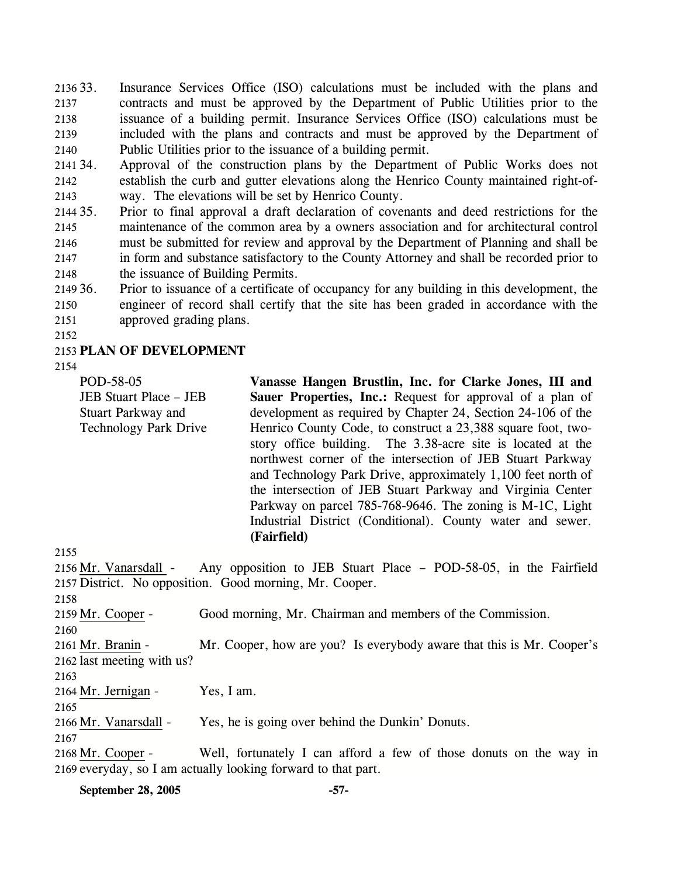33. Insurance Services Office (ISO) calculations must be included with the plans and contracts and must be approved by the Department of Public Utilities prior to the issuance of a building permit. Insurance Services Office (ISO) calculations must be included with the plans and contracts and must be approved by the Department of Public Utilities prior to the issuance of a building permit.
34. Approval of the construction plans by the Department of Public Works does not establish the curb and gutter elevations along the Henrico County maintained right-of-way. The elevations will be set by Henrico County.
35. Prior to final approval a draft declaration of covenants and deed restrictions for the maintenance of the common area by a owners association and for architectural control must be submitted for review and approval by the Department of Planning and shall be in form and substance satisfactory to the County Attorney and shall be recorded prior to the issuance of Building Permits.
36. Prior to issuance of a certificate of occupancy for any building in this development, the engineer of record shall certify that the site has been graded in accordance with the approved grading plans.

**PLAN OF DEVELOPMENT**

POD-58-05
JEB Stuart Place – JEB Stuart Parkway and Technology Park Drive

**Vanasse Hangen Brustlin, Inc. for Clarke Jones, III and Sauer Properties, Inc.:** Request for approval of a plan of development as required by Chapter 24, Section 24-106 of the Henrico County Code, to construct a 23,388 square foot, two-story office building. The 3.38-acre site is located at the northwest corner of the intersection of JEB Stuart Parkway and Technology Park Drive, approximately 1,100 feet north of the intersection of JEB Stuart Parkway and Virginia Center Parkway on parcel 785-768-9646. The zoning is M-1C, Light Industrial District (Conditional). County water and sewer. **(Fairfield)**

Mr. Vanarsdall - Any opposition to JEB Stuart Place – POD-58-05, in the Fairfield District. No opposition. Good morning, Mr. Cooper.

Mr. Cooper - Good morning, Mr. Chairman and members of the Commission.

Mr. Branin - Mr. Cooper, how are you? Is everybody aware that this is Mr. Cooper's last meeting with us?

Mr. Jernigan - Yes, I am.

Mr. Vanarsdall - Yes, he is going over behind the Dunkin' Donuts.

Mr. Cooper - Well, fortunately I can afford a few of those donuts on the way in everyday, so I am actually looking forward to that part.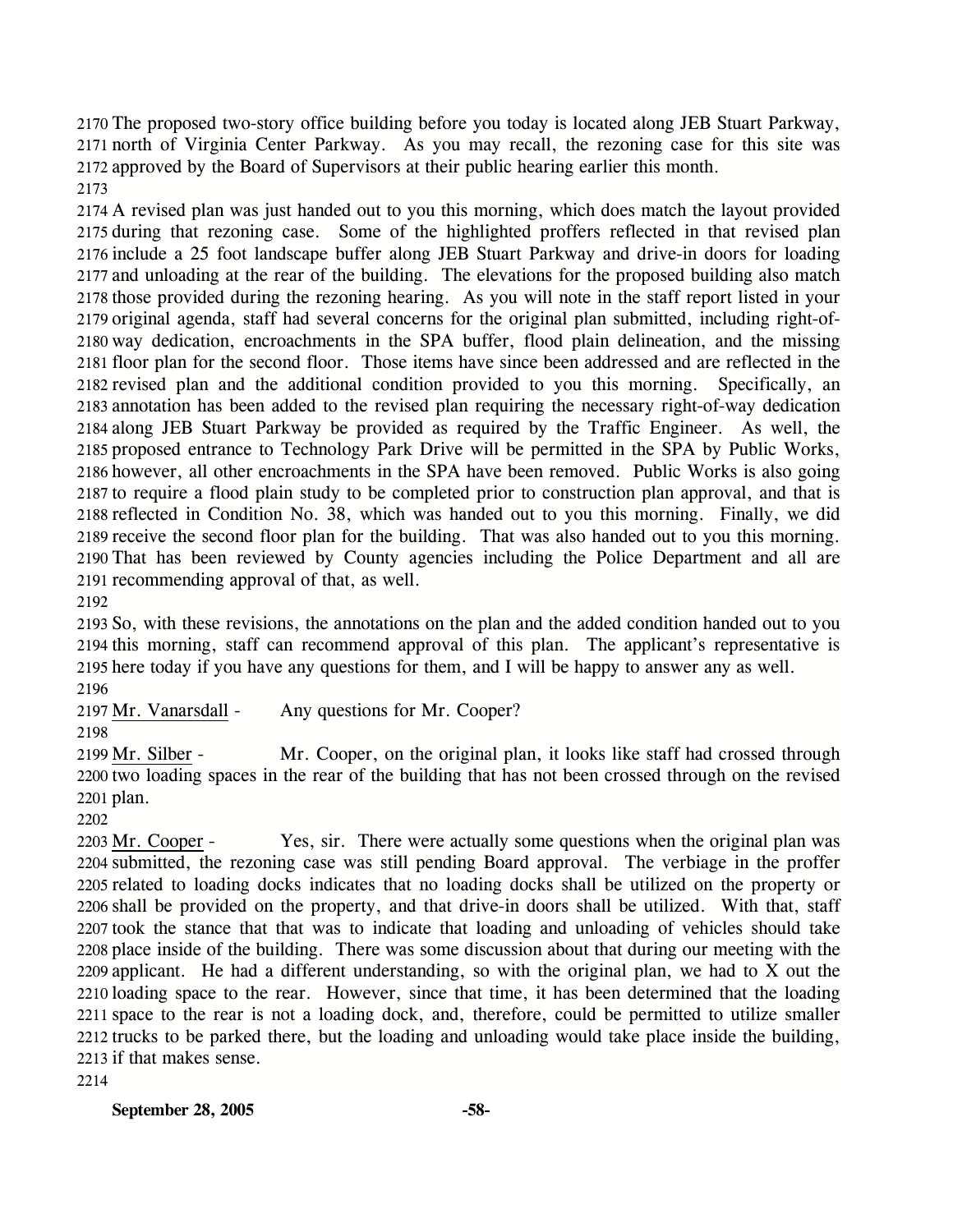The proposed two-story office building before you today is located along JEB Stuart Parkway, north of Virginia Center Parkway. As you may recall, the rezoning case for this site was approved by the Board of Supervisors at their public hearing earlier this month.

A revised plan was just handed out to you this morning, which does match the layout provided during that rezoning case. Some of the highlighted proffers reflected in that revised plan include a 25 foot landscape buffer along JEB Stuart Parkway and drive-in doors for loading and unloading at the rear of the building. The elevations for the proposed building also match those provided during the rezoning hearing. As you will note in the staff report listed in your original agenda, staff had several concerns for the original plan submitted, including right-of-way dedication, encroachments in the SPA buffer, flood plain delineation, and the missing floor plan for the second floor. Those items have since been addressed and are reflected in the revised plan and the additional condition provided to you this morning. Specifically, an annotation has been added to the revised plan requiring the necessary right-of-way dedication along JEB Stuart Parkway be provided as required by the Traffic Engineer. As well, the proposed entrance to Technology Park Drive will be permitted in the SPA by Public Works, however, all other encroachments in the SPA have been removed. Public Works is also going to require a flood plain study to be completed prior to construction plan approval, and that is reflected in Condition No. 38, which was handed out to you this morning. Finally, we did receive the second floor plan for the building. That was also handed out to you this morning. That has been reviewed by County agencies including the Police Department and all are recommending approval of that, as well.

So, with these revisions, the annotations on the plan and the added condition handed out to you this morning, staff can recommend approval of this plan. The applicant's representative is here today if you have any questions for them, and I will be happy to answer any as well.

Mr. Vanarsdall - Any questions for Mr. Cooper?

Mr. Silber - Mr. Cooper, on the original plan, it looks like staff had crossed through two loading spaces in the rear of the building that has not been crossed through on the revised plan.

Mr. Cooper - Yes, sir. There were actually some questions when the original plan was submitted, the rezoning case was still pending Board approval. The verbiage in the proffer related to loading docks indicates that no loading docks shall be utilized on the property or shall be provided on the property, and that drive-in doors shall be utilized. With that, staff took the stance that that was to indicate that loading and unloading of vehicles should take place inside of the building. There was some discussion about that during our meeting with the applicant. He had a different understanding, so with the original plan, we had to X out the loading space to the rear. However, since that time, it has been determined that the loading space to the rear is not a loading dock, and, therefore, could be permitted to utilize smaller trucks to be parked there, but the loading and unloading would take place inside the building, if that makes sense.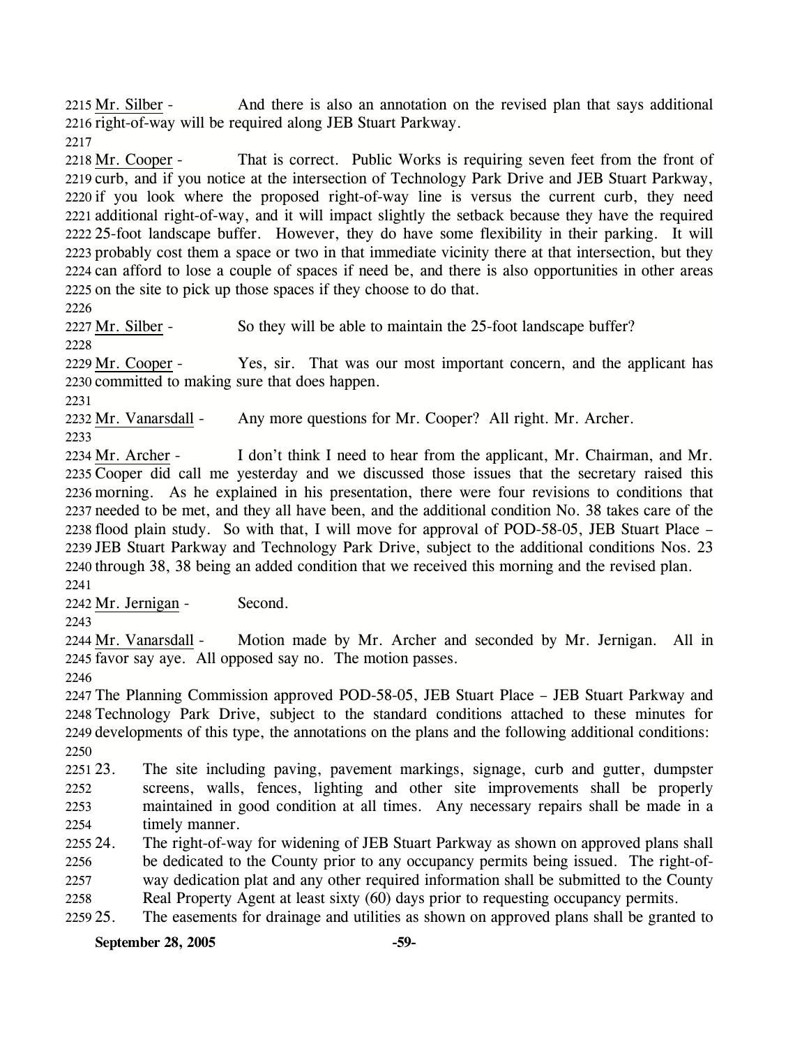Mr. Silber - And there is also an annotation on the revised plan that says additional right-of-way will be required along JEB Stuart Parkway.

Mr. Cooper - That is correct. Public Works is requiring seven feet from the front of curb, and if you notice at the intersection of Technology Park Drive and JEB Stuart Parkway, if you look where the proposed right-of-way line is versus the current curb, they need additional right-of-way, and it will impact slightly the setback because they have the required 25-foot landscape buffer. However, they do have some flexibility in their parking. It will probably cost them a space or two in that immediate vicinity there at that intersection, but they can afford to lose a couple of spaces if need be, and there is also opportunities in other areas on the site to pick up those spaces if they choose to do that.

Mr. Silber - So they will be able to maintain the 25-foot landscape buffer?

Mr. Cooper - Yes, sir. That was our most important concern, and the applicant has committed to making sure that does happen.

Mr. Vanarsdall - Any more questions for Mr. Cooper? All right. Mr. Archer.

Mr. Archer - I don't think I need to hear from the applicant, Mr. Chairman, and Mr. Cooper did call me yesterday and we discussed those issues that the secretary raised this morning. As he explained in his presentation, there were four revisions to conditions that needed to be met, and they all have been, and the additional condition No. 38 takes care of the flood plain study. So with that, I will move for approval of POD-58-05, JEB Stuart Place – JEB Stuart Parkway and Technology Park Drive, subject to the additional conditions Nos. 23 through 38, 38 being an added condition that we received this morning and the revised plan.

Mr. Jernigan - Second.

Mr. Vanarsdall - Motion made by Mr. Archer and seconded by Mr. Jernigan. All in favor say aye. All opposed say no. The motion passes.

The Planning Commission approved POD-58-05, JEB Stuart Place – JEB Stuart Parkway and Technology Park Drive, subject to the standard conditions attached to these minutes for developments of this type, the annotations on the plans and the following additional conditions:

23. The site including paving, pavement markings, signage, curb and gutter, dumpster screens, walls, fences, lighting and other site improvements shall be properly maintained in good condition at all times. Any necessary repairs shall be made in a timely manner.
24. The right-of-way for widening of JEB Stuart Parkway as shown on approved plans shall be dedicated to the County prior to any occupancy permits being issued. The right-of-way dedication plat and any other required information shall be submitted to the County Real Property Agent at least sixty (60) days prior to requesting occupancy permits.
25. The easements for drainage and utilities as shown on approved plans shall be granted to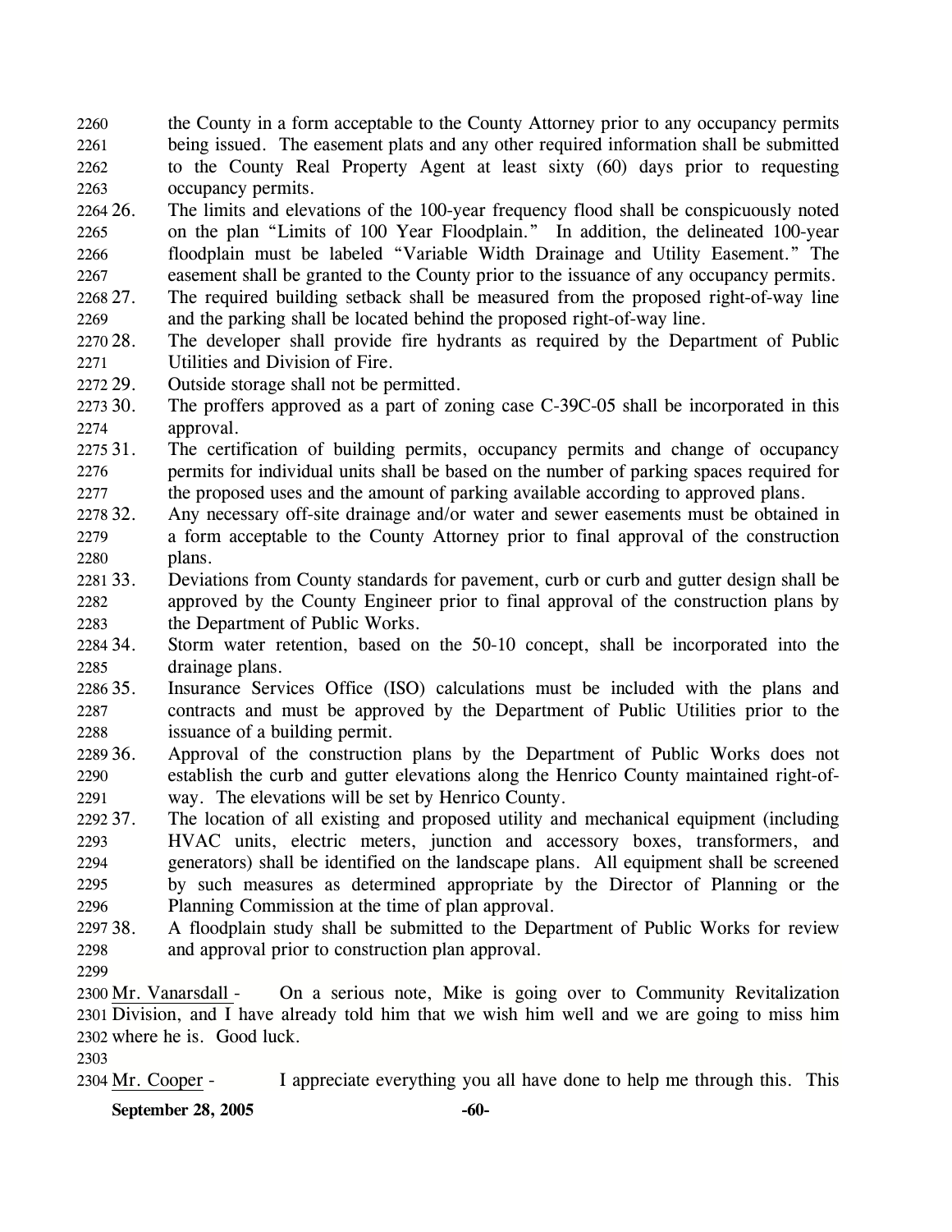the County in a form acceptable to the County Attorney prior to any occupancy permits being issued. The easement plats and any other required information shall be submitted to the County Real Property Agent at least sixty (60) days prior to requesting occupancy permits.

26. The limits and elevations of the 100-year frequency flood shall be conspicuously noted on the plan "Limits of 100 Year Floodplain." In addition, the delineated 100-year floodplain must be labeled "Variable Width Drainage and Utility Easement." The easement shall be granted to the County prior to the issuance of any occupancy permits.
27. The required building setback shall be measured from the proposed right-of-way line and the parking shall be located behind the proposed right-of-way line.
28. The developer shall provide fire hydrants as required by the Department of Public Utilities and Division of Fire.
29. Outside storage shall not be permitted.
30. The proffers approved as a part of zoning case C-39C-05 shall be incorporated in this approval.
31. The certification of building permits, occupancy permits and change of occupancy permits for individual units shall be based on the number of parking spaces required for the proposed uses and the amount of parking available according to approved plans.
32. Any necessary off-site drainage and/or water and sewer easements must be obtained in a form acceptable to the County Attorney prior to final approval of the construction plans.
33. Deviations from County standards for pavement, curb or curb and gutter design shall be approved by the County Engineer prior to final approval of the construction plans by the Department of Public Works.
34. Storm water retention, based on the 50-10 concept, shall be incorporated into the drainage plans.
35. Insurance Services Office (ISO) calculations must be included with the plans and contracts and must be approved by the Department of Public Utilities prior to the issuance of a building permit.
36. Approval of the construction plans by the Department of Public Works does not establish the curb and gutter elevations along the Henrico County maintained right-of-way. The elevations will be set by Henrico County.
37. The location of all existing and proposed utility and mechanical equipment (including HVAC units, electric meters, junction and accessory boxes, transformers, and generators) shall be identified on the landscape plans. All equipment shall be screened by such measures as determined appropriate by the Director of Planning or the Planning Commission at the time of plan approval.
38. A floodplain study shall be submitted to the Department of Public Works for review and approval prior to construction plan approval.

Mr. Vanarsdall - On a serious note, Mike is going over to Community Revitalization Division, and I have already told him that we wish him well and we are going to miss him where he is. Good luck.

Mr. Cooper - I appreciate everything you all have done to help me through this. This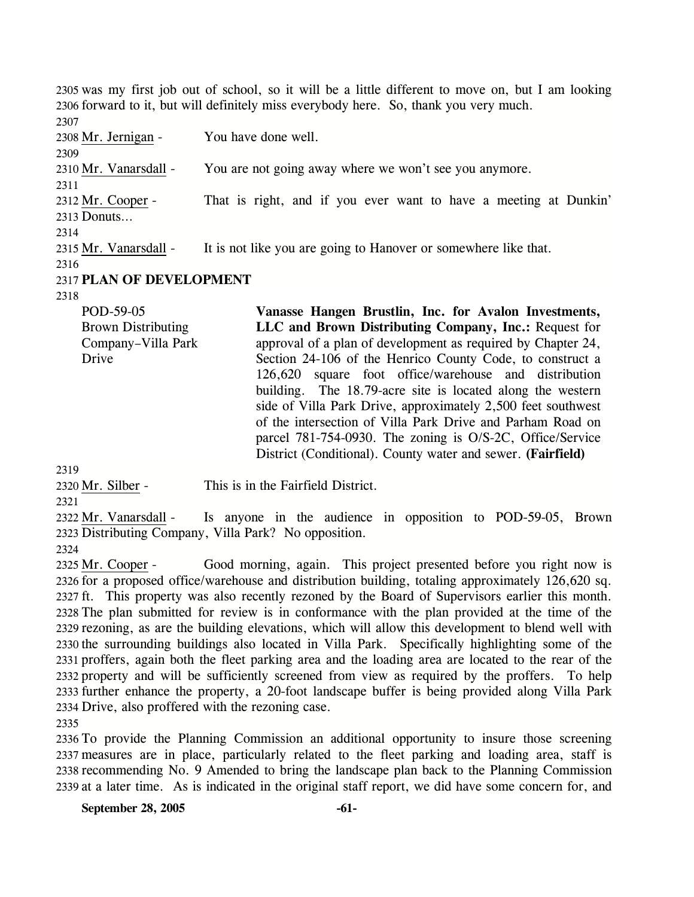was my first job out of school, so it will be a little different to move on, but I am looking forward to it, but will definitely miss everybody here. So, thank you very much.

Mr. Jernigan - You have done well.

Mr. Vanarsdall - You are not going away where we won't see you anymore.

Mr. Cooper - That is right, and if you ever want to have a meeting at Dunkin' Donuts…

Mr. Vanarsdall - It is not like you are going to Hanover or somewhere like that.

**PLAN OF DEVELOPMENT**

POD-59-05
Brown Distributing Company–Villa Park Drive

**Vanasse Hangen Brustlin, Inc. for Avalon Investments, LLC and Brown Distributing Company, Inc.:** Request for approval of a plan of development as required by Chapter 24, Section 24-106 of the Henrico County Code, to construct a 126,620 square foot office/warehouse and distribution building. The 18.79-acre site is located along the western side of Villa Park Drive, approximately 2,500 feet southwest of the intersection of Villa Park Drive and Parham Road on parcel 781-754-0930. The zoning is O/S-2C, Office/Service District (Conditional). County water and sewer. **(Fairfield)**

Mr. Silber - This is in the Fairfield District.

Mr. Vanarsdall - Is anyone in the audience in opposition to POD-59-05, Brown Distributing Company, Villa Park? No opposition.

Mr. Cooper - Good morning, again. This project presented before you right now is for a proposed office/warehouse and distribution building, totaling approximately 126,620 sq. ft. This property was also recently rezoned by the Board of Supervisors earlier this month. The plan submitted for review is in conformance with the plan provided at the time of the rezoning, as are the building elevations, which will allow this development to blend well with the surrounding buildings also located in Villa Park. Specifically highlighting some of the proffers, again both the fleet parking area and the loading area are located to the rear of the property and will be sufficiently screened from view as required by the proffers. To help further enhance the property, a 20-foot landscape buffer is being provided along Villa Park Drive, also proffered with the rezoning case.

To provide the Planning Commission an additional opportunity to insure those screening measures are in place, particularly related to the fleet parking and loading area, staff is recommending No. 9 Amended to bring the landscape plan back to the Planning Commission at a later time. As is indicated in the original staff report, we did have some concern for, and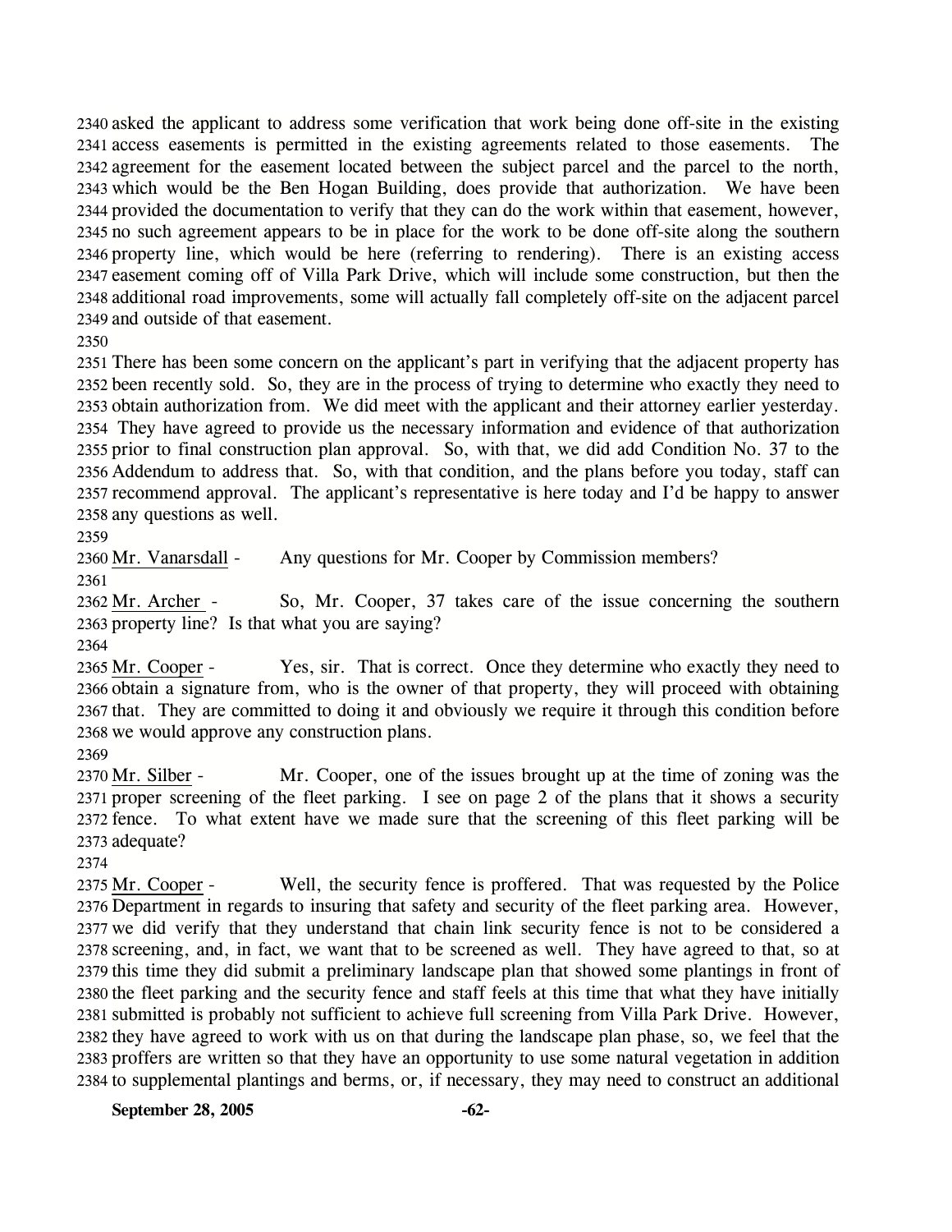2340 asked the applicant to address some verification that work being done off-site in the existing 2341 access easements is permitted in the existing agreements related to those easements. The 2342 agreement for the easement located between the subject parcel and the parcel to the north, 2343 which would be the Ben Hogan Building, does provide that authorization. We have been 2344 provided the documentation to verify that they can do the work within that easement, however, 2345 no such agreement appears to be in place for the work to be done off-site along the southern 2346 property line, which would be here (referring to rendering). There is an existing access 2347 easement coming off of Villa Park Drive, which will include some construction, but then the 2348 additional road improvements, some will actually fall completely off-site on the adjacent parcel 2349 and outside of that easement.

2350

2351 There has been some concern on the applicant's part in verifying that the adjacent property has 2352 been recently sold. So, they are in the process of trying to determine who exactly they need to 2353 obtain authorization from. We did meet with the applicant and their attorney earlier yesterday. 2354 They have agreed to provide us the necessary information and evidence of that authorization 2355 prior to final construction plan approval. So, with that, we did add Condition No. 37 to the 2356 Addendum to address that. So, with that condition, and the plans before you today, staff can 2357 recommend approval. The applicant's representative is here today and I'd be happy to answer 2358 any questions as well.

2359

2360 Mr. Vanarsdall - Any questions for Mr. Cooper by Commission members?

2361

2362 Mr. Archer - So, Mr. Cooper, 37 takes care of the issue concerning the southern 2363 property line? Is that what you are saying?

2364

2365 Mr. Cooper - Yes, sir. That is correct. Once they determine who exactly they need to 2366 obtain a signature from, who is the owner of that property, they will proceed with obtaining 2367 that. They are committed to doing it and obviously we require it through this condition before 2368 we would approve any construction plans.

2369

2370 Mr. Silber - Mr. Cooper, one of the issues brought up at the time of zoning was the 2371 proper screening of the fleet parking. I see on page 2 of the plans that it shows a security 2372 fence. To what extent have we made sure that the screening of this fleet parking will be 2373 adequate?

2374

2375 Mr. Cooper - Well, the security fence is proffered. That was requested by the Police 2376 Department in regards to insuring that safety and security of the fleet parking area. However, 2377 we did verify that they understand that chain link security fence is not to be considered a 2378 screening, and, in fact, we want that to be screened as well. They have agreed to that, so at 2379 this time they did submit a preliminary landscape plan that showed some plantings in front of 2380 the fleet parking and the security fence and staff feels at this time that what they have initially 2381 submitted is probably not sufficient to achieve full screening from Villa Park Drive. However, 2382 they have agreed to work with us on that during the landscape plan phase, so, we feel that the 2383 proffers are written so that they have an opportunity to use some natural vegetation in addition 2384 to supplemental plantings and berms, or, if necessary, they may need to construct an additional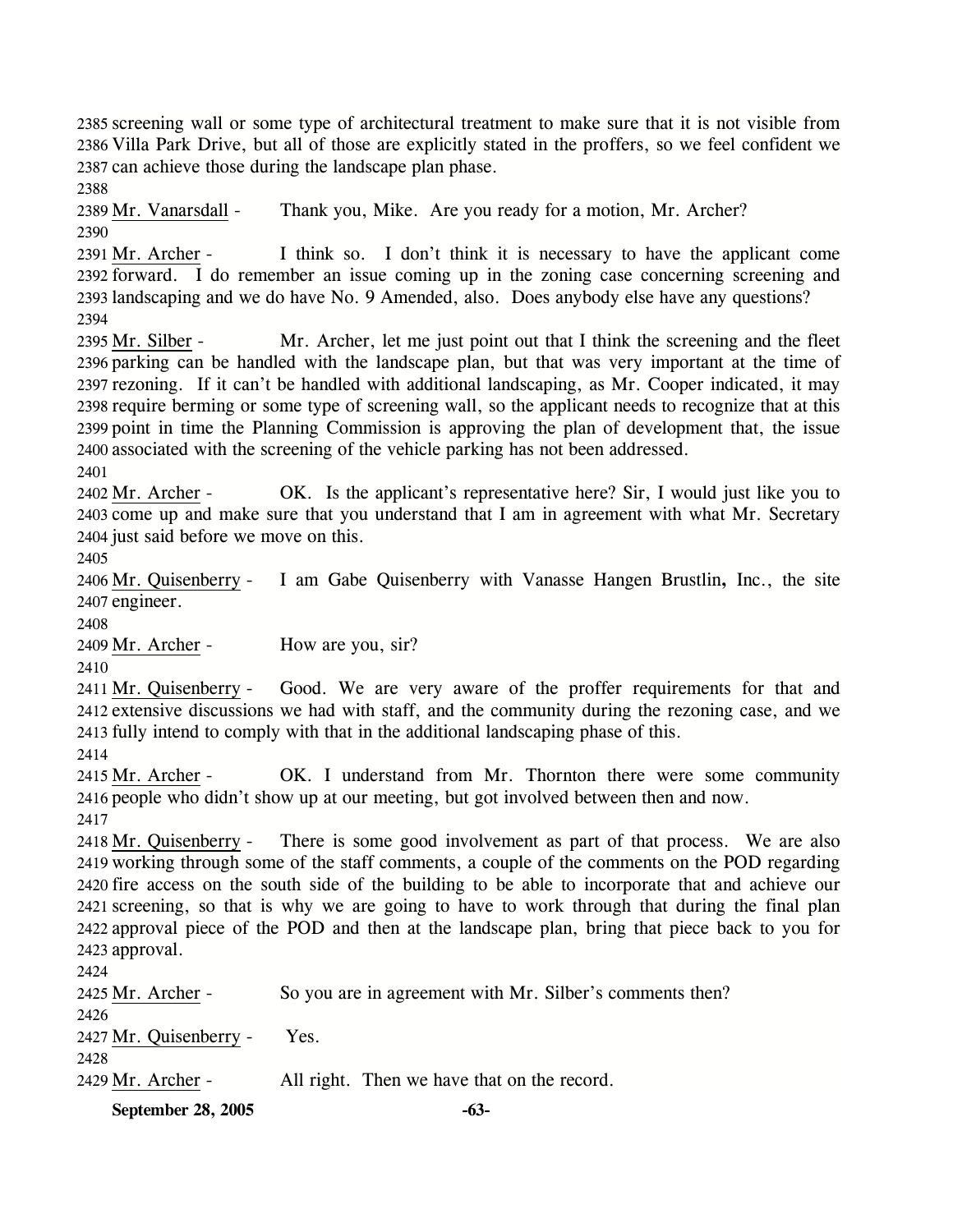screening wall or some type of architectural treatment to make sure that it is not visible from Villa Park Drive, but all of those are explicitly stated in the proffers, so we feel confident we can achieve those during the landscape plan phase.

Mr. Vanarsdall - Thank you, Mike. Are you ready for a motion, Mr. Archer?

Mr. Archer - I think so. I don't think it is necessary to have the applicant come forward. I do remember an issue coming up in the zoning case concerning screening and landscaping and we do have No. 9 Amended, also. Does anybody else have any questions?

Mr. Silber - Mr. Archer, let me just point out that I think the screening and the fleet parking can be handled with the landscape plan, but that was very important at the time of rezoning. If it can't be handled with additional landscaping, as Mr. Cooper indicated, it may require berming or some type of screening wall, so the applicant needs to recognize that at this point in time the Planning Commission is approving the plan of development that, the issue associated with the screening of the vehicle parking has not been addressed.

Mr. Archer - OK. Is the applicant's representative here? Sir, I would just like you to come up and make sure that you understand that I am in agreement with what Mr. Secretary just said before we move on this.

Mr. Quisenberry - I am Gabe Quisenberry with Vanasse Hangen Brustlin**,** Inc., the site engineer.

Mr. Archer - How are you, sir?

Mr. Quisenberry - Good. We are very aware of the proffer requirements for that and extensive discussions we had with staff, and the community during the rezoning case, and we fully intend to comply with that in the additional landscaping phase of this.

Mr. Archer - OK. I understand from Mr. Thornton there were some community people who didn't show up at our meeting, but got involved between then and now.

Mr. Quisenberry - There is some good involvement as part of that process. We are also working through some of the staff comments, a couple of the comments on the POD regarding fire access on the south side of the building to be able to incorporate that and achieve our screening, so that is why we are going to have to work through that during the final plan approval piece of the POD and then at the landscape plan, bring that piece back to you for approval.

Mr. Archer - So you are in agreement with Mr. Silber's comments then?

Mr. Quisenberry - Yes.

Mr. Archer - All right. Then we have that on the record.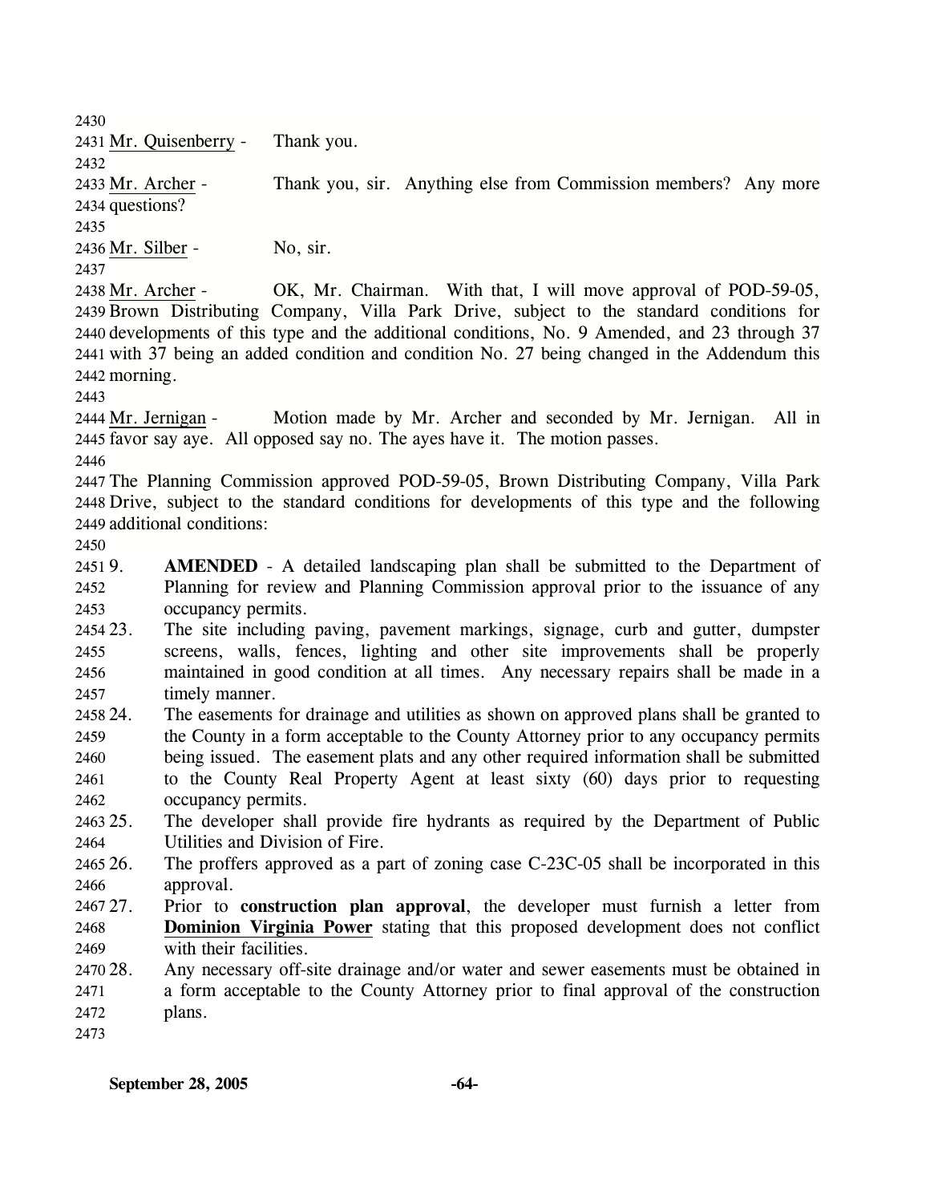Mr. Quisenberry - Thank you.

Mr. Archer - Thank you, sir. Anything else from Commission members? Any more questions?

Mr. Silber - No, sir.

Mr. Archer - OK, Mr. Chairman. With that, I will move approval of POD-59-05, Brown Distributing Company, Villa Park Drive, subject to the standard conditions for developments of this type and the additional conditions, No. 9 Amended, and 23 through 37 with 37 being an added condition and condition No. 27 being changed in the Addendum this morning.

Mr. Jernigan - Motion made by Mr. Archer and seconded by Mr. Jernigan. All in favor say aye. All opposed say no. The ayes have it. The motion passes.

The Planning Commission approved POD-59-05, Brown Distributing Company, Villa Park Drive, subject to the standard conditions for developments of this type and the following additional conditions:

9. **AMENDED** - A detailed landscaping plan shall be submitted to the Department of Planning for review and Planning Commission approval prior to the issuance of any occupancy permits.
23. The site including paving, pavement markings, signage, curb and gutter, dumpster screens, walls, fences, lighting and other site improvements shall be properly maintained in good condition at all times. Any necessary repairs shall be made in a timely manner.
24. The easements for drainage and utilities as shown on approved plans shall be granted to the County in a form acceptable to the County Attorney prior to any occupancy permits being issued. The easement plats and any other required information shall be submitted to the County Real Property Agent at least sixty (60) days prior to requesting occupancy permits.
25. The developer shall provide fire hydrants as required by the Department of Public Utilities and Division of Fire.
26. The proffers approved as a part of zoning case C-23C-05 shall be incorporated in this approval.
27. Prior to **construction plan approval**, the developer must furnish a letter from **Dominion Virginia Power** stating that this proposed development does not conflict with their facilities.
28. Any necessary off-site drainage and/or water and sewer easements must be obtained in a form acceptable to the County Attorney prior to final approval of the construction plans.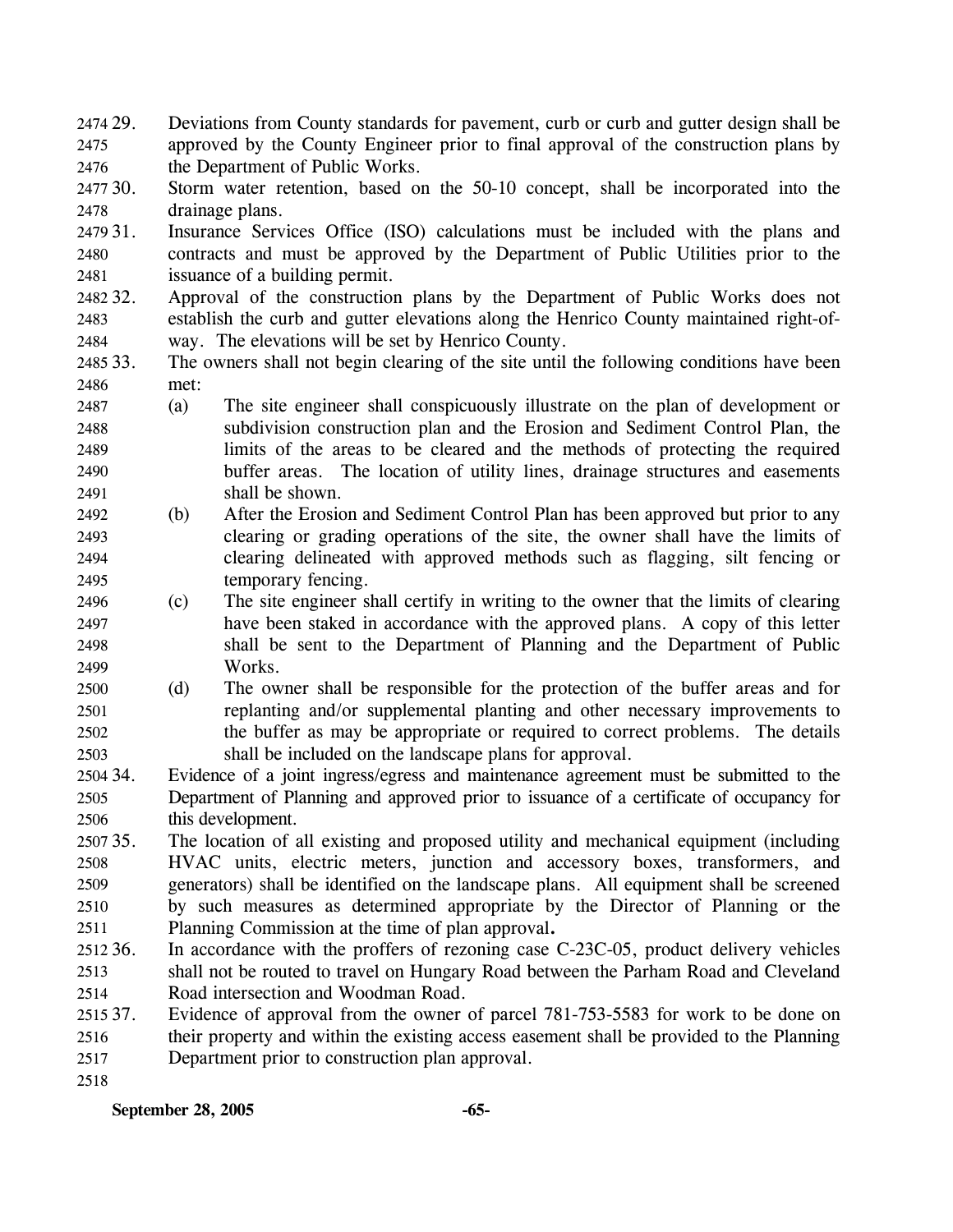29. Deviations from County standards for pavement, curb or curb and gutter design shall be approved by the County Engineer prior to final approval of the construction plans by the Department of Public Works.
30. Storm water retention, based on the 50-10 concept, shall be incorporated into the drainage plans.
31. Insurance Services Office (ISO) calculations must be included with the plans and contracts and must be approved by the Department of Public Utilities prior to the issuance of a building permit.
32. Approval of the construction plans by the Department of Public Works does not establish the curb and gutter elevations along the Henrico County maintained right-of-way. The elevations will be set by Henrico County.
33. The owners shall not begin clearing of the site until the following conditions have been met:
    - (a) The site engineer shall conspicuously illustrate on the plan of development or subdivision construction plan and the Erosion and Sediment Control Plan, the limits of the areas to be cleared and the methods of protecting the required buffer areas. The location of utility lines, drainage structures and easements shall be shown.
    - (b) After the Erosion and Sediment Control Plan has been approved but prior to any clearing or grading operations of the site, the owner shall have the limits of clearing delineated with approved methods such as flagging, silt fencing or temporary fencing.
    - (c) The site engineer shall certify in writing to the owner that the limits of clearing have been staked in accordance with the approved plans. A copy of this letter shall be sent to the Department of Planning and the Department of Public Works.
    - (d) The owner shall be responsible for the protection of the buffer areas and for replanting and/or supplemental planting and other necessary improvements to the buffer as may be appropriate or required to correct problems. The details shall be included on the landscape plans for approval.
34. Evidence of a joint ingress/egress and maintenance agreement must be submitted to the Department of Planning and approved prior to issuance of a certificate of occupancy for this development.
35. The location of all existing and proposed utility and mechanical equipment (including HVAC units, electric meters, junction and accessory boxes, transformers, and generators) shall be identified on the landscape plans. All equipment shall be screened by such measures as determined appropriate by the Director of Planning or the Planning Commission at the time of plan approval**.**
36. In accordance with the proffers of rezoning case C-23C-05, product delivery vehicles shall not be routed to travel on Hungary Road between the Parham Road and Cleveland Road intersection and Woodman Road.
37. Evidence of approval from the owner of parcel 781-753-5583 for work to be done on their property and within the existing access easement shall be provided to the Planning Department prior to construction plan approval.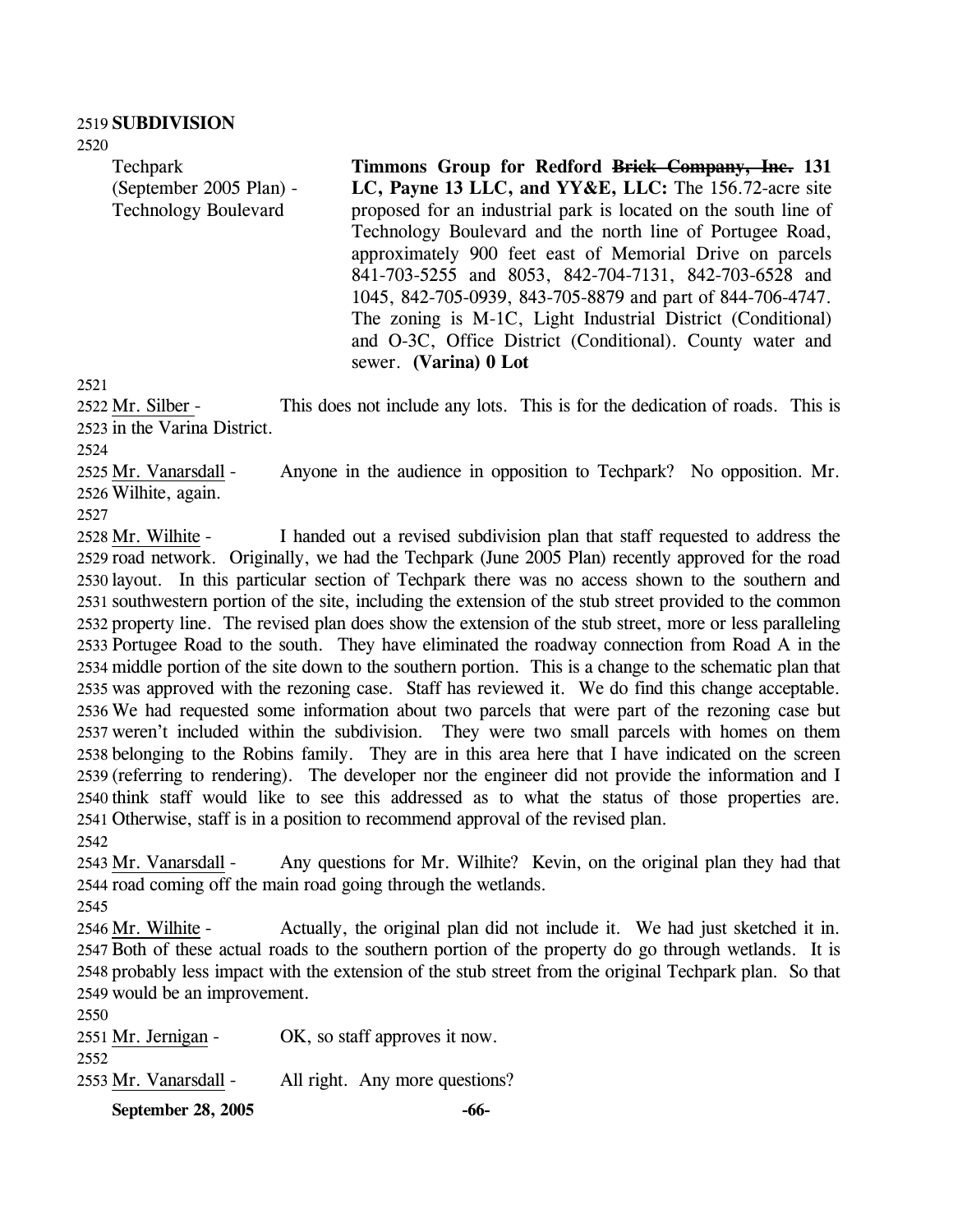**SUBDIVISION**

Techpark (September 2005 Plan) - Technology Boulevard

**Timmons Group for Redford ~~Brick Company, Inc.~~ 131 LC, Payne 13 LLC, and YY&E, LLC:** The 156.72-acre site proposed for an industrial park is located on the south line of Technology Boulevard and the north line of Portugee Road, approximately 900 feet east of Memorial Drive on parcels 841-703-5255 and 8053, 842-704-7131, 842-703-6528 and 1045, 842-705-0939, 843-705-8879 and part of 844-706-4747. The zoning is M-1C, Light Industrial District (Conditional) and O-3C, Office District (Conditional). County water and sewer. **(Varina) 0 Lot**

Mr. Silber - This does not include any lots. This is for the dedication of roads. This is in the Varina District.

Mr. Vanarsdall - Anyone in the audience in opposition to Techpark? No opposition. Mr. Wilhite, again.

Mr. Wilhite - I handed out a revised subdivision plan that staff requested to address the road network. Originally, we had the Techpark (June 2005 Plan) recently approved for the road layout. In this particular section of Techpark there was no access shown to the southern and southwestern portion of the site, including the extension of the stub street provided to the common property line. The revised plan does show the extension of the stub street, more or less paralleling Portugee Road to the south. They have eliminated the roadway connection from Road A in the middle portion of the site down to the southern portion. This is a change to the schematic plan that was approved with the rezoning case. Staff has reviewed it. We do find this change acceptable. We had requested some information about two parcels that were part of the rezoning case but weren't included within the subdivision. They were two small parcels with homes on them belonging to the Robins family. They are in this area here that I have indicated on the screen (referring to rendering). The developer nor the engineer did not provide the information and I think staff would like to see this addressed as to what the status of those properties are. Otherwise, staff is in a position to recommend approval of the revised plan.

Mr. Vanarsdall - Any questions for Mr. Wilhite? Kevin, on the original plan they had that road coming off the main road going through the wetlands.

Mr. Wilhite - Actually, the original plan did not include it. We had just sketched it in. Both of these actual roads to the southern portion of the property do go through wetlands. It is probably less impact with the extension of the stub street from the original Techpark plan. So that would be an improvement.

Mr. Jernigan - OK, so staff approves it now.

Mr. Vanarsdall - All right. Any more questions?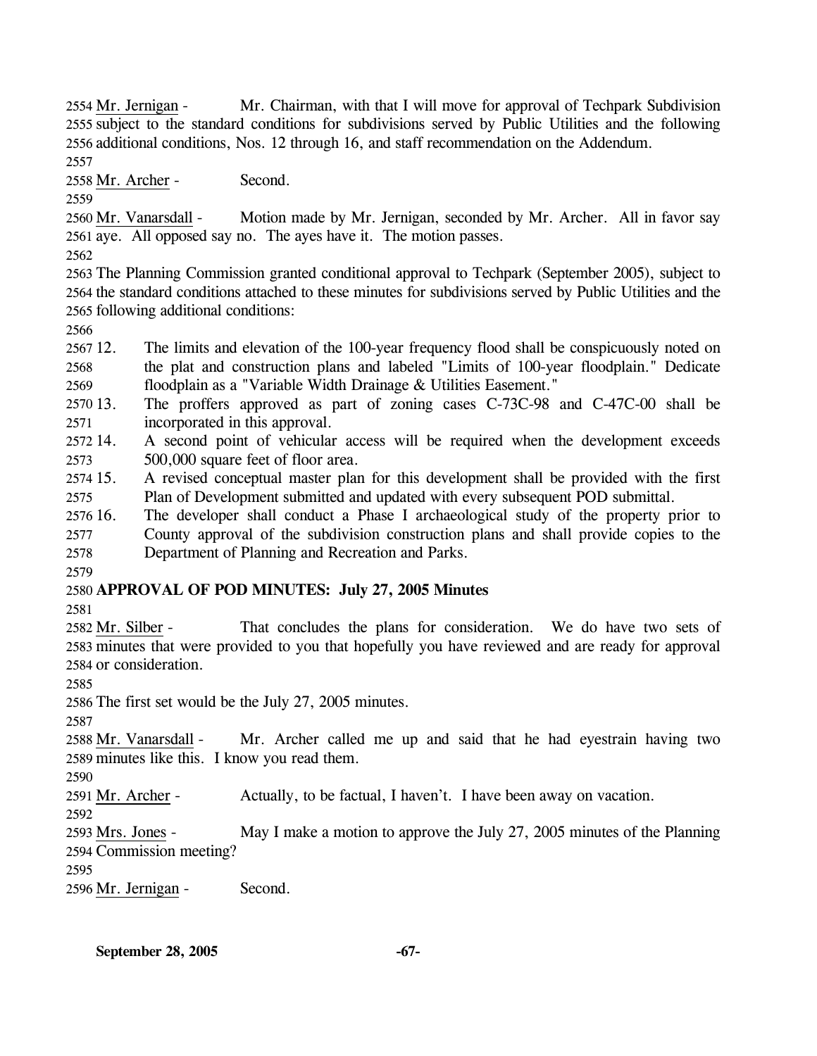Mr. Jernigan - Mr. Chairman, with that I will move for approval of Techpark Subdivision subject to the standard conditions for subdivisions served by Public Utilities and the following additional conditions, Nos. 12 through 16, and staff recommendation on the Addendum.

Mr. Archer - Second.

Mr. Vanarsdall - Motion made by Mr. Jernigan, seconded by Mr. Archer. All in favor say aye. All opposed say no. The ayes have it. The motion passes.

The Planning Commission granted conditional approval to Techpark (September 2005), subject to the standard conditions attached to these minutes for subdivisions served by Public Utilities and the following additional conditions:

12. The limits and elevation of the 100-year frequency flood shall be conspicuously noted on the plat and construction plans and labeled "Limits of 100-year floodplain." Dedicate floodplain as a "Variable Width Drainage & Utilities Easement."
13. The proffers approved as part of zoning cases C-73C-98 and C-47C-00 shall be incorporated in this approval.
14. A second point of vehicular access will be required when the development exceeds 500,000 square feet of floor area.
15. A revised conceptual master plan for this development shall be provided with the first Plan of Development submitted and updated with every subsequent POD submittal.
16. The developer shall conduct a Phase I archaeological study of the property prior to County approval of the subdivision construction plans and shall provide copies to the Department of Planning and Recreation and Parks.

**APPROVAL OF POD MINUTES: July 27, 2005 Minutes**

Mr. Silber - That concludes the plans for consideration. We do have two sets of minutes that were provided to you that hopefully you have reviewed and are ready for approval or consideration.

The first set would be the July 27, 2005 minutes.

Mr. Vanarsdall - Mr. Archer called me up and said that he had eyestrain having two minutes like this. I know you read them.

Mr. Archer - Actually, to be factual, I haven't. I have been away on vacation.

Mrs. Jones - May I make a motion to approve the July 27, 2005 minutes of the Planning Commission meeting?

Mr. Jernigan - Second.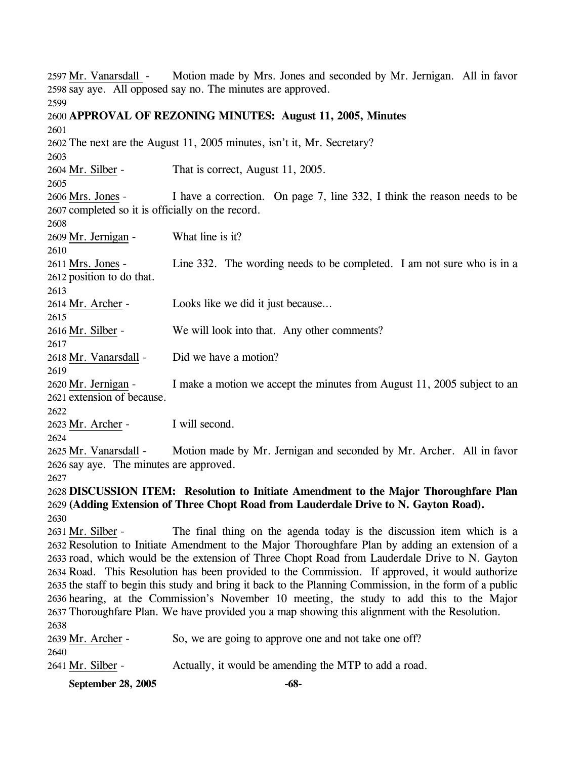Mr. Vanarsdall - Motion made by Mrs. Jones and seconded by Mr. Jernigan. All in favor say aye. All opposed say no. The minutes are approved.

**APPROVAL OF REZONING MINUTES: August 11, 2005, Minutes**

The next are the August 11, 2005 minutes, isn't it, Mr. Secretary?

Mr. Silber - That is correct, August 11, 2005.

Mrs. Jones - I have a correction. On page 7, line 332, I think the reason needs to be completed so it is officially on the record.

Mr. Jernigan - What line is it?

Mrs. Jones - Line 332. The wording needs to be completed. I am not sure who is in a position to do that.

Mr. Archer - Looks like we did it just because…

Mr. Silber - We will look into that. Any other comments?

Mr. Vanarsdall - Did we have a motion?

Mr. Jernigan - I make a motion we accept the minutes from August 11, 2005 subject to an extension of because.

Mr. Archer - I will second.

Mr. Vanarsdall - Motion made by Mr. Jernigan and seconded by Mr. Archer. All in favor say aye. The minutes are approved.

**DISCUSSION ITEM: Resolution to Initiate Amendment to the Major Thoroughfare Plan (Adding Extension of Three Chopt Road from Lauderdale Drive to N. Gayton Road).**

Mr. Silber - The final thing on the agenda today is the discussion item which is a Resolution to Initiate Amendment to the Major Thoroughfare Plan by adding an extension of a road, which would be the extension of Three Chopt Road from Lauderdale Drive to N. Gayton Road. This Resolution has been provided to the Commission. If approved, it would authorize the staff to begin this study and bring it back to the Planning Commission, in the form of a public hearing, at the Commission's November 10 meeting, the study to add this to the Major Thoroughfare Plan. We have provided you a map showing this alignment with the Resolution.

Mr. Archer - So, we are going to approve one and not take one off?

Mr. Silber - Actually, it would be amending the MTP to add a road.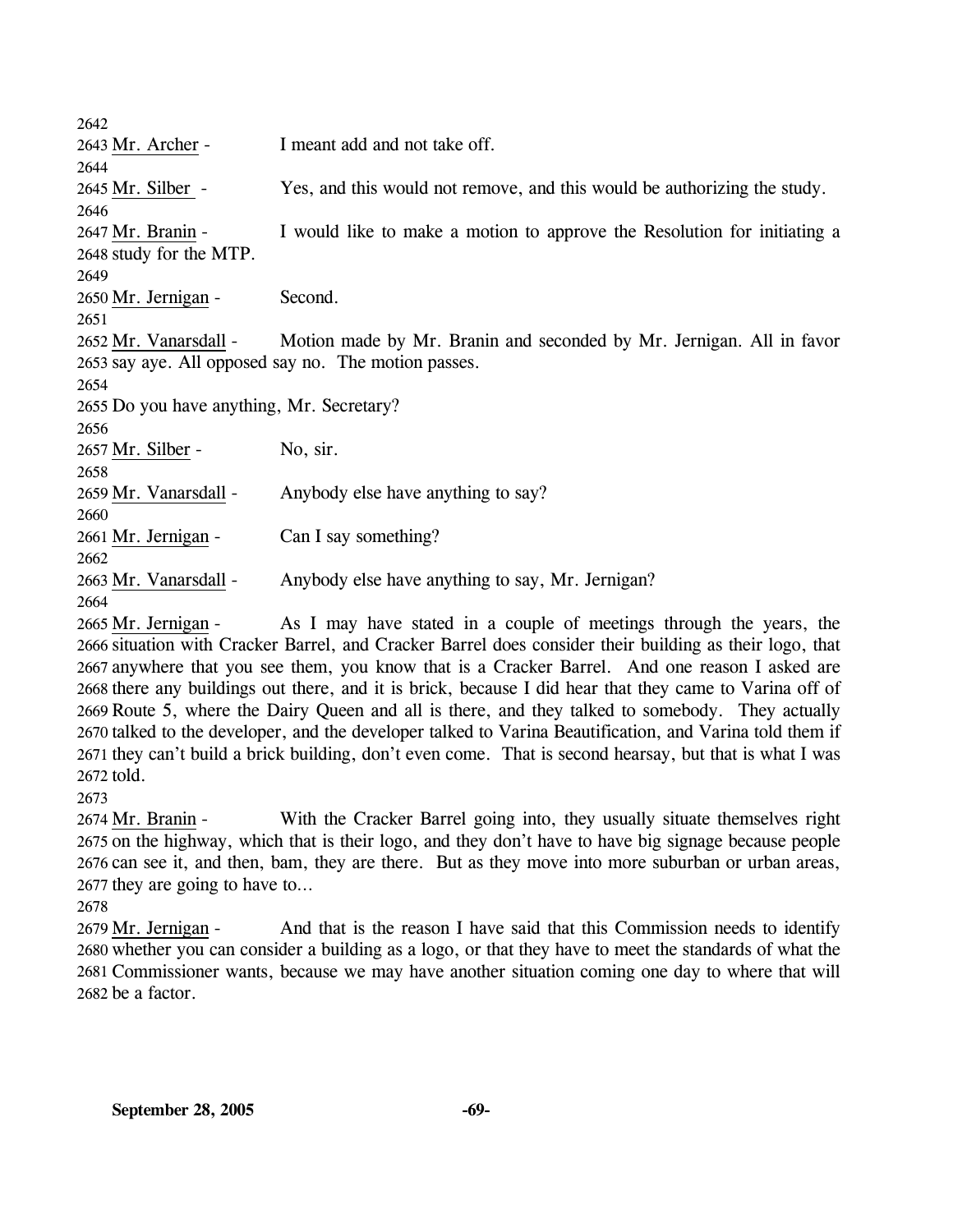2642

2643 Mr. Archer - I meant add and not take off.

2644

2645 Mr. Silber - Yes, and this would not remove, and this would be authorizing the study.

2646

2647 Mr. Branin - I would like to make a motion to approve the Resolution for initiating a
2648 study for the MTP.

2649

2650 Mr. Jernigan - Second.

2651

2652 Mr. Vanarsdall - Motion made by Mr. Branin and seconded by Mr. Jernigan. All in favor
2653 say aye. All opposed say no. The motion passes.

2654

2655 Do you have anything, Mr. Secretary?

2656

2657 Mr. Silber - No, sir.

2658

2659 Mr. Vanarsdall - Anybody else have anything to say?

2660

2661 Mr. Jernigan - Can I say something?

2662

2663 Mr. Vanarsdall - Anybody else have anything to say, Mr. Jernigan?

2664

2665 Mr. Jernigan - As I may have stated in a couple of meetings through the years, the
2666 situation with Cracker Barrel, and Cracker Barrel does consider their building as their logo, that
2667 anywhere that you see them, you know that is a Cracker Barrel. And one reason I asked are
2668 there any buildings out there, and it is brick, because I did hear that they came to Varina off of
2669 Route 5, where the Dairy Queen and all is there, and they talked to somebody. They actually
2670 talked to the developer, and the developer talked to Varina Beautification, and Varina told them if
2671 they can't build a brick building, don't even come. That is second hearsay, but that is what I was
2672 told.

2673

2674 Mr. Branin - With the Cracker Barrel going into, they usually situate themselves right
2675 on the highway, which that is their logo, and they don't have to have big signage because people
2676 can see it, and then, bam, they are there. But as they move into more suburban or urban areas,
2677 they are going to have to…

2678

2679 Mr. Jernigan - And that is the reason I have said that this Commission needs to identify
2680 whether you can consider a building as a logo, or that they have to meet the standards of what the
2681 Commissioner wants, because we may have another situation coming one day to where that will
2682 be a factor.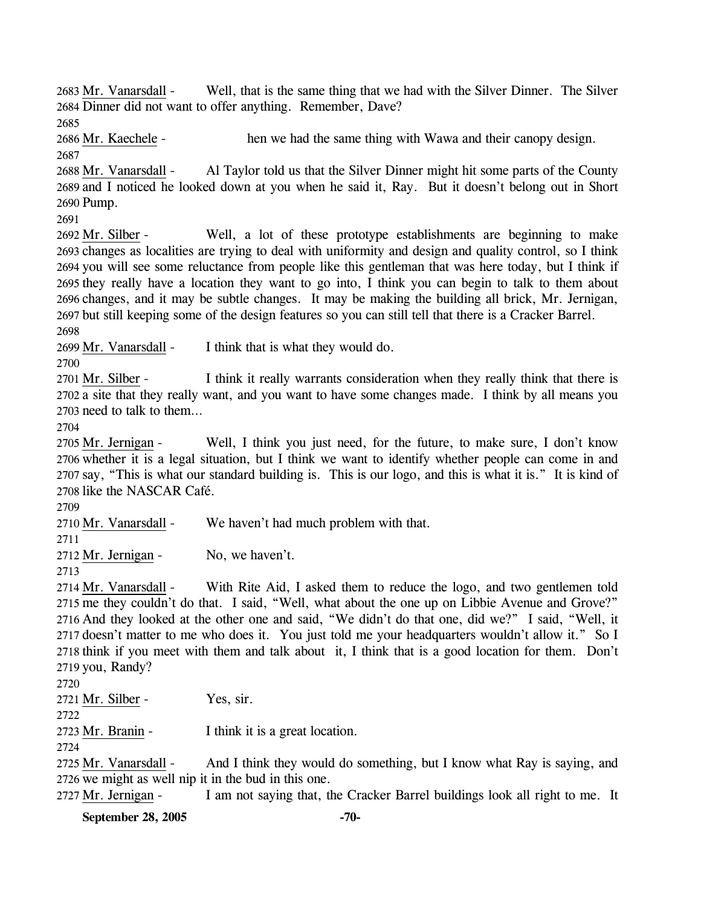2683 Mr. Vanarsdall - Well, that is the same thing that we had with the Silver Dinner. The Silver 2684 Dinner did not want to offer anything. Remember, Dave?

2685

2686 Mr. Kaechele - hen we had the same thing with Wawa and their canopy design.

2687

2688 Mr. Vanarsdall - Al Taylor told us that the Silver Dinner might hit some parts of the County 2689 and I noticed he looked down at you when he said it, Ray. But it doesn't belong out in Short 2690 Pump.

2691

2692 Mr. Silber - Well, a lot of these prototype establishments are beginning to make 2693 changes as localities are trying to deal with uniformity and design and quality control, so I think 2694 you will see some reluctance from people like this gentleman that was here today, but I think if 2695 they really have a location they want to go into, I think you can begin to talk to them about 2696 changes, and it may be subtle changes. It may be making the building all brick, Mr. Jernigan, 2697 but still keeping some of the design features so you can still tell that there is a Cracker Barrel.

2698

2699 Mr. Vanarsdall - I think that is what they would do.

2700

2701 Mr. Silber - I think it really warrants consideration when they really think that there is 2702 a site that they really want, and you want to have some changes made. I think by all means you 2703 need to talk to them…

2704

2705 Mr. Jernigan - Well, I think you just need, for the future, to make sure, I don't know 2706 whether it is a legal situation, but I think we want to identify whether people can come in and 2707 say, "This is what our standard building is. This is our logo, and this is what it is." It is kind of 2708 like the NASCAR Café.

2709

2710 Mr. Vanarsdall - We haven't had much problem with that.

2711

2712 Mr. Jernigan - No, we haven't.

2713

2714 Mr. Vanarsdall - With Rite Aid, I asked them to reduce the logo, and two gentlemen told 2715 me they couldn't do that. I said, "Well, what about the one up on Libbie Avenue and Grove?" 2716 And they looked at the other one and said, "We didn't do that one, did we?" I said, "Well, it 2717 doesn't matter to me who does it. You just told me your headquarters wouldn't allow it." So I 2718 think if you meet with them and talk about it, I think that is a good location for them. Don't 2719 you, Randy?

2720

2721 Mr. Silber - Yes, sir.

2722

2723 Mr. Branin - I think it is a great location.

2724

2725 Mr. Vanarsdall - And I think they would do something, but I know what Ray is saying, and 2726 we might as well nip it in the bud in this one.

2727 Mr. Jernigan - I am not saying that, the Cracker Barrel buildings look all right to me. It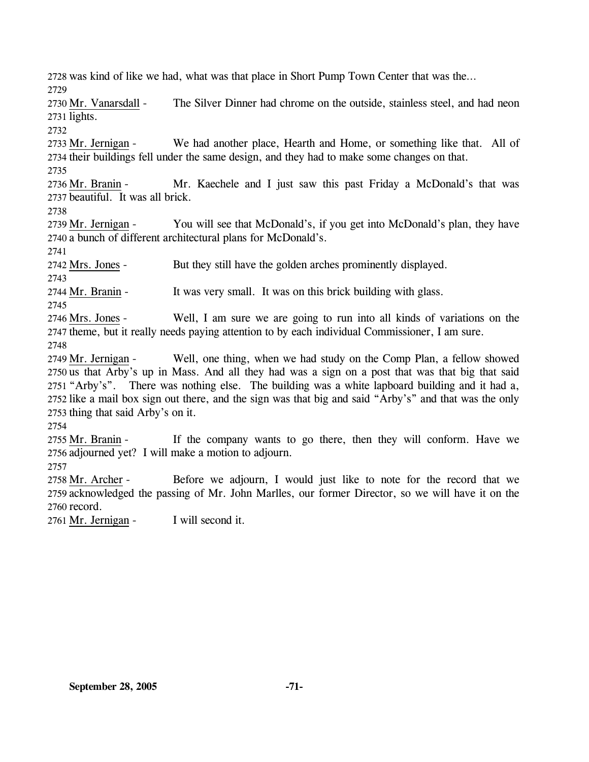2728 was kind of like we had, what was that place in Short Pump Town Center that was the…
2729
2730 Mr. Vanarsdall - The Silver Dinner had chrome on the outside, stainless steel, and had neon
2731 lights.
2732
2733 Mr. Jernigan - We had another place, Hearth and Home, or something like that. All of
2734 their buildings fell under the same design, and they had to make some changes on that.
2735
2736 Mr. Branin - Mr. Kaechele and I just saw this past Friday a McDonald's that was
2737 beautiful. It was all brick.
2738
2739 Mr. Jernigan - You will see that McDonald's, if you get into McDonald's plan, they have
2740 a bunch of different architectural plans for McDonald's.
2741
2742 Mrs. Jones - But they still have the golden arches prominently displayed.
2743
2744 Mr. Branin - It was very small. It was on this brick building with glass.
2745
2746 Mrs. Jones - Well, I am sure we are going to run into all kinds of variations on the
2747 theme, but it really needs paying attention to by each individual Commissioner, I am sure.
2748
2749 Mr. Jernigan - Well, one thing, when we had study on the Comp Plan, a fellow showed
2750 us that Arby's up in Mass. And all they had was a sign on a post that was that big that said
2751 "Arby's". There was nothing else. The building was a white lapboard building and it had a,
2752 like a mail box sign out there, and the sign was that big and said "Arby's" and that was the only
2753 thing that said Arby's on it.
2754
2755 Mr. Branin - If the company wants to go there, then they will conform. Have we
2756 adjourned yet? I will make a motion to adjourn.
2757
2758 Mr. Archer - Before we adjourn, I would just like to note for the record that we
2759 acknowledged the passing of Mr. John Marlles, our former Director, so we will have it on the
2760 record.
2761 Mr. Jernigan - I will second it.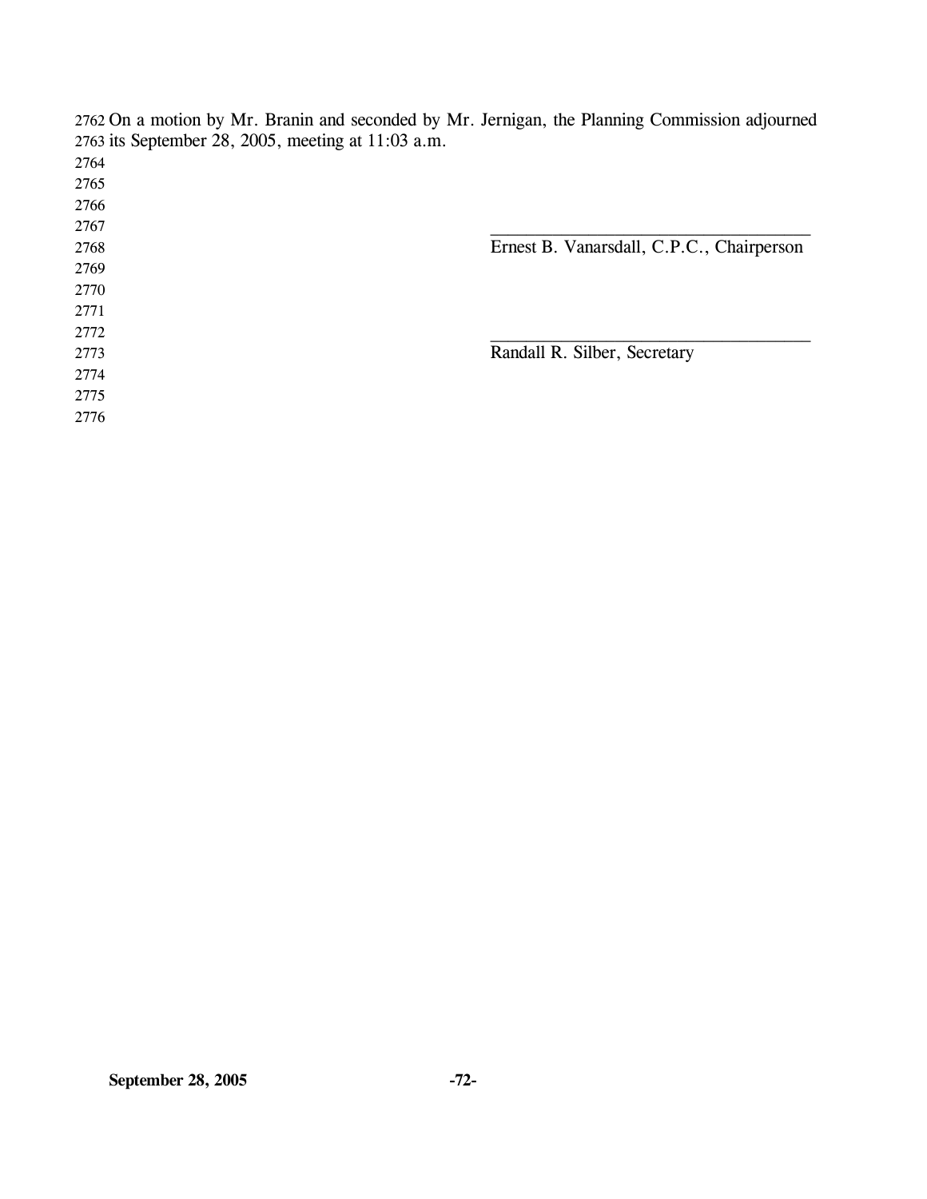On a motion by Mr. Branin and seconded by Mr. Jernigan, the Planning Commission adjourned its September 28, 2005, meeting at 11:03 a.m.

\_\_\_\_\_\_\_\_\_\_\_\_\_\_\_\_\_\_\_\_\_\_\_\_\_\_\_\_\_\_\_\_\_\_\_\_

Ernest B. Vanarsdall, C.P.C., Chairperson

\_\_\_\_\_\_\_\_\_\_\_\_\_\_\_\_\_\_\_\_\_\_\_\_\_\_\_\_\_\_\_\_\_\_\_\_

Randall R. Silber, Secretary